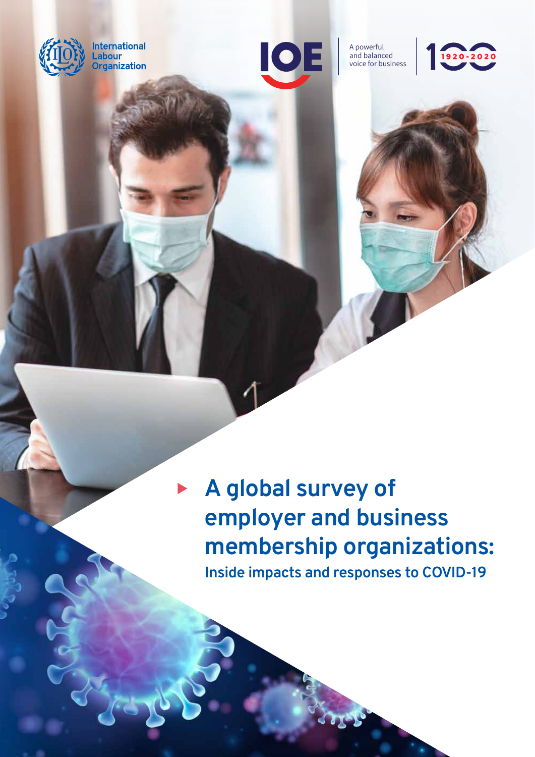International Labour Organization

IOE

A powerful and balanced voice for business

100 1920-2020

# A global survey of employer and business membership organizations:

## Inside impacts and responses to COVID-19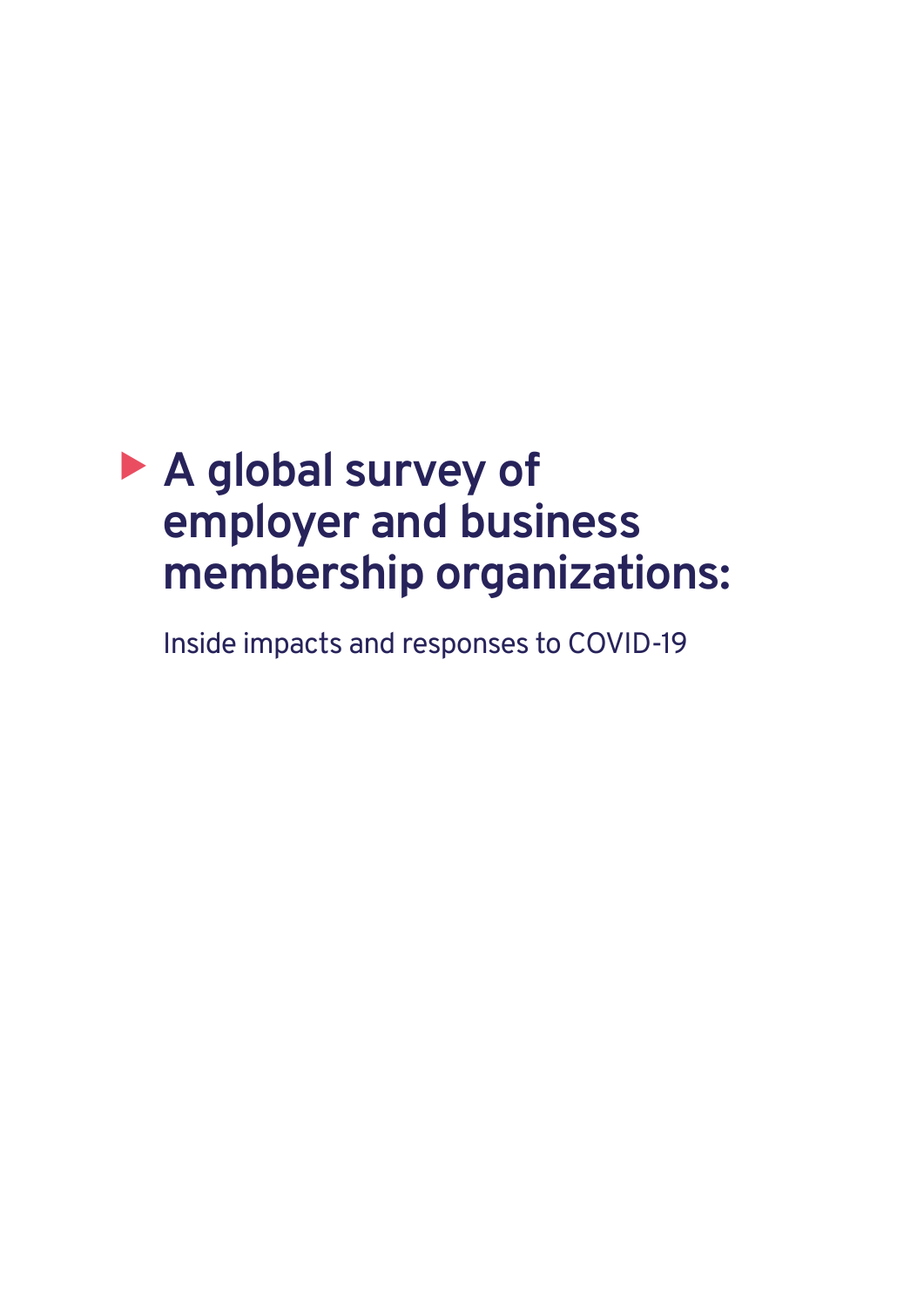# A global survey of employer and business membership organizations:

Inside impacts and responses to COVID-19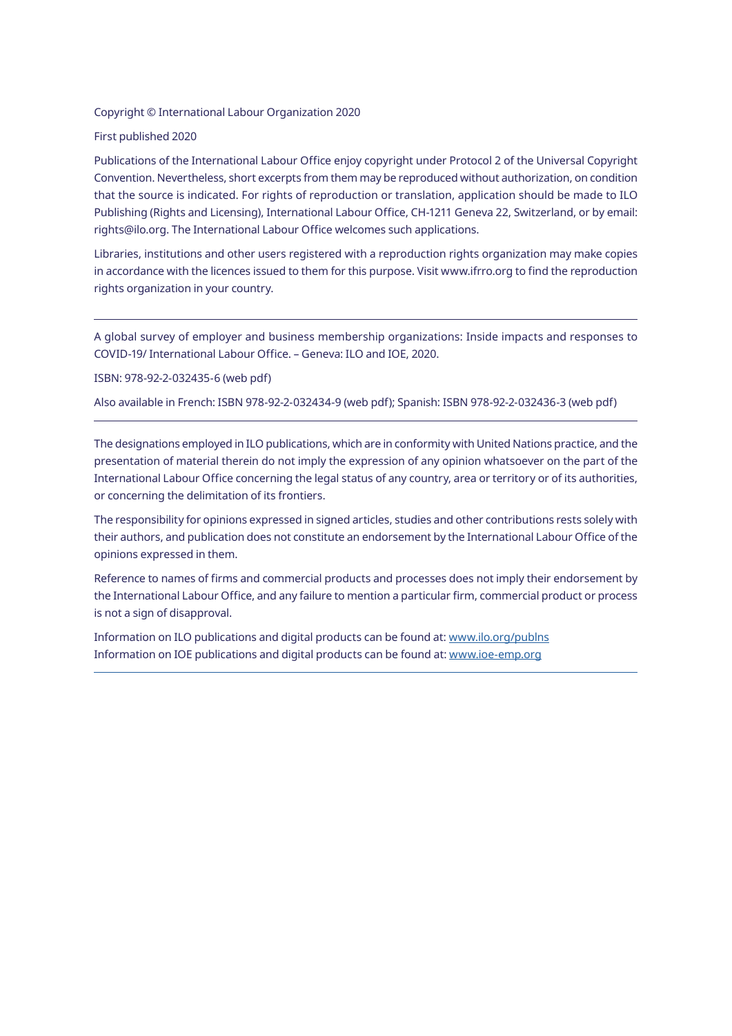Copyright © International Labour Organization 2020

First published 2020

Publications of the International Labour Office enjoy copyright under Protocol 2 of the Universal Copyright Convention. Nevertheless, short excerpts from them may be reproduced without authorization, on condition that the source is indicated. For rights of reproduction or translation, application should be made to ILO Publishing (Rights and Licensing), International Labour Office, CH-1211 Geneva 22, Switzerland, or by email: rights@ilo.org. The International Labour Office welcomes such applications.

Libraries, institutions and other users registered with a reproduction rights organization may make copies in accordance with the licences issued to them for this purpose. Visit www.ifrro.org to find the reproduction rights organization in your country.

---

A global survey of employer and business membership organizations: Inside impacts and responses to COVID-19/ International Labour Office. – Geneva: ILO and IOE, 2020.

ISBN: 978-92-2-032435-6 (web pdf)

Also available in French: ISBN 978-92-2-032434-9 (web pdf); Spanish: ISBN 978-92-2-032436-3 (web pdf)

---

The designations employed in ILO publications, which are in conformity with United Nations practice, and the presentation of material therein do not imply the expression of any opinion whatsoever on the part of the International Labour Office concerning the legal status of any country, area or territory or of its authorities, or concerning the delimitation of its frontiers.

The responsibility for opinions expressed in signed articles, studies and other contributions rests solely with their authors, and publication does not constitute an endorsement by the International Labour Office of the opinions expressed in them.

Reference to names of firms and commercial products and processes does not imply their endorsement by the International Labour Office, and any failure to mention a particular firm, commercial product or process is not a sign of disapproval.

Information on ILO publications and digital products can be found at: www.ilo.org/publns
Information on IOE publications and digital products can be found at: www.ioe-emp.org

---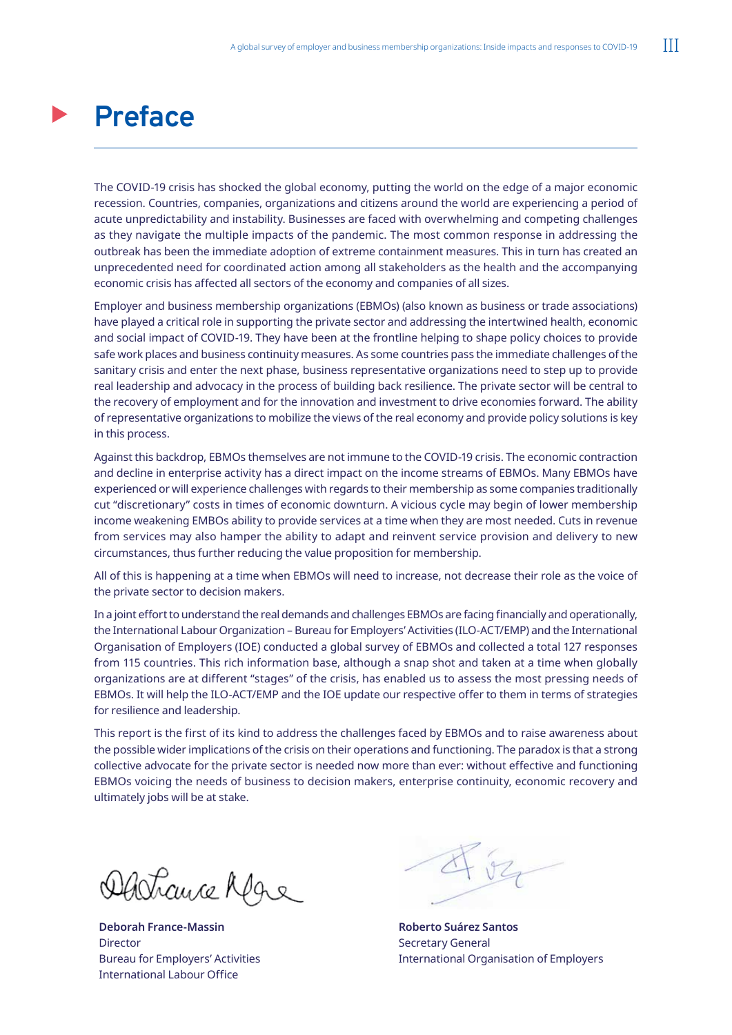# Preface

The COVID-19 crisis has shocked the global economy, putting the world on the edge of a major economic recession. Countries, companies, organizations and citizens around the world are experiencing a period of acute unpredictability and instability. Businesses are faced with overwhelming and competing challenges as they navigate the multiple impacts of the pandemic. The most common response in addressing the outbreak has been the immediate adoption of extreme containment measures. This in turn has created an unprecedented need for coordinated action among all stakeholders as the health and the accompanying economic crisis has affected all sectors of the economy and companies of all sizes.

Employer and business membership organizations (EBMOs) (also known as business or trade associations) have played a critical role in supporting the private sector and addressing the intertwined health, economic and social impact of COVID-19. They have been at the frontline helping to shape policy choices to provide safe work places and business continuity measures. As some countries pass the immediate challenges of the sanitary crisis and enter the next phase, business representative organizations need to step up to provide real leadership and advocacy in the process of building back resilience. The private sector will be central to the recovery of employment and for the innovation and investment to drive economies forward. The ability of representative organizations to mobilize the views of the real economy and provide policy solutions is key in this process.

Against this backdrop, EBMOs themselves are not immune to the COVID-19 crisis. The economic contraction and decline in enterprise activity has a direct impact on the income streams of EBMOs. Many EBMOs have experienced or will experience challenges with regards to their membership as some companies traditionally cut "discretionary" costs in times of economic downturn. A vicious cycle may begin of lower membership income weakening EMBOs ability to provide services at a time when they are most needed. Cuts in revenue from services may also hamper the ability to adapt and reinvent service provision and delivery to new circumstances, thus further reducing the value proposition for membership.

All of this is happening at a time when EBMOs will need to increase, not decrease their role as the voice of the private sector to decision makers.

In a joint effort to understand the real demands and challenges EBMOs are facing financially and operationally, the International Labour Organization – Bureau for Employers' Activities (ILO-ACT/EMP) and the International Organisation of Employers (IOE) conducted a global survey of EBMOs and collected a total 127 responses from 115 countries. This rich information base, although a snap shot and taken at a time when globally organizations are at different "stages" of the crisis, has enabled us to assess the most pressing needs of EBMOs. It will help the ILO-ACT/EMP and the IOE update our respective offer to them in terms of strategies for resilience and leadership.

This report is the first of its kind to address the challenges faced by EBMOs and to raise awareness about the possible wider implications of the crisis on their operations and functioning. The paradox is that a strong collective advocate for the private sector is needed now more than ever: without effective and functioning EBMOs voicing the needs of business to decision makers, enterprise continuity, economic recovery and ultimately jobs will be at stake.

**Deborah France-Massin**
Director
Bureau for Employers' Activities
International Labour Office

**Roberto Suárez Santos**
Secretary General
International Organisation of Employers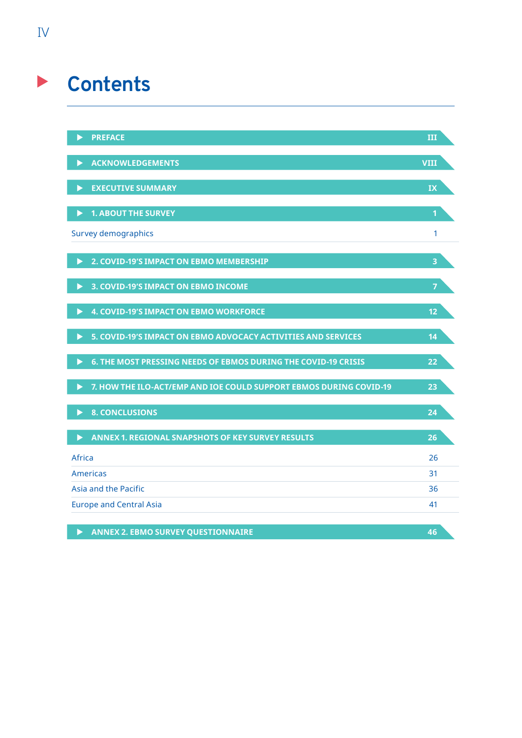# Contents

| | |
|---|---|
| **PREFACE** | **III** |
| **ACKNOWLEDGEMENTS** | **VIII** |
| **EXECUTIVE SUMMARY** | **IX** |
| **1. ABOUT THE SURVEY** | **1** |
| Survey demographics | 1 |
| **2. COVID-19'S IMPACT ON EBMO MEMBERSHIP** | **3** |
| **3. COVID-19'S IMPACT ON EBMO INCOME** | **7** |
| **4. COVID-19'S IMPACT ON EBMO WORKFORCE** | **12** |
| **5. COVID-19'S IMPACT ON EBMO ADVOCACY ACTIVITIES AND SERVICES** | **14** |
| **6. THE MOST PRESSING NEEDS OF EBMOS DURING THE COVID-19 CRISIS** | **22** |
| **7. HOW THE ILO-ACT/EMP AND IOE COULD SUPPORT EBMOS DURING COVID-19** | **23** |
| **8. CONCLUSIONS** | **24** |
| **ANNEX 1. REGIONAL SNAPSHOTS OF KEY SURVEY RESULTS** | **26** |
| Africa | 26 |
| Americas | 31 |
| Asia and the Pacific | 36 |
| Europe and Central Asia | 41 |
| **ANNEX 2. EBMO SURVEY QUESTIONNAIRE** | **46** |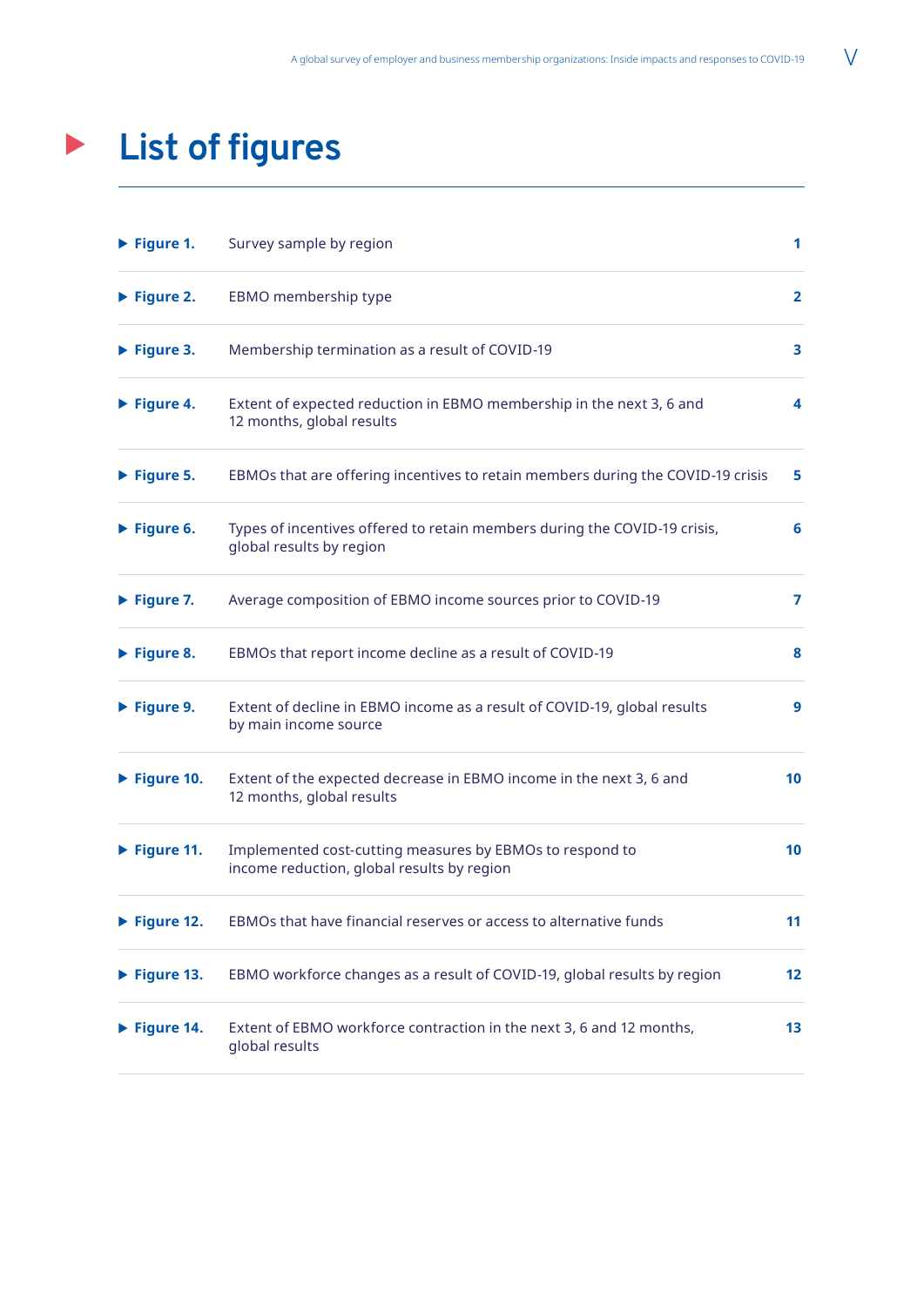# List of figures

| | | |
|---|---|---|
| ▶ **Figure 1.** | Survey sample by region | **1** |
| ▶ **Figure 2.** | EBMO membership type | **2** |
| ▶ **Figure 3.** | Membership termination as a result of COVID-19 | **3** |
| ▶ **Figure 4.** | Extent of expected reduction in EBMO membership in the next 3, 6 and 12 months, global results | **4** |
| ▶ **Figure 5.** | EBMOs that are offering incentives to retain members during the COVID-19 crisis | **5** |
| ▶ **Figure 6.** | Types of incentives offered to retain members during the COVID-19 crisis, global results by region | **6** |
| ▶ **Figure 7.** | Average composition of EBMO income sources prior to COVID-19 | **7** |
| ▶ **Figure 8.** | EBMOs that report income decline as a result of COVID-19 | **8** |
| ▶ **Figure 9.** | Extent of decline in EBMO income as a result of COVID-19, global results by main income source | **9** |
| ▶ **Figure 10.** | Extent of the expected decrease in EBMO income in the next 3, 6 and 12 months, global results | **10** |
| ▶ **Figure 11.** | Implemented cost-cutting measures by EBMOs to respond to income reduction, global results by region | **10** |
| ▶ **Figure 12.** | EBMOs that have financial reserves or access to alternative funds | **11** |
| ▶ **Figure 13.** | EBMO workforce changes as a result of COVID-19, global results by region | **12** |
| ▶ **Figure 14.** | Extent of EBMO workforce contraction in the next 3, 6 and 12 months, global results | **13** |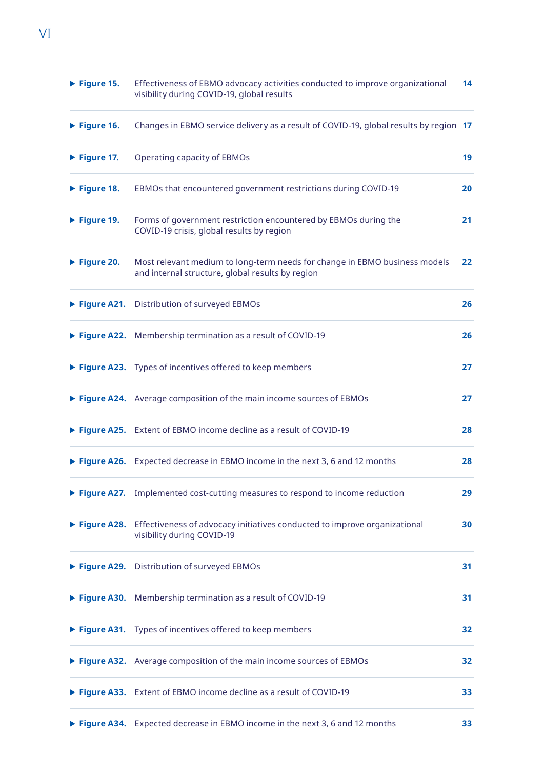| | | |
|---|---|---|
| ▶ **Figure 15.** | Effectiveness of EBMO advocacy activities conducted to improve organizational visibility during COVID-19, global results | **14** |
| ▶ **Figure 16.** | Changes in EBMO service delivery as a result of COVID-19, global results by region | **17** |
| ▶ **Figure 17.** | Operating capacity of EBMOs | **19** |
| ▶ **Figure 18.** | EBMOs that encountered government restrictions during COVID-19 | **20** |
| ▶ **Figure 19.** | Forms of government restriction encountered by EBMOs during the COVID-19 crisis, global results by region | **21** |
| ▶ **Figure 20.** | Most relevant medium to long-term needs for change in EBMO business models and internal structure, global results by region | **22** |
| ▶ **Figure A21.** | Distribution of surveyed EBMOs | **26** |
| ▶ **Figure A22.** | Membership termination as a result of COVID-19 | **26** |
| ▶ **Figure A23.** | Types of incentives offered to keep members | **27** |
| ▶ **Figure A24.** | Average composition of the main income sources of EBMOs | **27** |
| ▶ **Figure A25.** | Extent of EBMO income decline as a result of COVID-19 | **28** |
| ▶ **Figure A26.** | Expected decrease in EBMO income in the next 3, 6 and 12 months | **28** |
| ▶ **Figure A27.** | Implemented cost-cutting measures to respond to income reduction | **29** |
| ▶ **Figure A28.** | Effectiveness of advocacy initiatives conducted to improve organizational visibility during COVID-19 | **30** |
| ▶ **Figure A29.** | Distribution of surveyed EBMOs | **31** |
| ▶ **Figure A30.** | Membership termination as a result of COVID-19 | **31** |
| ▶ **Figure A31.** | Types of incentives offered to keep members | **32** |
| ▶ **Figure A32.** | Average composition of the main income sources of EBMOs | **32** |
| ▶ **Figure A33.** | Extent of EBMO income decline as a result of COVID-19 | **33** |
| ▶ **Figure A34.** | Expected decrease in EBMO income in the next 3, 6 and 12 months | **33** |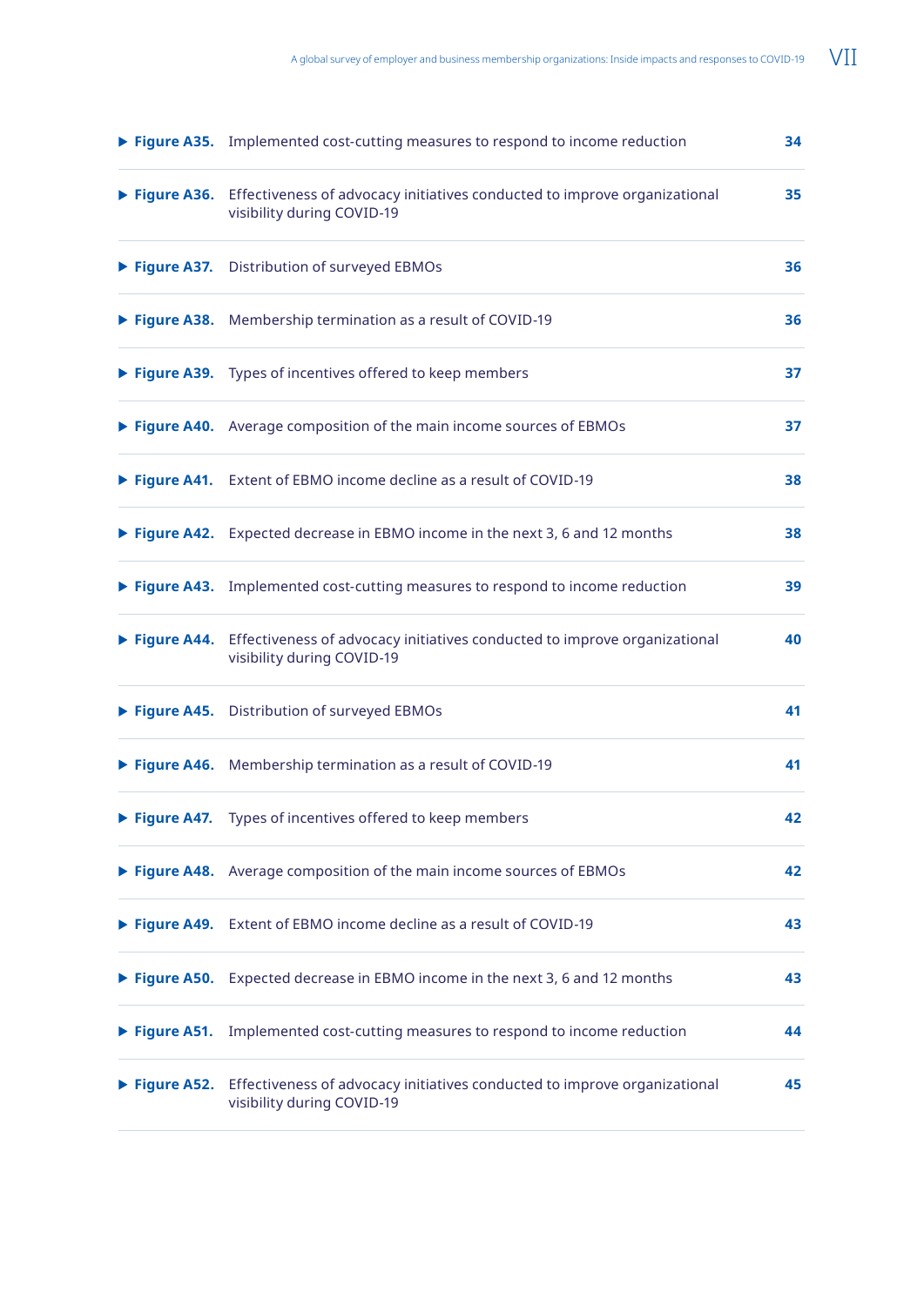| Figure | Title | Page |
|---|---|---|
| **Figure A35.** | Implemented cost-cutting measures to respond to income reduction | 34 |
| **Figure A36.** | Effectiveness of advocacy initiatives conducted to improve organizational visibility during COVID-19 | 35 |
| **Figure A37.** | Distribution of surveyed EBMOs | 36 |
| **Figure A38.** | Membership termination as a result of COVID-19 | 36 |
| **Figure A39.** | Types of incentives offered to keep members | 37 |
| **Figure A40.** | Average composition of the main income sources of EBMOs | 37 |
| **Figure A41.** | Extent of EBMO income decline as a result of COVID-19 | 38 |
| **Figure A42.** | Expected decrease in EBMO income in the next 3, 6 and 12 months | 38 |
| **Figure A43.** | Implemented cost-cutting measures to respond to income reduction | 39 |
| **Figure A44.** | Effectiveness of advocacy initiatives conducted to improve organizational visibility during COVID-19 | 40 |
| **Figure A45.** | Distribution of surveyed EBMOs | 41 |
| **Figure A46.** | Membership termination as a result of COVID-19 | 41 |
| **Figure A47.** | Types of incentives offered to keep members | 42 |
| **Figure A48.** | Average composition of the main income sources of EBMOs | 42 |
| **Figure A49.** | Extent of EBMO income decline as a result of COVID-19 | 43 |
| **Figure A50.** | Expected decrease in EBMO income in the next 3, 6 and 12 months | 43 |
| **Figure A51.** | Implemented cost-cutting measures to respond to income reduction | 44 |
| **Figure A52.** | Effectiveness of advocacy initiatives conducted to improve organizational visibility during COVID-19 | 45 |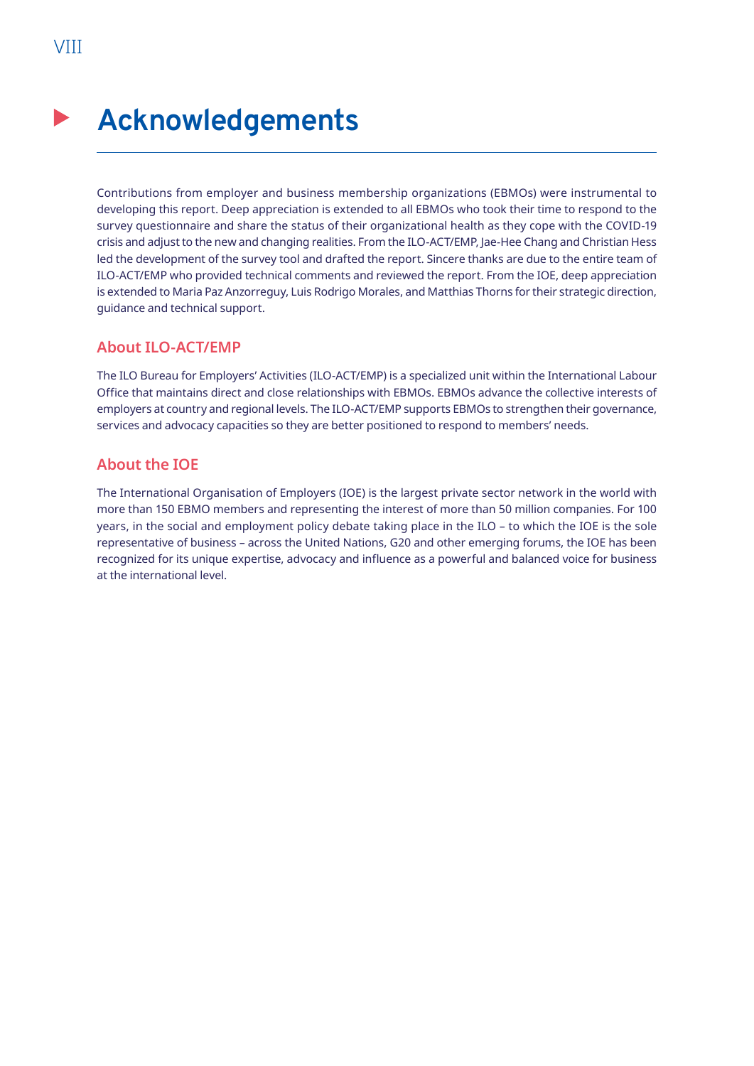# Acknowledgements

Contributions from employer and business membership organizations (EBMOs) were instrumental to developing this report. Deep appreciation is extended to all EBMOs who took their time to respond to the survey questionnaire and share the status of their organizational health as they cope with the COVID-19 crisis and adjust to the new and changing realities. From the ILO-ACT/EMP, Jae-Hee Chang and Christian Hess led the development of the survey tool and drafted the report. Sincere thanks are due to the entire team of ILO-ACT/EMP who provided technical comments and reviewed the report. From the IOE, deep appreciation is extended to Maria Paz Anzorreguy, Luis Rodrigo Morales, and Matthias Thorns for their strategic direction, guidance and technical support.

## About ILO-ACT/EMP

The ILO Bureau for Employers' Activities (ILO-ACT/EMP) is a specialized unit within the International Labour Office that maintains direct and close relationships with EBMOs. EBMOs advance the collective interests of employers at country and regional levels. The ILO-ACT/EMP supports EBMOs to strengthen their governance, services and advocacy capacities so they are better positioned to respond to members' needs.

## About the IOE

The International Organisation of Employers (IOE) is the largest private sector network in the world with more than 150 EBMO members and representing the interest of more than 50 million companies. For 100 years, in the social and employment policy debate taking place in the ILO – to which the IOE is the sole representative of business – across the United Nations, G20 and other emerging forums, the IOE has been recognized for its unique expertise, advocacy and influence as a powerful and balanced voice for business at the international level.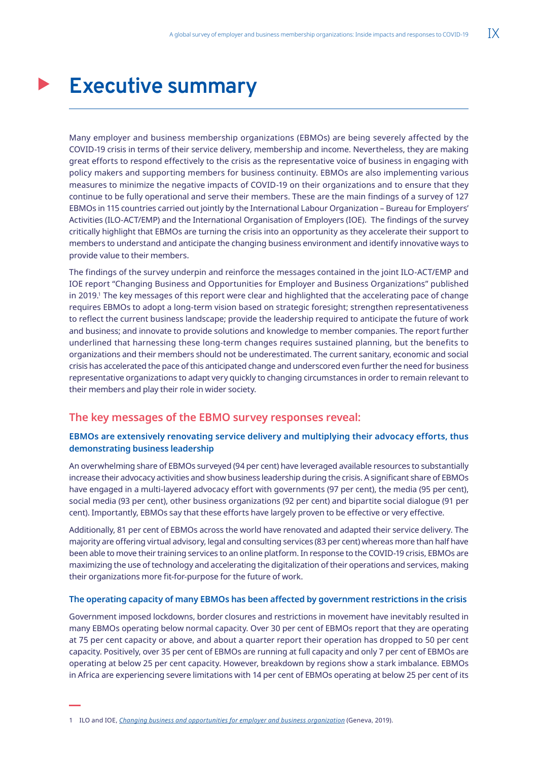# Executive summary

Many employer and business membership organizations (EBMOs) are being severely affected by the COVID-19 crisis in terms of their service delivery, membership and income. Nevertheless, they are making great efforts to respond effectively to the crisis as the representative voice of business in engaging with policy makers and supporting members for business continuity. EBMOs are also implementing various measures to minimize the negative impacts of COVID-19 on their organizations and to ensure that they continue to be fully operational and serve their members. These are the main findings of a survey of 127 EBMOs in 115 countries carried out jointly by the International Labour Organization – Bureau for Employers' Activities (ILO-ACT/EMP) and the International Organisation of Employers (IOE). The findings of the survey critically highlight that EBMOs are turning the crisis into an opportunity as they accelerate their support to members to understand and anticipate the changing business environment and identify innovative ways to provide value to their members.

The findings of the survey underpin and reinforce the messages contained in the joint ILO-ACT/EMP and IOE report "Changing Business and Opportunities for Employer and Business Organizations" published in 2019.[1] The key messages of this report were clear and highlighted that the accelerating pace of change requires EBMOs to adopt a long-term vision based on strategic foresight; strengthen representativeness to reflect the current business landscape; provide the leadership required to anticipate the future of work and business; and innovate to provide solutions and knowledge to member companies. The report further underlined that harnessing these long-term changes requires sustained planning, but the benefits to organizations and their members should not be underestimated. The current sanitary, economic and social crisis has accelerated the pace of this anticipated change and underscored even further the need for business representative organizations to adapt very quickly to changing circumstances in order to remain relevant to their members and play their role in wider society.

## The key messages of the EBMO survey responses reveal:

### EBMOs are extensively renovating service delivery and multiplying their advocacy efforts, thus demonstrating business leadership

An overwhelming share of EBMOs surveyed (94 per cent) have leveraged available resources to substantially increase their advocacy activities and show business leadership during the crisis. A significant share of EBMOs have engaged in a multi-layered advocacy effort with governments (97 per cent), the media (95 per cent), social media (93 per cent), other business organizations (92 per cent) and bipartite social dialogue (91 per cent). Importantly, EBMOs say that these efforts have largely proven to be effective or very effective.

Additionally, 81 per cent of EBMOs across the world have renovated and adapted their service delivery. The majority are offering virtual advisory, legal and consulting services (83 per cent) whereas more than half have been able to move their training services to an online platform. In response to the COVID-19 crisis, EBMOs are maximizing the use of technology and accelerating the digitalization of their operations and services, making their organizations more fit-for-purpose for the future of work.

### The operating capacity of many EBMOs has been affected by government restrictions in the crisis

Government imposed lockdowns, border closures and restrictions in movement have inevitably resulted in many EBMOs operating below normal capacity. Over 30 per cent of EBMOs report that they are operating at 75 per cent capacity or above, and about a quarter report their operation has dropped to 50 per cent capacity. Positively, over 35 per cent of EBMOs are running at full capacity and only 7 per cent of EBMOs are operating at below 25 per cent capacity. However, breakdown by regions show a stark imbalance. EBMOs in Africa are experiencing severe limitations with 14 per cent of EBMOs operating at below 25 per cent of its

---

1 ILO and IOE, *Changing business and opportunities for employer and business organization* (Geneva, 2019).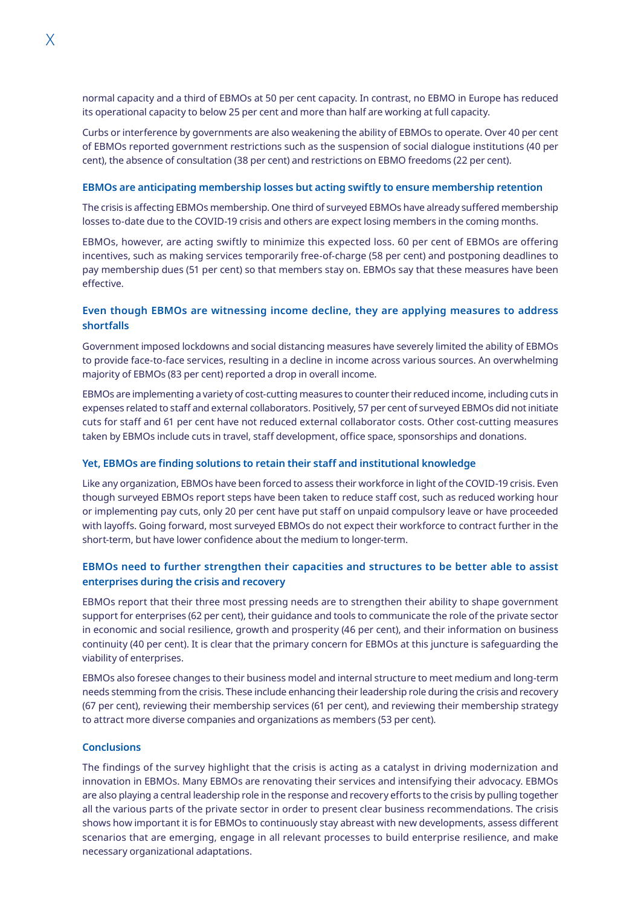normal capacity and a third of EBMOs at 50 per cent capacity. In contrast, no EBMO in Europe has reduced its operational capacity to below 25 per cent and more than half are working at full capacity.

Curbs or interference by governments are also weakening the ability of EBMOs to operate. Over 40 per cent of EBMOs reported government restrictions such as the suspension of social dialogue institutions (40 per cent), the absence of consultation (38 per cent) and restrictions on EBMO freedoms (22 per cent).

### EBMOs are anticipating membership losses but acting swiftly to ensure membership retention

The crisis is affecting EBMOs membership. One third of surveyed EBMOs have already suffered membership losses to-date due to the COVID-19 crisis and others are expect losing members in the coming months.

EBMOs, however, are acting swiftly to minimize this expected loss. 60 per cent of EBMOs are offering incentives, such as making services temporarily free-of-charge (58 per cent) and postponing deadlines to pay membership dues (51 per cent) so that members stay on. EBMOs say that these measures have been effective.

### Even though EBMOs are witnessing income decline, they are applying measures to address shortfalls

Government imposed lockdowns and social distancing measures have severely limited the ability of EBMOs to provide face-to-face services, resulting in a decline in income across various sources. An overwhelming majority of EBMOs (83 per cent) reported a drop in overall income.

EBMOs are implementing a variety of cost-cutting measures to counter their reduced income, including cuts in expenses related to staff and external collaborators. Positively, 57 per cent of surveyed EBMOs did not initiate cuts for staff and 61 per cent have not reduced external collaborator costs. Other cost-cutting measures taken by EBMOs include cuts in travel, staff development, office space, sponsorships and donations.

### Yet, EBMOs are finding solutions to retain their staff and institutional knowledge

Like any organization, EBMOs have been forced to assess their workforce in light of the COVID-19 crisis. Even though surveyed EBMOs report steps have been taken to reduce staff cost, such as reduced working hour or implementing pay cuts, only 20 per cent have put staff on unpaid compulsory leave or have proceeded with layoffs. Going forward, most surveyed EBMOs do not expect their workforce to contract further in the short-term, but have lower confidence about the medium to longer-term.

### EBMOs need to further strengthen their capacities and structures to be better able to assist enterprises during the crisis and recovery

EBMOs report that their three most pressing needs are to strengthen their ability to shape government support for enterprises (62 per cent), their guidance and tools to communicate the role of the private sector in economic and social resilience, growth and prosperity (46 per cent), and their information on business continuity (40 per cent). It is clear that the primary concern for EBMOs at this juncture is safeguarding the viability of enterprises.

EBMOs also foresee changes to their business model and internal structure to meet medium and long-term needs stemming from the crisis. These include enhancing their leadership role during the crisis and recovery (67 per cent), reviewing their membership services (61 per cent), and reviewing their membership strategy to attract more diverse companies and organizations as members (53 per cent).

### Conclusions

The findings of the survey highlight that the crisis is acting as a catalyst in driving modernization and innovation in EBMOs. Many EBMOs are renovating their services and intensifying their advocacy. EBMOs are also playing a central leadership role in the response and recovery efforts to the crisis by pulling together all the various parts of the private sector in order to present clear business recommendations. The crisis shows how important it is for EBMOs to continuously stay abreast with new developments, assess different scenarios that are emerging, engage in all relevant processes to build enterprise resilience, and make necessary organizational adaptations.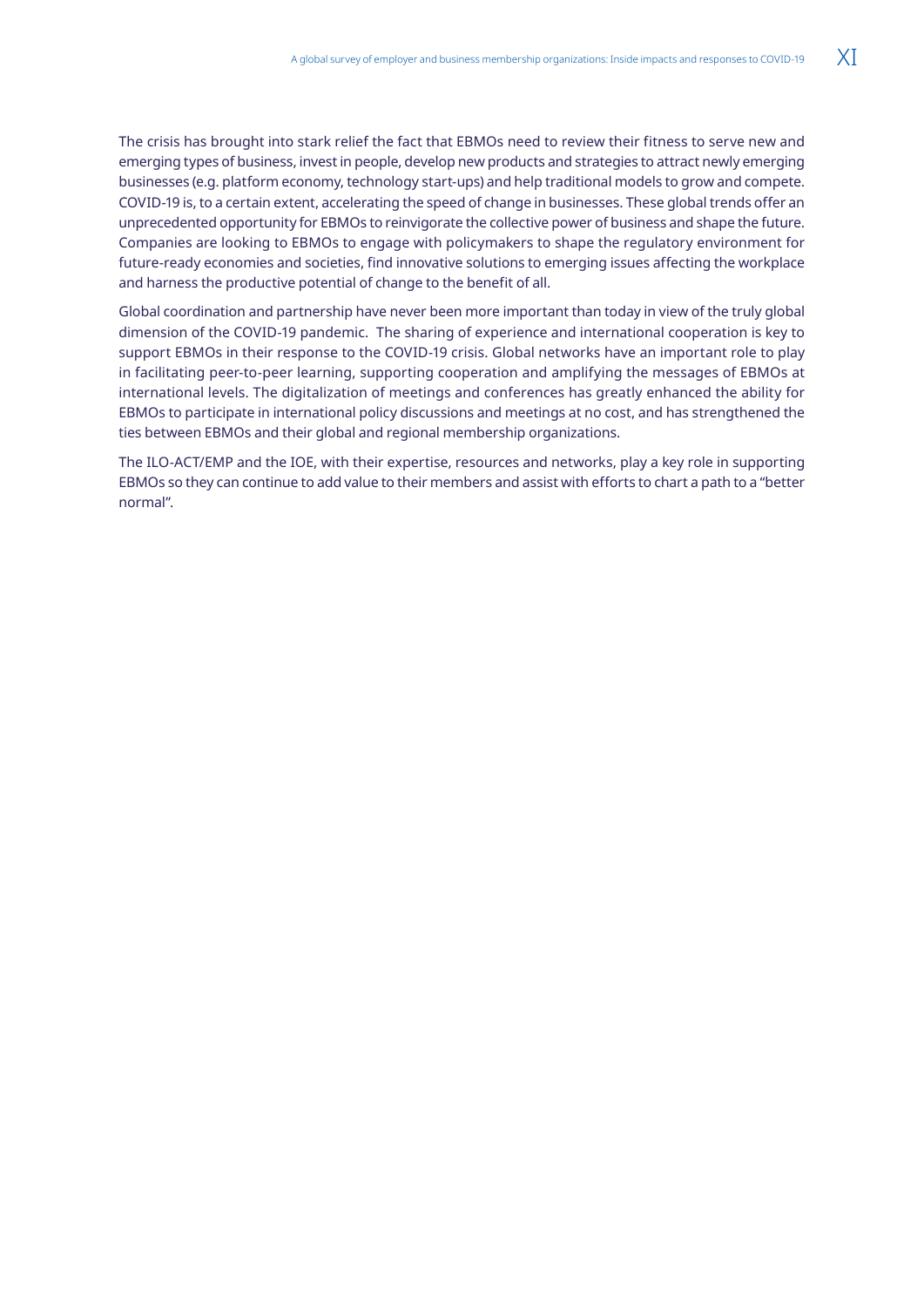The crisis has brought into stark relief the fact that EBMOs need to review their fitness to serve new and emerging types of business, invest in people, develop new products and strategies to attract newly emerging businesses (e.g. platform economy, technology start-ups) and help traditional models to grow and compete. COVID-19 is, to a certain extent, accelerating the speed of change in businesses. These global trends offer an unprecedented opportunity for EBMOs to reinvigorate the collective power of business and shape the future. Companies are looking to EBMOs to engage with policymakers to shape the regulatory environment for future-ready economies and societies, find innovative solutions to emerging issues affecting the workplace and harness the productive potential of change to the benefit of all.

Global coordination and partnership have never been more important than today in view of the truly global dimension of the COVID-19 pandemic. The sharing of experience and international cooperation is key to support EBMOs in their response to the COVID-19 crisis. Global networks have an important role to play in facilitating peer-to-peer learning, supporting cooperation and amplifying the messages of EBMOs at international levels. The digitalization of meetings and conferences has greatly enhanced the ability for EBMOs to participate in international policy discussions and meetings at no cost, and has strengthened the ties between EBMOs and their global and regional membership organizations.

The ILO-ACT/EMP and the IOE, with their expertise, resources and networks, play a key role in supporting EBMOs so they can continue to add value to their members and assist with efforts to chart a path to a "better normal".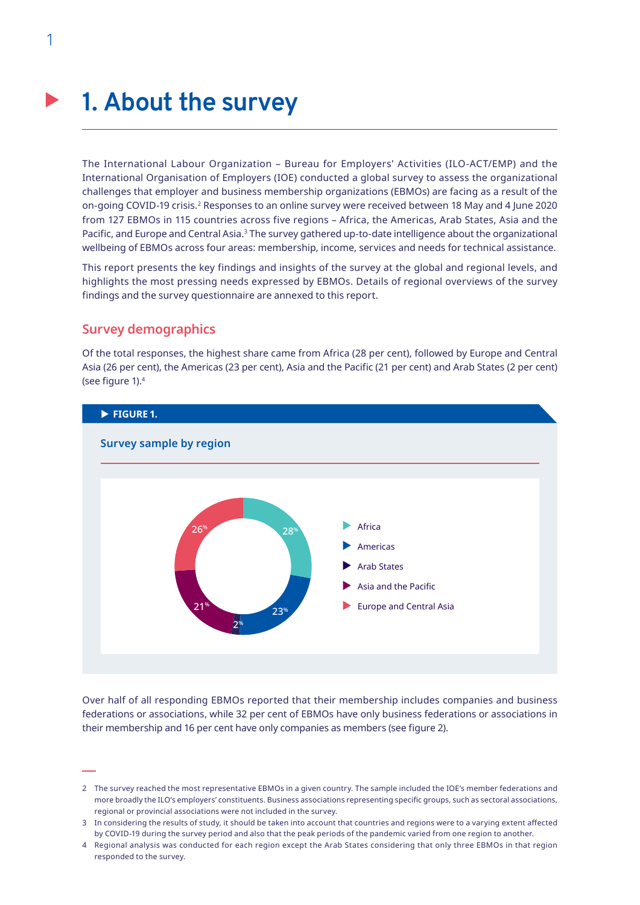# 1. About the survey

The International Labour Organization – Bureau for Employers' Activities (ILO-ACT/EMP) and the International Organisation of Employers (IOE) conducted a global survey to assess the organizational challenges that employer and business membership organizations (EBMOs) are facing as a result of the on-going COVID-19 crisis.[2] Responses to an online survey were received between 18 May and 4 June 2020 from 127 EBMOs in 115 countries across five regions – Africa, the Americas, Arab States, Asia and the Pacific, and Europe and Central Asia.[3] The survey gathered up-to-date intelligence about the organizational wellbeing of EBMOs across four areas: membership, income, services and needs for technical assistance.

This report presents the key findings and insights of the survey at the global and regional levels, and highlights the most pressing needs expressed by EBMOs. Details of regional overviews of the survey findings and the survey questionnaire are annexed to this report.

## Survey demographics

Of the total responses, the highest share came from Africa (28 per cent), followed by Europe and Central Asia (26 per cent), the Americas (23 per cent), Asia and the Pacific (21 per cent) and Arab States (2 per cent) (see figure 1).[4]

**FIGURE 1.**

**Survey sample by region**

| Region | Share |
|---|---|
| Africa | 28% |
| Americas | 23% |
| Arab States | 2% |
| Asia and the Pacific | 21% |
| Europe and Central Asia | 26% |

Over half of all responding EBMOs reported that their membership includes companies and business federations or associations, while 32 per cent of EBMOs have only business federations or associations in their membership and 16 per cent have only companies as members (see figure 2).

---

2 The survey reached the most representative EBMOs in a given country. The sample included the IOE's member federations and more broadly the ILO's employers' constituents. Business associations representing specific groups, such as sectoral associations, regional or provincial associations were not included in the survey.

3 In considering the results of study, it should be taken into account that countries and regions were to a varying extent affected by COVID-19 during the survey period and also that the peak periods of the pandemic varied from one region to another.

4 Regional analysis was conducted for each region except the Arab States considering that only three EBMOs in that region responded to the survey.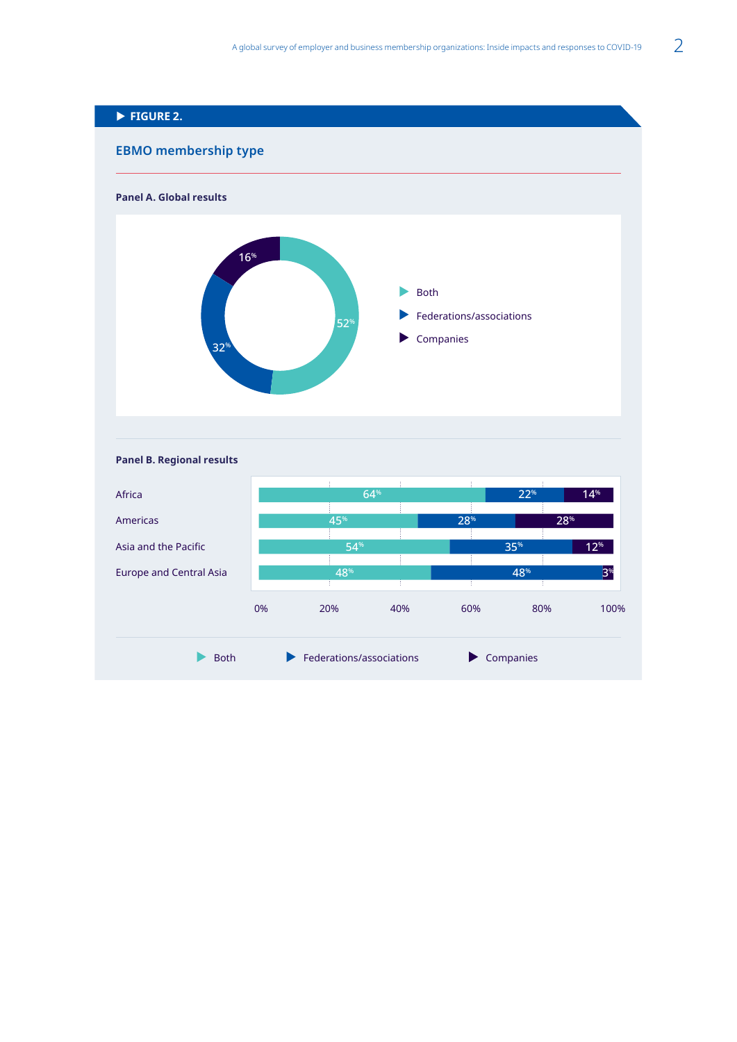**FIGURE 2.**

## EBMO membership type

**Panel A. Global results**

| Membership type | Share |
|---|---|
| Both | 52% |
| Federations/associations | 32% |
| Companies | 16% |

**Panel B. Regional results**

| Region | Both | Federations/associations | Companies |
|---|---|---|---|
| Africa | 64% | 22% | 14% |
| Americas | 45% | 28% | 28% |
| Asia and the Pacific | 54% | 35% | 12% |
| Europe and Central Asia | 48% | 48% | 3% |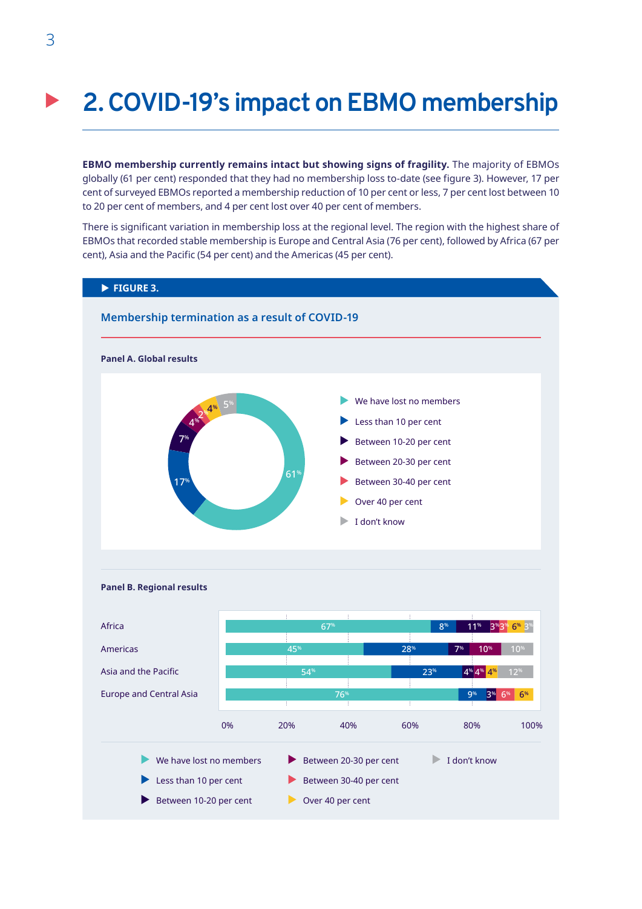# 2. COVID-19's impact on EBMO membership

**EBMO membership currently remains intact but showing signs of fragility.** The majority of EBMOs globally (61 per cent) responded that they had no membership loss to-date (see figure 3). However, 17 per cent of surveyed EBMOs reported a membership reduction of 10 per cent or less, 7 per cent lost between 10 to 20 per cent of members, and 4 per cent lost over 40 per cent of members.

There is significant variation in membership loss at the regional level. The region with the highest share of EBMOs that recorded stable membership is Europe and Central Asia (76 per cent), followed by Africa (67 per cent), Asia and the Pacific (54 per cent) and the Americas (45 per cent).

**FIGURE 3.**

### Membership termination as a result of COVID-19

**Panel A. Global results**

| Response | Share |
|---|---|
| We have lost no members | 61% |
| Less than 10 per cent | 17% |
| Between 10-20 per cent | 7% |
| Between 20-30 per cent | 4% |
| Between 30-40 per cent | 2% |
| Over 40 per cent | 4% |
| I don't know | 5% |

**Panel B. Regional results**

| Region | We have lost no members | Less than 10 per cent | Between 10-20 per cent | Between 20-30 per cent | Between 30-40 per cent | Over 40 per cent | I don't know |
|---|---|---|---|---|---|---|---|
| Africa | 67% | 8% | 11% | 3% | 3% | 6% | 3% |
| Americas | 45% | 28% | 7% | 10% | | | 10% |
| Asia and the Pacific | 54% | 23% | 4% | 4% | | 4% | 12% |
| Europe and Central Asia | 76% | 9% | 3% | | 6% | 6% | |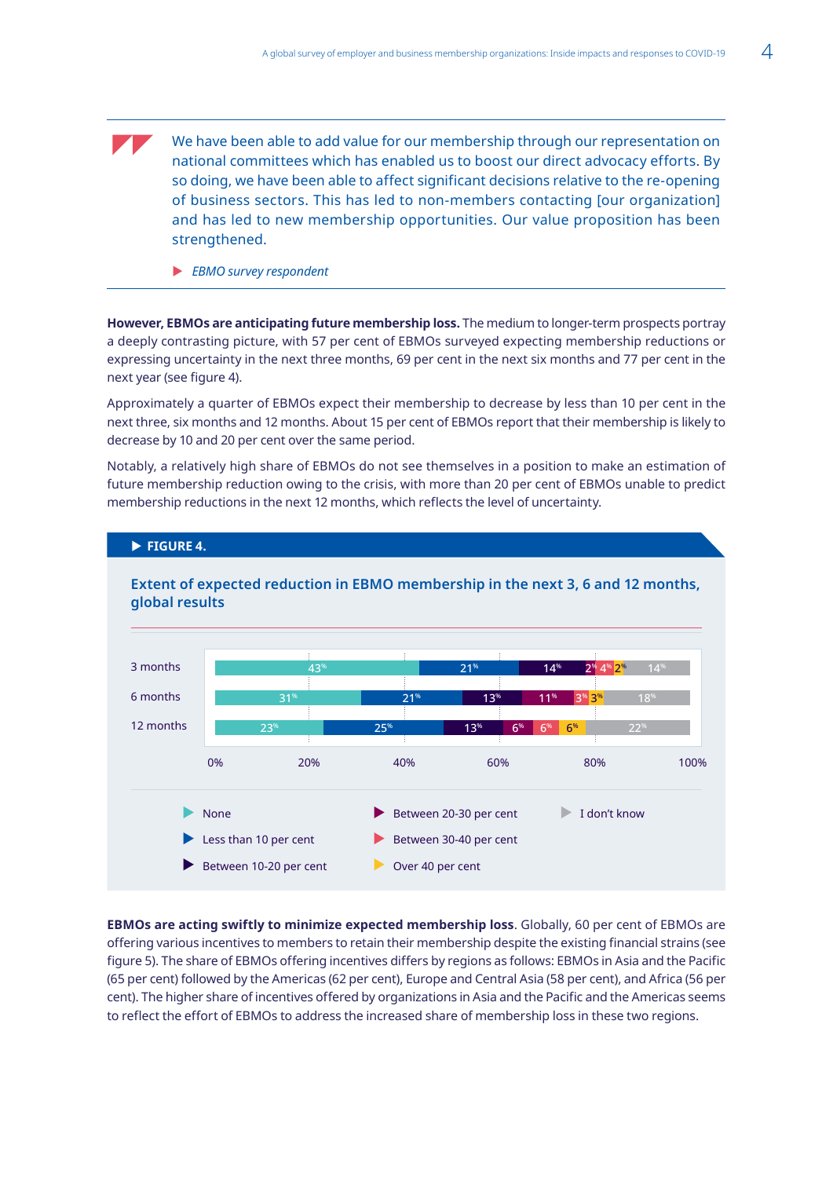> We have been able to add value for our membership through our representation on national committees which has enabled us to boost our direct advocacy efforts. By so doing, we have been able to affect significant decisions relative to the re-opening of business sectors. This has led to non-members contacting [our organization] and has led to new membership opportunities. Our value proposition has been strengthened.
>
> *EBMO survey respondent*

**However, EBMOs are anticipating future membership loss.** The medium to longer-term prospects portray a deeply contrasting picture, with 57 per cent of EBMOs surveyed expecting membership reductions or expressing uncertainty in the next three months, 69 per cent in the next six months and 77 per cent in the next year (see figure 4).

Approximately a quarter of EBMOs expect their membership to decrease by less than 10 per cent in the next three, six months and 12 months. About 15 per cent of EBMOs report that their membership is likely to decrease by 10 and 20 per cent over the same period.

Notably, a relatively high share of EBMOs do not see themselves in a position to make an estimation of future membership reduction owing to the crisis, with more than 20 per cent of EBMOs unable to predict membership reductions in the next 12 months, which reflects the level of uncertainty.

**FIGURE 4.**

**Extent of expected reduction in EBMO membership in the next 3, 6 and 12 months, global results**

| | None | Less than 10 per cent | Between 10-20 per cent | Between 20-30 per cent | Between 30-40 per cent | Over 40 per cent | I don't know |
|---|---|---|---|---|---|---|---|
| 3 months | 43% | 21% | 14% | 2% | 4% | 2% | 14% |
| 6 months | 31% | 21% | 13% | 11% | 3% | 3% | 18% |
| 12 months | 23% | 25% | 13% | 6% | 6% | 6% | 22% |

**EBMOs are acting swiftly to minimize expected membership loss**. Globally, 60 per cent of EBMOs are offering various incentives to members to retain their membership despite the existing financial strains (see figure 5). The share of EBMOs offering incentives differs by regions as follows: EBMOs in Asia and the Pacific (65 per cent) followed by the Americas (62 per cent), Europe and Central Asia (58 per cent), and Africa (56 per cent). The higher share of incentives offered by organizations in Asia and the Pacific and the Americas seems to reflect the effort of EBMOs to address the increased share of membership loss in these two regions.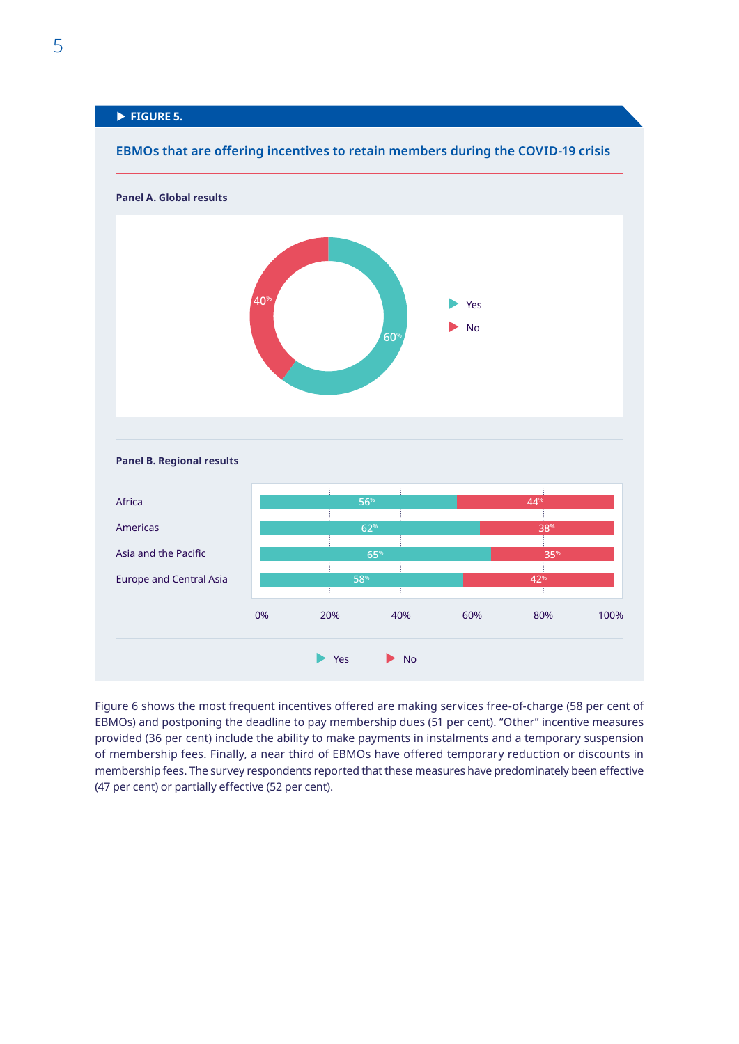**FIGURE 5.**

**EBMOs that are offering incentives to retain members during the COVID-19 crisis**

**Panel A. Global results**

| | Yes | No |
|---|---|---|
| Global | 60% | 40% |

**Panel B. Regional results**

| Region | Yes | No |
|---|---|---|
| Africa | 56% | 44% |
| Americas | 62% | 38% |
| Asia and the Pacific | 65% | 35% |
| Europe and Central Asia | 58% | 42% |

Figure 6 shows the most frequent incentives offered are making services free-of-charge (58 per cent of EBMOs) and postponing the deadline to pay membership dues (51 per cent). "Other" incentive measures provided (36 per cent) include the ability to make payments in instalments and a temporary suspension of membership fees. Finally, a near third of EBMOs have offered temporary reduction or discounts in membership fees. The survey respondents reported that these measures have predominately been effective (47 per cent) or partially effective (52 per cent).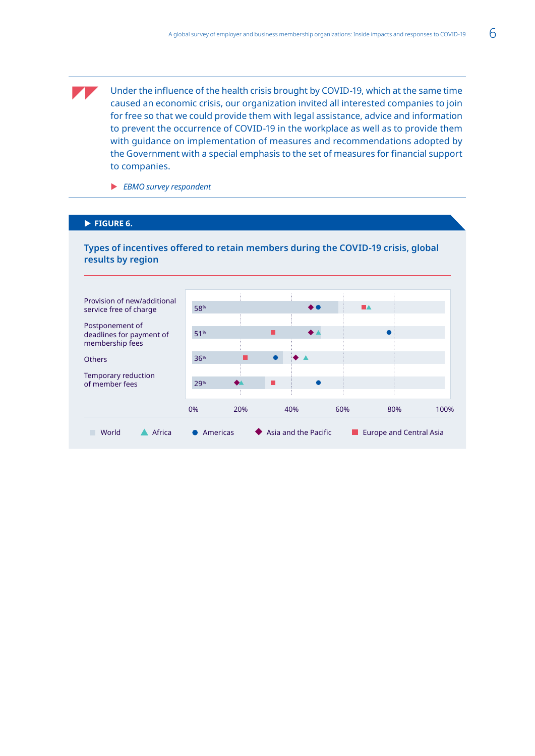> Under the influence of the health crisis brought by COVID-19, which at the same time caused an economic crisis, our organization invited all interested companies to join for free so that we could provide them with legal assistance, advice and information to prevent the occurrence of COVID-19 in the workplace as well as to provide them with guidance on implementation of measures and recommendations adopted by the Government with a special emphasis to the set of measures for financial support to companies.
>
> ▶ *EBMO survey respondent*

**▶ FIGURE 6.**

**Types of incentives offered to retain members during the COVID-19 crisis, global results by region**

| Incentive | World |
|---|---|
| Provision of new/additional service free of charge | 58% |
| Postponement of deadlines for payment of membership fees | 51% |
| Others | 36% |
| Temporary reduction of member fees | 29% |

Legend: World, Africa, Americas, Asia and the Pacific, Europe and Central Asia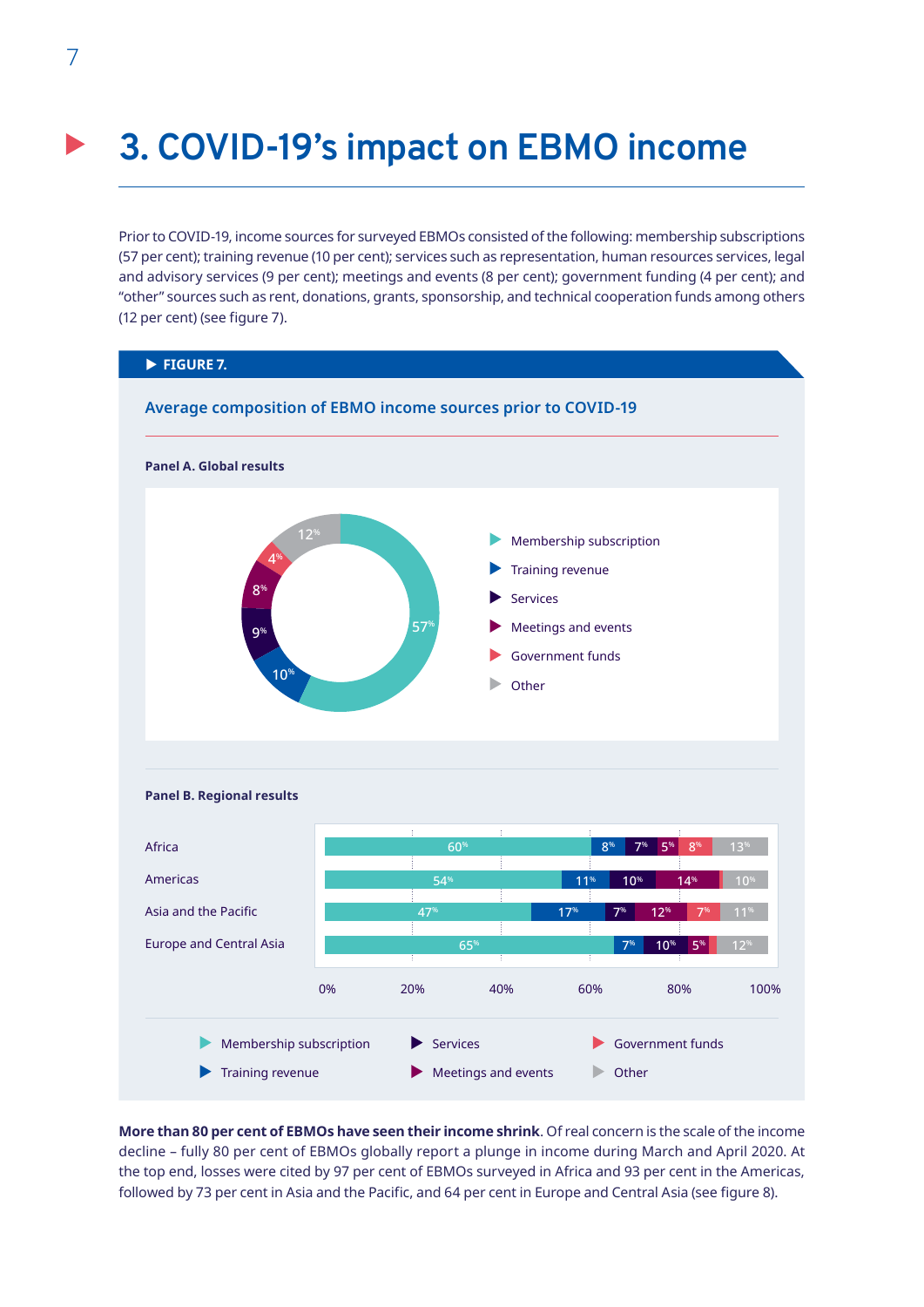# 3. COVID-19's impact on EBMO income

Prior to COVID-19, income sources for surveyed EBMOs consisted of the following: membership subscriptions (57 per cent); training revenue (10 per cent); services such as representation, human resources services, legal and advisory services (9 per cent); meetings and events (8 per cent); government funding (4 per cent); and "other" sources such as rent, donations, grants, sponsorship, and technical cooperation funds among others (12 per cent) (see figure 7).

**FIGURE 7.**

**Average composition of EBMO income sources prior to COVID-19**

**Panel A. Global results**

| Income source | Share |
|---|---|
| Membership subscription | 57% |
| Training revenue | 10% |
| Services | 9% |
| Meetings and events | 8% |
| Government funds | 4% |
| Other | 12% |

**Panel B. Regional results**

| Region | Membership subscription | Training revenue | Services | Meetings and events | Government funds | Other |
|---|---|---|---|---|---|---|
| Africa | 60% | 8% | 7% | 5% | 8% | 13% |
| Americas | 54% | 11% | 10% | 14% | | 10% |
| Asia and the Pacific | 47% | 17% | 7% | 12% | 7% | 11% |
| Europe and Central Asia | 65% | 7% | 10% | 5% | | 12% |

**More than 80 per cent of EBMOs have seen their income shrink**. Of real concern is the scale of the income decline – fully 80 per cent of EBMOs globally report a plunge in income during March and April 2020. At the top end, losses were cited by 97 per cent of EBMOs surveyed in Africa and 93 per cent in the Americas, followed by 73 per cent in Asia and the Pacific, and 64 per cent in Europe and Central Asia (see figure 8).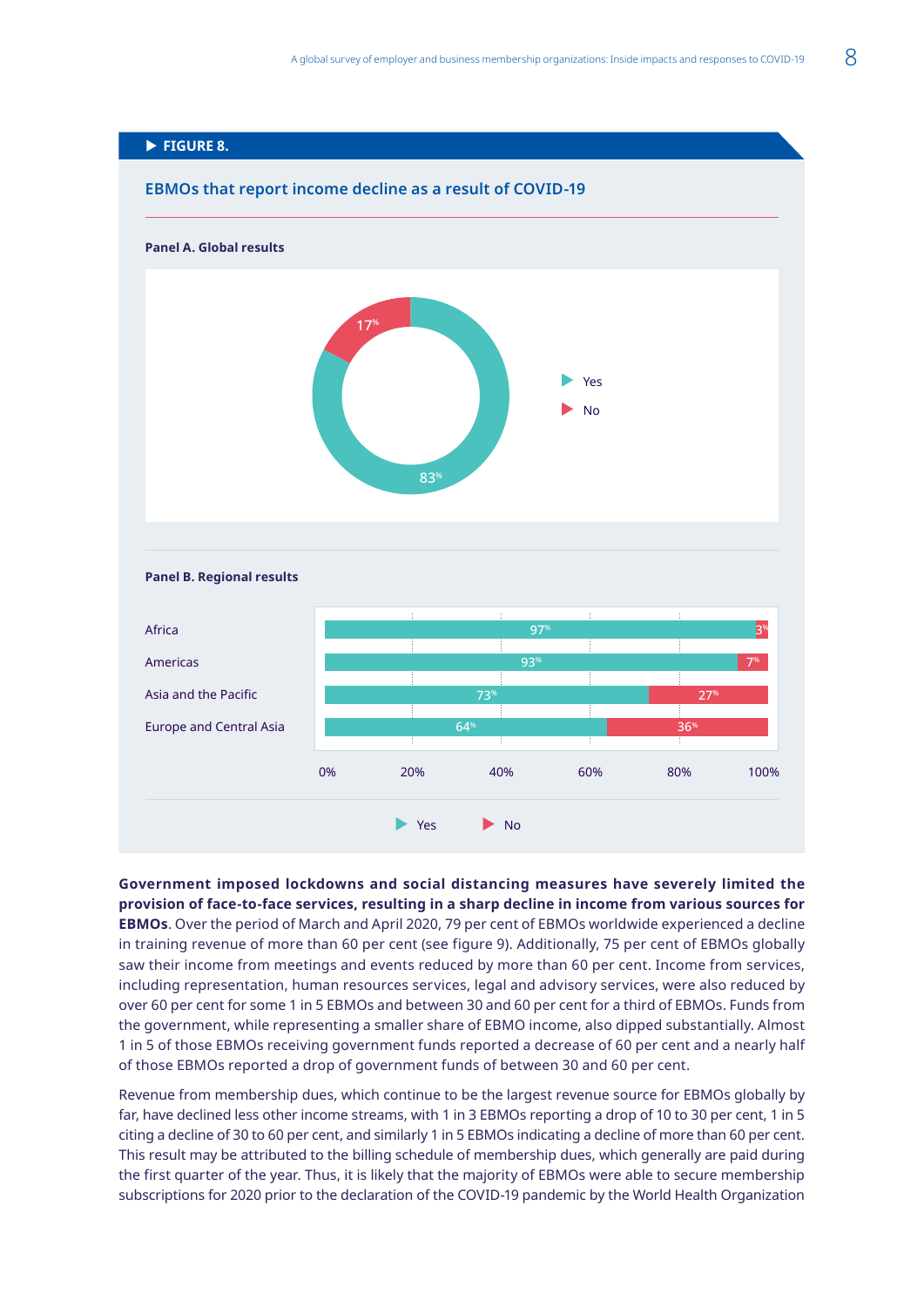**FIGURE 8.**

**EBMOs that report income decline as a result of COVID-19**

**Panel A. Global results**

| | % |
|---|---|
| Yes | 83% |
| No | 17% |

**Panel B. Regional results**

| Region | Yes | No |
|---|---|---|
| Africa | 97% | 3% |
| Americas | 93% | 7% |
| Asia and the Pacific | 73% | 27% |
| Europe and Central Asia | 64% | 36% |

**Government imposed lockdowns and social distancing measures have severely limited the provision of face-to-face services, resulting in a sharp decline in income from various sources for EBMOs**. Over the period of March and April 2020, 79 per cent of EBMOs worldwide experienced a decline in training revenue of more than 60 per cent (see figure 9). Additionally, 75 per cent of EBMOs globally saw their income from meetings and events reduced by more than 60 per cent. Income from services, including representation, human resources services, legal and advisory services, were also reduced by over 60 per cent for some 1 in 5 EBMOs and between 30 and 60 per cent for a third of EBMOs. Funds from the government, while representing a smaller share of EBMO income, also dipped substantially. Almost 1 in 5 of those EBMOs receiving government funds reported a decrease of 60 per cent and a nearly half of those EBMOs reported a drop of government funds of between 30 and 60 per cent.

Revenue from membership dues, which continue to be the largest revenue source for EBMOs globally by far, have declined less other income streams, with 1 in 3 EBMOs reporting a drop of 10 to 30 per cent, 1 in 5 citing a decline of 30 to 60 per cent, and similarly 1 in 5 EBMOs indicating a decline of more than 60 per cent. This result may be attributed to the billing schedule of membership dues, which generally are paid during the first quarter of the year. Thus, it is likely that the majority of EBMOs were able to secure membership subscriptions for 2020 prior to the declaration of the COVID-19 pandemic by the World Health Organization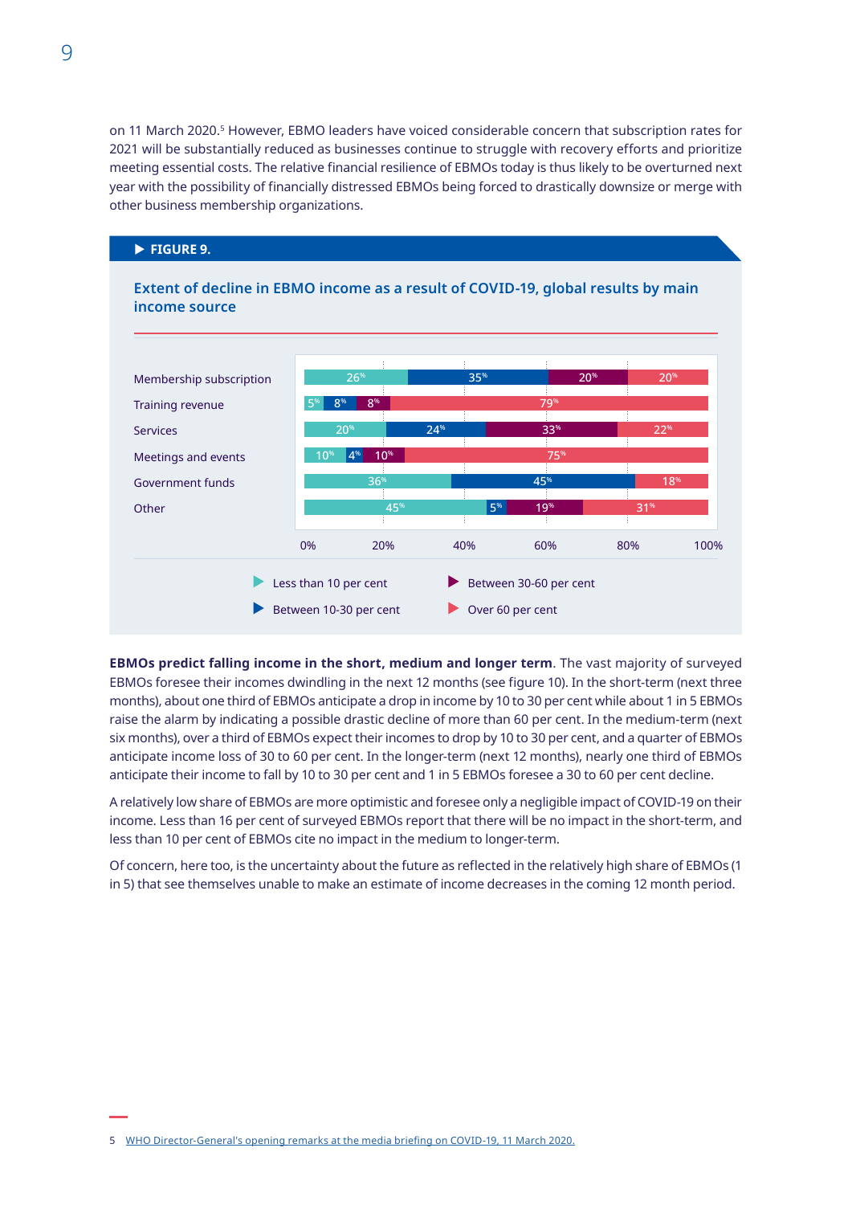on 11 March 2020.[5] However, EBMO leaders have voiced considerable concern that subscription rates for 2021 will be substantially reduced as businesses continue to struggle with recovery efforts and prioritize meeting essential costs. The relative financial resilience of EBMOs today is thus likely to be overturned next year with the possibility of financially distressed EBMOs being forced to drastically downsize or merge with other business membership organizations.

**FIGURE 9.**

**Extent of decline in EBMO income as a result of COVID-19, global results by main income source**

| | Less than 10 per cent | Between 10-30 per cent | Between 30-60 per cent | Over 60 per cent |
|---|---|---|---|---|
| Membership subscription | 26% | 35% | 20% | 20% |
| Training revenue | 5% | 8% | 8% | 79% |
| Services | 20% | 24% | 33% | 22% |
| Meetings and events | 10% | 4% | 10% | 75% |
| Government funds | 36% | 45% | | 18% |
| Other | 45% | 5% | 19% | 31% |

**EBMOs predict falling income in the short, medium and longer term**. The vast majority of surveyed EBMOs foresee their incomes dwindling in the next 12 months (see figure 10). In the short-term (next three months), about one third of EBMOs anticipate a drop in income by 10 to 30 per cent while about 1 in 5 EBMOs raise the alarm by indicating a possible drastic decline of more than 60 per cent. In the medium-term (next six months), over a third of EBMOs expect their incomes to drop by 10 to 30 per cent, and a quarter of EBMOs anticipate income loss of 30 to 60 per cent. In the longer-term (next 12 months), nearly one third of EBMOs anticipate their income to fall by 10 to 30 per cent and 1 in 5 EBMOs foresee a 30 to 60 per cent decline.

A relatively low share of EBMOs are more optimistic and foresee only a negligible impact of COVID-19 on their income. Less than 16 per cent of surveyed EBMOs report that there will be no impact in the short-term, and less than 10 per cent of EBMOs cite no impact in the medium to longer-term.

Of concern, here too, is the uncertainty about the future as reflected in the relatively high share of EBMOs (1 in 5) that see themselves unable to make an estimate of income decreases in the coming 12 month period.

5 WHO Director-General's opening remarks at the media briefing on COVID-19, 11 March 2020.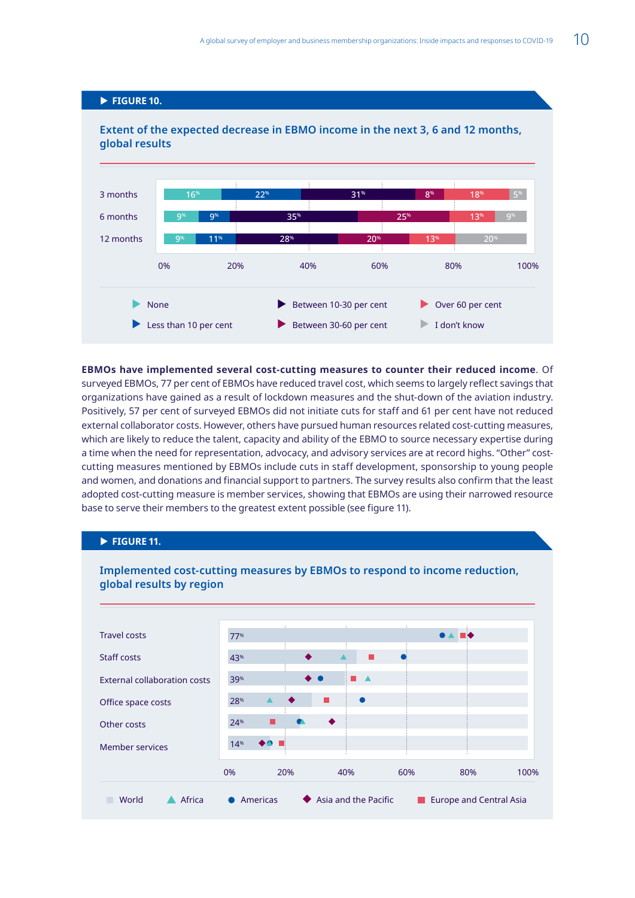**▶ FIGURE 10.**

**Extent of the expected decrease in EBMO income in the next 3, 6 and 12 months, global results**

| | None | Less than 10 per cent | Between 10-30 per cent | Between 30-60 per cent | Over 60 per cent | I don't know |
|---|---|---|---|---|---|---|
| 3 months | 16% | 22% | 31% | 8% | 18% | 5% |
| 6 months | 9% | 9% | 35% | 25% | 13% | 9% |
| 12 months | 9% | 11% | 28% | 20% | 13% | 20% |

**EBMOs have implemented several cost-cutting measures to counter their reduced income**. Of surveyed EBMOs, 77 per cent of EBMOs have reduced travel cost, which seems to largely reflect savings that organizations have gained as a result of lockdown measures and the shut-down of the aviation industry. Positively, 57 per cent of surveyed EBMOs did not initiate cuts for staff and 61 per cent have not reduced external collaborator costs. However, others have pursued human resources related cost-cutting measures, which are likely to reduce the talent, capacity and ability of the EBMO to source necessary expertise during a time when the need for representation, advocacy, and advisory services are at record highs. "Other" cost-cutting measures mentioned by EBMOs include cuts in staff development, sponsorship to young people and women, and donations and financial support to partners. The survey results also confirm that the least adopted cost-cutting measure is member services, showing that EBMOs are using their narrowed resource base to serve their members to the greatest extent possible (see figure 11).

**▶ FIGURE 11.**

**Implemented cost-cutting measures by EBMOs to respond to income reduction, global results by region**

| | World |
|---|---|
| Travel costs | 77% |
| Staff costs | 43% |
| External collaboration costs | 39% |
| Office space costs | 28% |
| Other costs | 24% |
| Member services | 14% |

Legend: World, Africa, Americas, Asia and the Pacific, Europe and Central Asia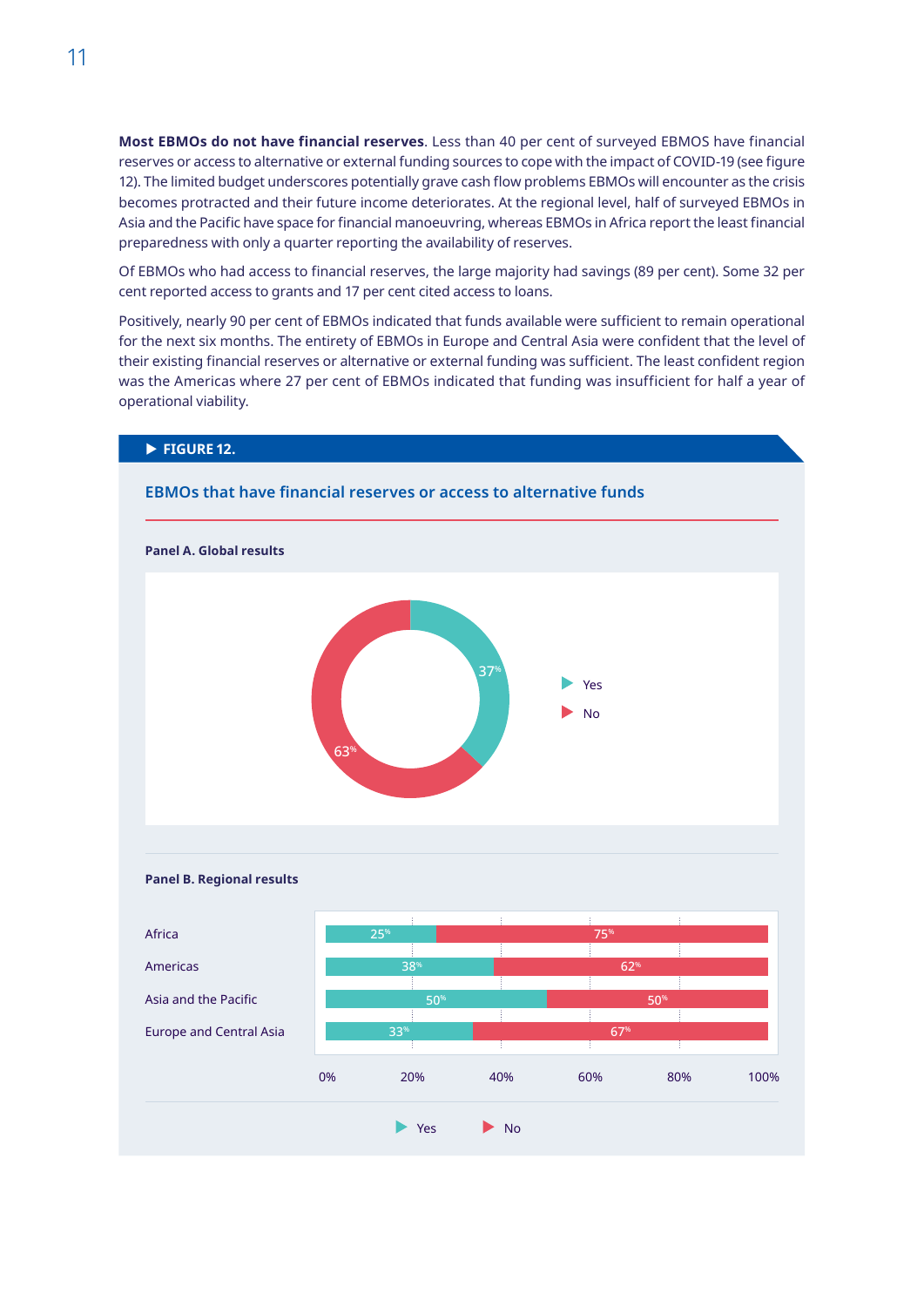**Most EBMOs do not have financial reserves**. Less than 40 per cent of surveyed EBMOS have financial reserves or access to alternative or external funding sources to cope with the impact of COVID-19 (see figure 12). The limited budget underscores potentially grave cash flow problems EBMOs will encounter as the crisis becomes protracted and their future income deteriorates. At the regional level, half of surveyed EBMOs in Asia and the Pacific have space for financial manoeuvring, whereas EBMOs in Africa report the least financial preparedness with only a quarter reporting the availability of reserves.

Of EBMOs who had access to financial reserves, the large majority had savings (89 per cent). Some 32 per cent reported access to grants and 17 per cent cited access to loans.

Positively, nearly 90 per cent of EBMOs indicated that funds available were sufficient to remain operational for the next six months. The entirety of EBMOs in Europe and Central Asia were confident that the level of their existing financial reserves or alternative or external funding was sufficient. The least confident region was the Americas where 27 per cent of EBMOs indicated that funding was insufficient for half a year of operational viability.

**FIGURE 12.**

**EBMOs that have financial reserves or access to alternative funds**

**Panel A. Global results**

| | Yes | No |
|---|---|---|
| Global | 37% | 63% |

**Panel B. Regional results**

| Region | Yes | No |
|---|---|---|
| Africa | 25% | 75% |
| Americas | 38% | 62% |
| Asia and the Pacific | 50% | 50% |
| Europe and Central Asia | 33% | 67% |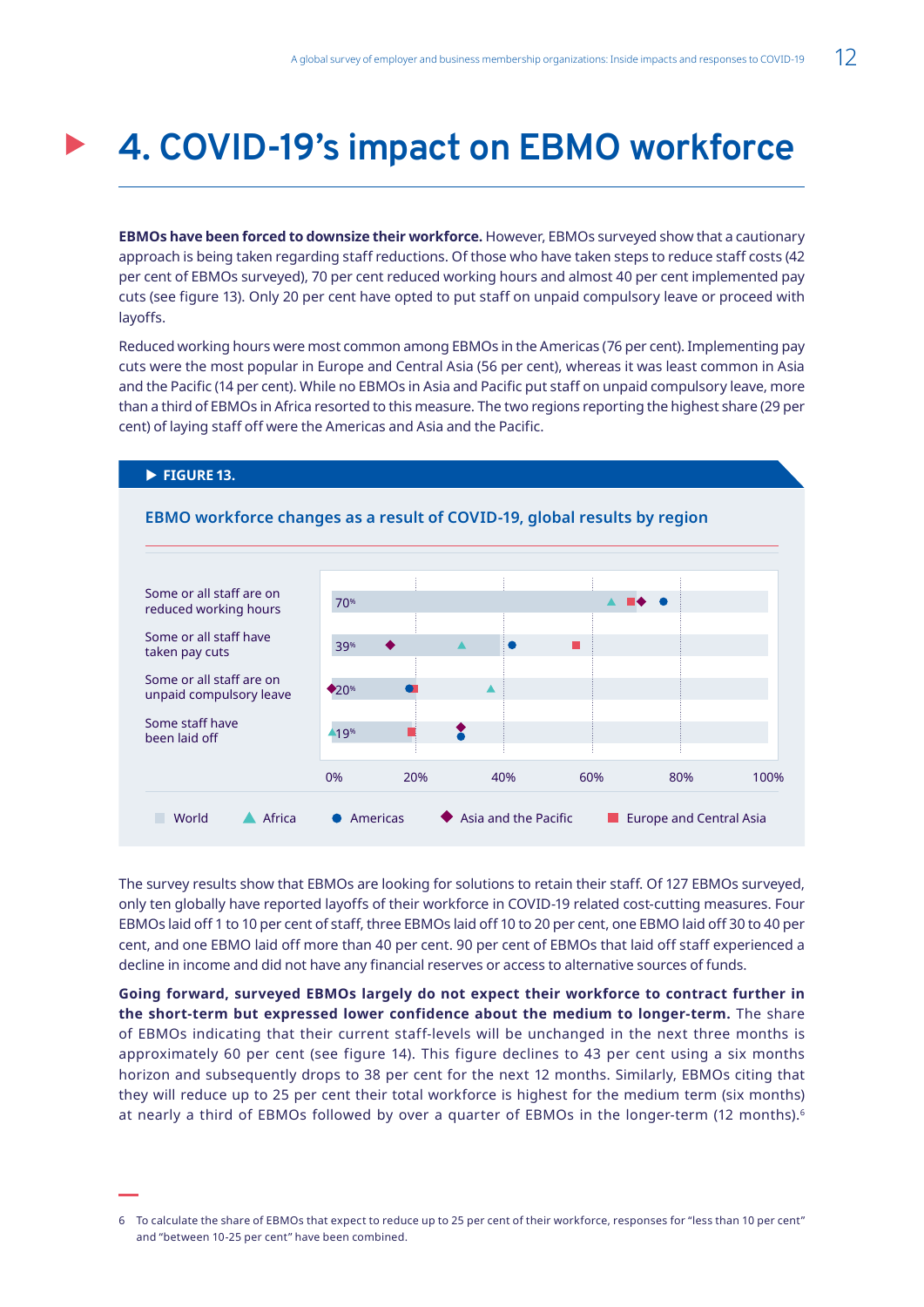# 4. COVID-19's impact on EBMO workforce

**EBMOs have been forced to downsize their workforce.** However, EBMOs surveyed show that a cautionary approach is being taken regarding staff reductions. Of those who have taken steps to reduce staff costs (42 per cent of EBMOs surveyed), 70 per cent reduced working hours and almost 40 per cent implemented pay cuts (see figure 13). Only 20 per cent have opted to put staff on unpaid compulsory leave or proceed with layoffs.

Reduced working hours were most common among EBMOs in the Americas (76 per cent). Implementing pay cuts were the most popular in Europe and Central Asia (56 per cent), whereas it was least common in Asia and the Pacific (14 per cent). While no EBMOs in Asia and Pacific put staff on unpaid compulsory leave, more than a third of EBMOs in Africa resorted to this measure. The two regions reporting the highest share (29 per cent) of laying staff off were the Americas and Asia and the Pacific.

**FIGURE 13.**

**EBMO workforce changes as a result of COVID-19, global results by region**

| | World |
|---|---|
| Some or all staff are on reduced working hours | 70% |
| Some or all staff have taken pay cuts | 39% |
| Some or all staff are on unpaid compulsory leave | 20% |
| Some staff have been laid off | 19% |

Legend: World, Africa, Americas, Asia and the Pacific, Europe and Central Asia

The survey results show that EBMOs are looking for solutions to retain their staff. Of 127 EBMOs surveyed, only ten globally have reported layoffs of their workforce in COVID-19 related cost-cutting measures. Four EBMOs laid off 1 to 10 per cent of staff, three EBMOs laid off 10 to 20 per cent, one EBMO laid off 30 to 40 per cent, and one EBMO laid off more than 40 per cent. 90 per cent of EBMOs that laid off staff experienced a decline in income and did not have any financial reserves or access to alternative sources of funds.

**Going forward, surveyed EBMOs largely do not expect their workforce to contract further in the short-term but expressed lower confidence about the medium to longer-term.** The share of EBMOs indicating that their current staff-levels will be unchanged in the next three months is approximately 60 per cent (see figure 14). This figure declines to 43 per cent using a six months horizon and subsequently drops to 38 per cent for the next 12 months. Similarly, EBMOs citing that they will reduce up to 25 per cent their total workforce is highest for the medium term (six months) at nearly a third of EBMOs followed by over a quarter of EBMOs in the longer-term (12 months).[6]

6 To calculate the share of EBMOs that expect to reduce up to 25 per cent of their workforce, responses for "less than 10 per cent" and "between 10-25 per cent" have been combined.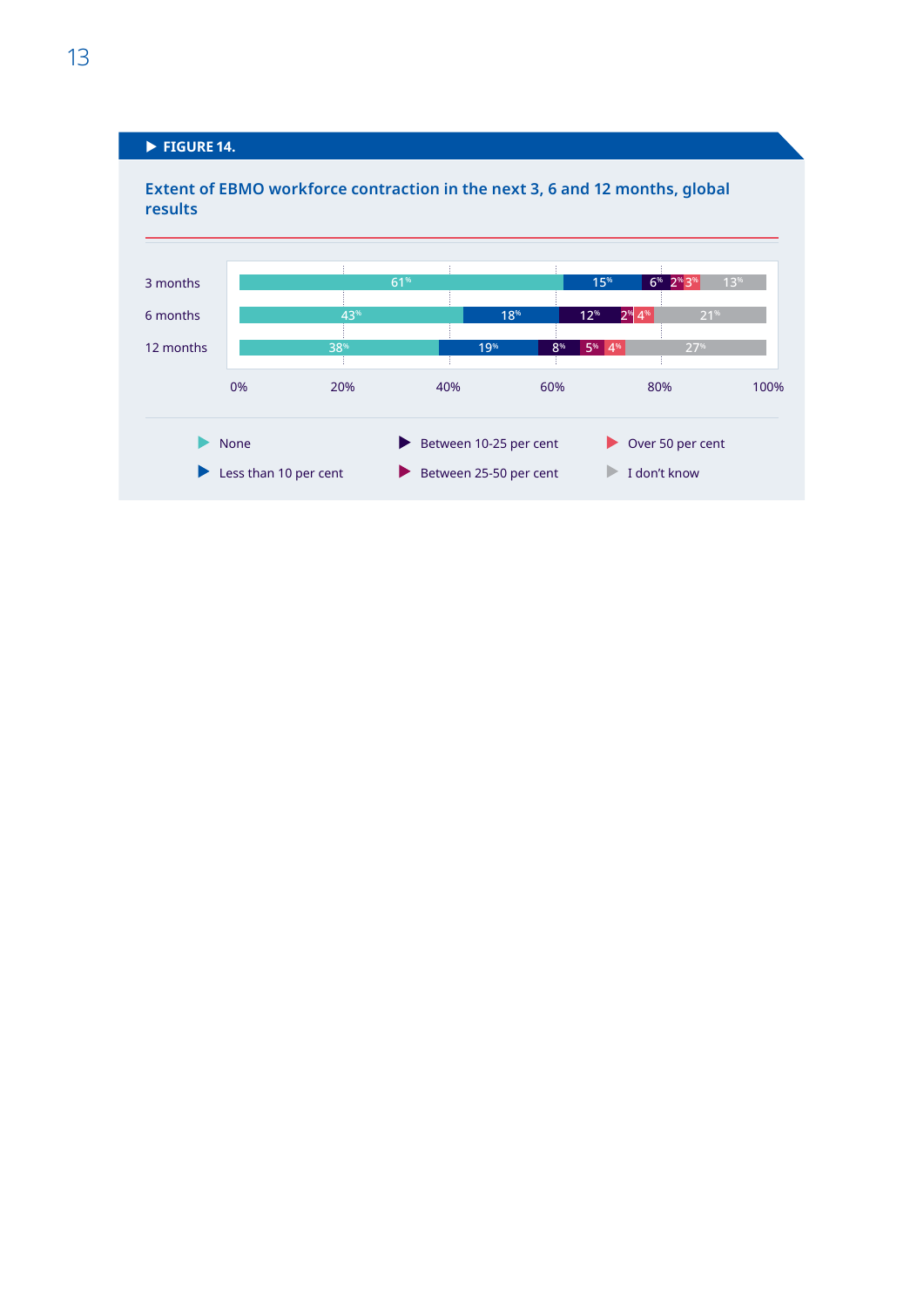**FIGURE 14.**

**Extent of EBMO workforce contraction in the next 3, 6 and 12 months, global results**

| | None | Less than 10 per cent | Between 10-25 per cent | Between 25-50 per cent | Over 50 per cent | I don't know |
|---|---|---|---|---|---|---|
| 3 months | 61% | 15% | 6% | 2% | 3% | 13% |
| 6 months | 43% | 18% | 12% | 2% | 4% | 21% |
| 12 months | 38% | 19% | 8% | 5% | 4% | 27% |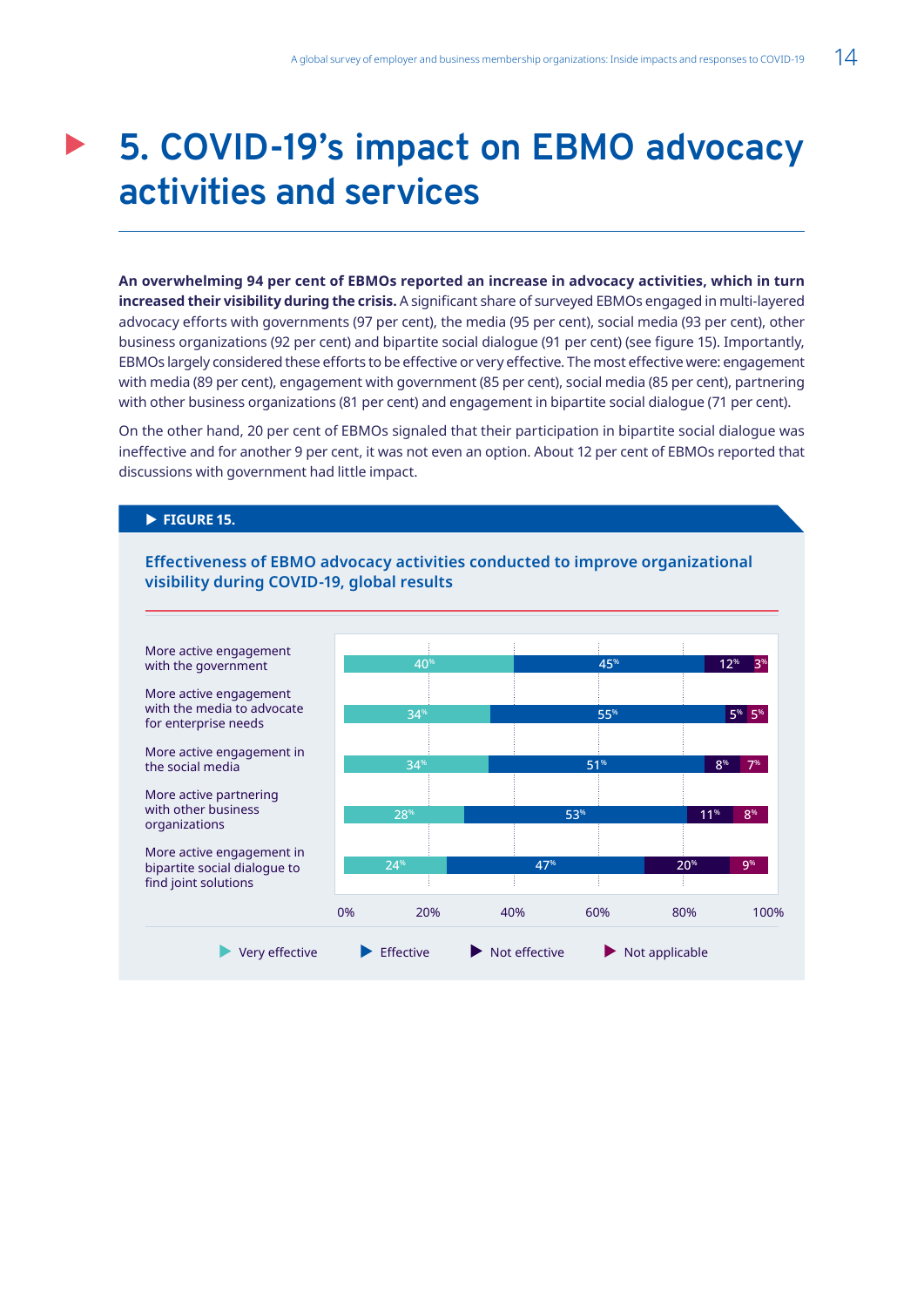# 5. COVID-19's impact on EBMO advocacy activities and services

**An overwhelming 94 per cent of EBMOs reported an increase in advocacy activities, which in turn increased their visibility during the crisis.** A significant share of surveyed EBMOs engaged in multi-layered advocacy efforts with governments (97 per cent), the media (95 per cent), social media (93 per cent), other business organizations (92 per cent) and bipartite social dialogue (91 per cent) (see figure 15). Importantly, EBMOs largely considered these efforts to be effective or very effective. The most effective were: engagement with media (89 per cent), engagement with government (85 per cent), social media (85 per cent), partnering with other business organizations (81 per cent) and engagement in bipartite social dialogue (71 per cent).

On the other hand, 20 per cent of EBMOs signaled that their participation in bipartite social dialogue was ineffective and for another 9 per cent, it was not even an option. About 12 per cent of EBMOs reported that discussions with government had little impact.

**FIGURE 15.**

**Effectiveness of EBMO advocacy activities conducted to improve organizational visibility during COVID-19, global results**

| | Very effective | Effective | Not effective | Not applicable |
|---|---|---|---|---|
| More active engagement with the government | 40% | 45% | 12% | 3% |
| More active engagement with the media to advocate for enterprise needs | 34% | 55% | 5% | 5% |
| More active engagement in the social media | 34% | 51% | 8% | 7% |
| More active partnering with other business organizations | 28% | 53% | 11% | 8% |
| More active engagement in bipartite social dialogue to find joint solutions | 24% | 47% | 20% | 9% |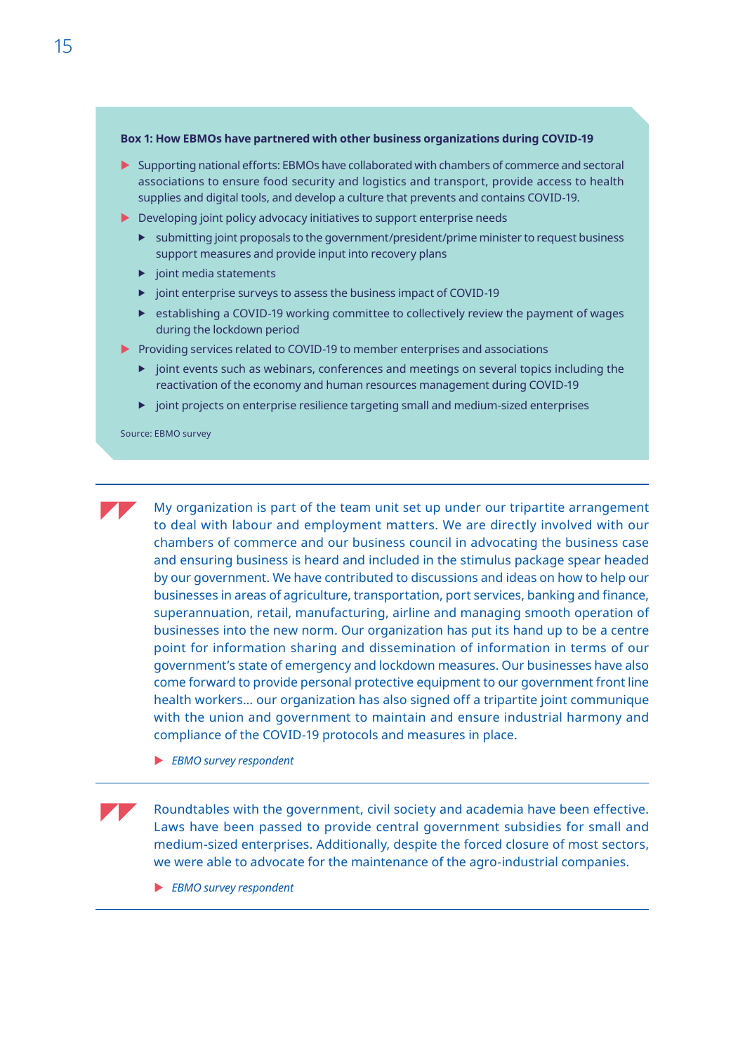**Box 1: How EBMOs have partnered with other business organizations during COVID-19**

- Supporting national efforts: EBMOs have collaborated with chambers of commerce and sectoral associations to ensure food security and logistics and transport, provide access to health supplies and digital tools, and develop a culture that prevents and contains COVID-19.
- Developing joint policy advocacy initiatives to support enterprise needs
  - submitting joint proposals to the government/president/prime minister to request business support measures and provide input into recovery plans
  - joint media statements
  - joint enterprise surveys to assess the business impact of COVID-19
  - establishing a COVID-19 working committee to collectively review the payment of wages during the lockdown period
- Providing services related to COVID-19 to member enterprises and associations
  - joint events such as webinars, conferences and meetings on several topics including the reactivation of the economy and human resources management during COVID-19
  - joint projects on enterprise resilience targeting small and medium-sized enterprises

Source: EBMO survey

---

> My organization is part of the team unit set up under our tripartite arrangement to deal with labour and employment matters. We are directly involved with our chambers of commerce and our business council in advocating the business case and ensuring business is heard and included in the stimulus package spear headed by our government. We have contributed to discussions and ideas on how to help our businesses in areas of agriculture, transportation, port services, banking and finance, superannuation, retail, manufacturing, airline and managing smooth operation of businesses into the new norm. Our organization has put its hand up to be a centre point for information sharing and dissemination of information in terms of our government's state of emergency and lockdown measures. Our businesses have also come forward to provide personal protective equipment to our government front line health workers… our organization has also signed off a tripartite joint communique with the union and government to maintain and ensure industrial harmony and compliance of the COVID-19 protocols and measures in place.
>
> ▶ *EBMO survey respondent*

---

> Roundtables with the government, civil society and academia have been effective. Laws have been passed to provide central government subsidies for small and medium-sized enterprises. Additionally, despite the forced closure of most sectors, we were able to advocate for the maintenance of the agro-industrial companies.
>
> ▶ *EBMO survey respondent*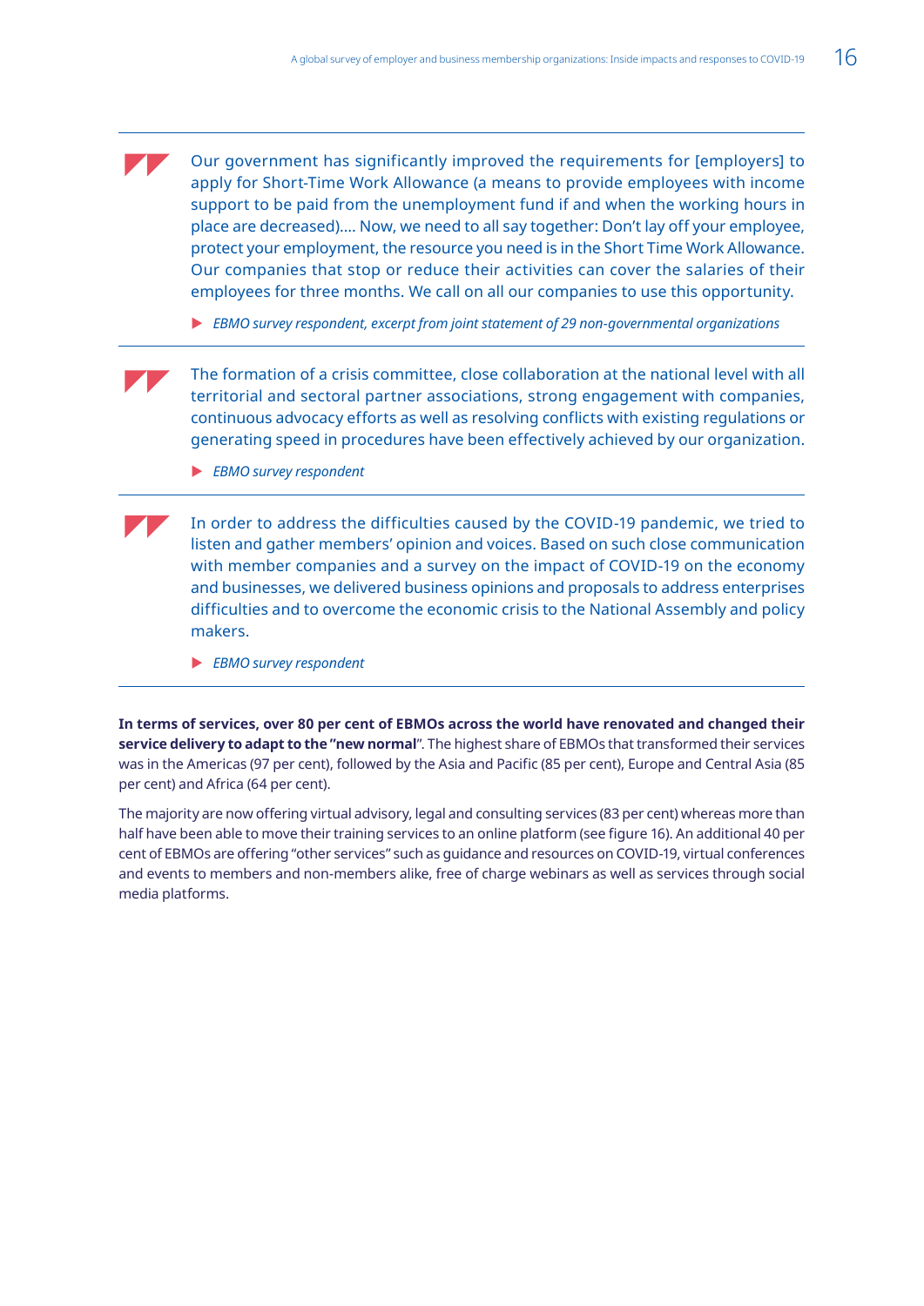> Our government has significantly improved the requirements for [employers] to apply for Short-Time Work Allowance (a means to provide employees with income support to be paid from the unemployment fund if and when the working hours in place are decreased).... Now, we need to all say together: Don't lay off your employee, protect your employment, the resource you need is in the Short Time Work Allowance. Our companies that stop or reduce their activities can cover the salaries of their employees for three months. We call on all our companies to use this opportunity.
>
> ▶ *EBMO survey respondent, excerpt from joint statement of 29 non-governmental organizations*

> The formation of a crisis committee, close collaboration at the national level with all territorial and sectoral partner associations, strong engagement with companies, continuous advocacy efforts as well as resolving conflicts with existing regulations or generating speed in procedures have been effectively achieved by our organization.
>
> ▶ *EBMO survey respondent*

> In order to address the difficulties caused by the COVID-19 pandemic, we tried to listen and gather members' opinion and voices. Based on such close communication with member companies and a survey on the impact of COVID-19 on the economy and businesses, we delivered business opinions and proposals to address enterprises difficulties and to overcome the economic crisis to the National Assembly and policy makers.
>
> ▶ *EBMO survey respondent*

**In terms of services, over 80 per cent of EBMOs across the world have renovated and changed their service delivery to adapt to the "new normal**". The highest share of EBMOs that transformed their services was in the Americas (97 per cent), followed by the Asia and Pacific (85 per cent), Europe and Central Asia (85 per cent) and Africa (64 per cent).

The majority are now offering virtual advisory, legal and consulting services (83 per cent) whereas more than half have been able to move their training services to an online platform (see figure 16). An additional 40 per cent of EBMOs are offering "other services" such as guidance and resources on COVID-19, virtual conferences and events to members and non-members alike, free of charge webinars as well as services through social media platforms.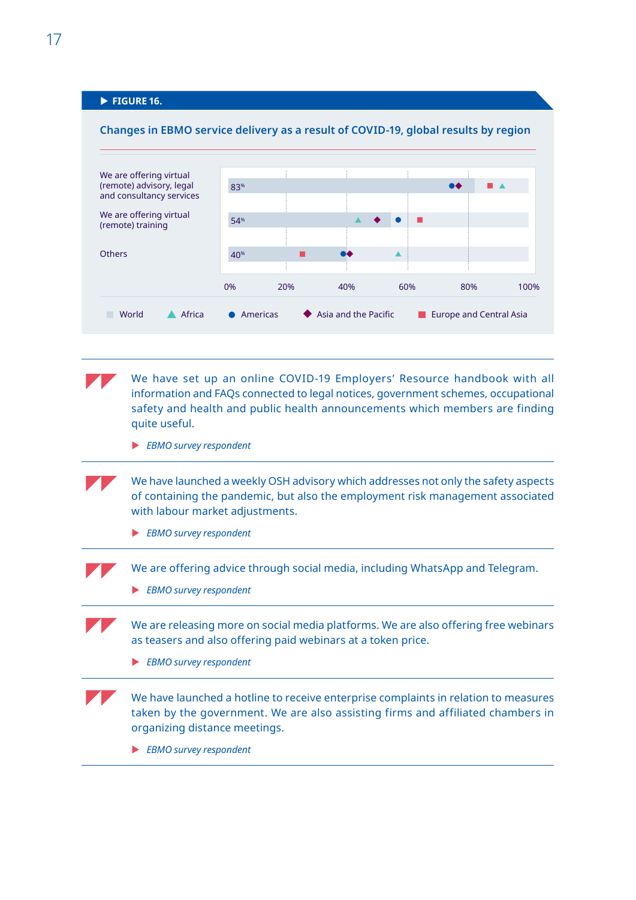**FIGURE 16.**

**Changes in EBMO service delivery as a result of COVID-19, global results by region**

| | World |
|---|---|
| We are offering virtual (remote) advisory, legal and consultancy services | 83% |
| We are offering virtual (remote) training | 54% |
| Others | 40% |

0% 20% 40% 60% 80% 100%

World · Africa · Americas · Asia and the Pacific · Europe and Central Asia

> We have set up an online COVID-19 Employers' Resource handbook with all information and FAQs connected to legal notices, government schemes, occupational safety and health and public health announcements which members are finding quite useful.
>
> *EBMO survey respondent*

> We have launched a weekly OSH advisory which addresses not only the safety aspects of containing the pandemic, but also the employment risk management associated with labour market adjustments.
>
> *EBMO survey respondent*

> We are offering advice through social media, including WhatsApp and Telegram.
>
> *EBMO survey respondent*

> We are releasing more on social media platforms. We are also offering free webinars as teasers and also offering paid webinars at a token price.
>
> *EBMO survey respondent*

> We have launched a hotline to receive enterprise complaints in relation to measures taken by the government. We are also assisting firms and affiliated chambers in organizing distance meetings.
>
> *EBMO survey respondent*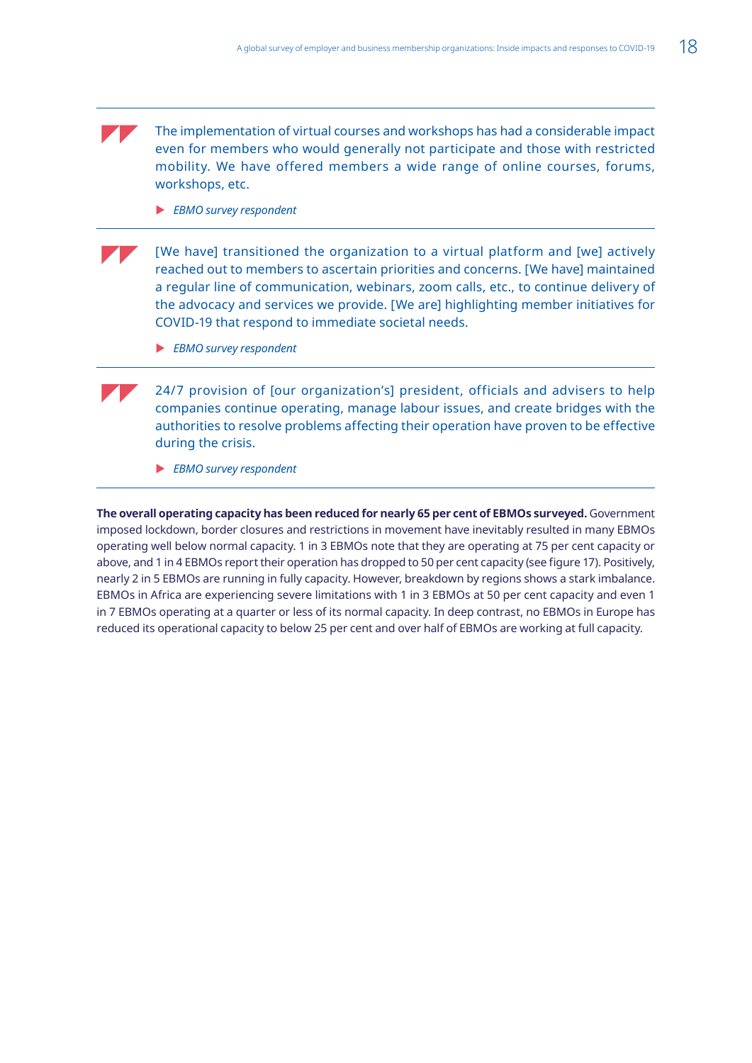> The implementation of virtual courses and workshops has had a considerable impact even for members who would generally not participate and those with restricted mobility. We have offered members a wide range of online courses, forums, workshops, etc.
>
> ▶ *EBMO survey respondent*

> [We have] transitioned the organization to a virtual platform and [we] actively reached out to members to ascertain priorities and concerns. [We have] maintained a regular line of communication, webinars, zoom calls, etc., to continue delivery of the advocacy and services we provide. [We are] highlighting member initiatives for COVID-19 that respond to immediate societal needs.
>
> ▶ *EBMO survey respondent*

> 24/7 provision of [our organization's] president, officials and advisers to help companies continue operating, manage labour issues, and create bridges with the authorities to resolve problems affecting their operation have proven to be effective during the crisis.
>
> ▶ *EBMO survey respondent*

**The overall operating capacity has been reduced for nearly 65 per cent of EBMOs surveyed.** Government imposed lockdown, border closures and restrictions in movement have inevitably resulted in many EBMOs operating well below normal capacity. 1 in 3 EBMOs note that they are operating at 75 per cent capacity or above, and 1 in 4 EBMOs report their operation has dropped to 50 per cent capacity (see figure 17). Positively, nearly 2 in 5 EBMOs are running in fully capacity. However, breakdown by regions shows a stark imbalance. EBMOs in Africa are experiencing severe limitations with 1 in 3 EBMOs at 50 per cent capacity and even 1 in 7 EBMOs operating at a quarter or less of its normal capacity. In deep contrast, no EBMOs in Europe has reduced its operational capacity to below 25 per cent and over half of EBMOs are working at full capacity.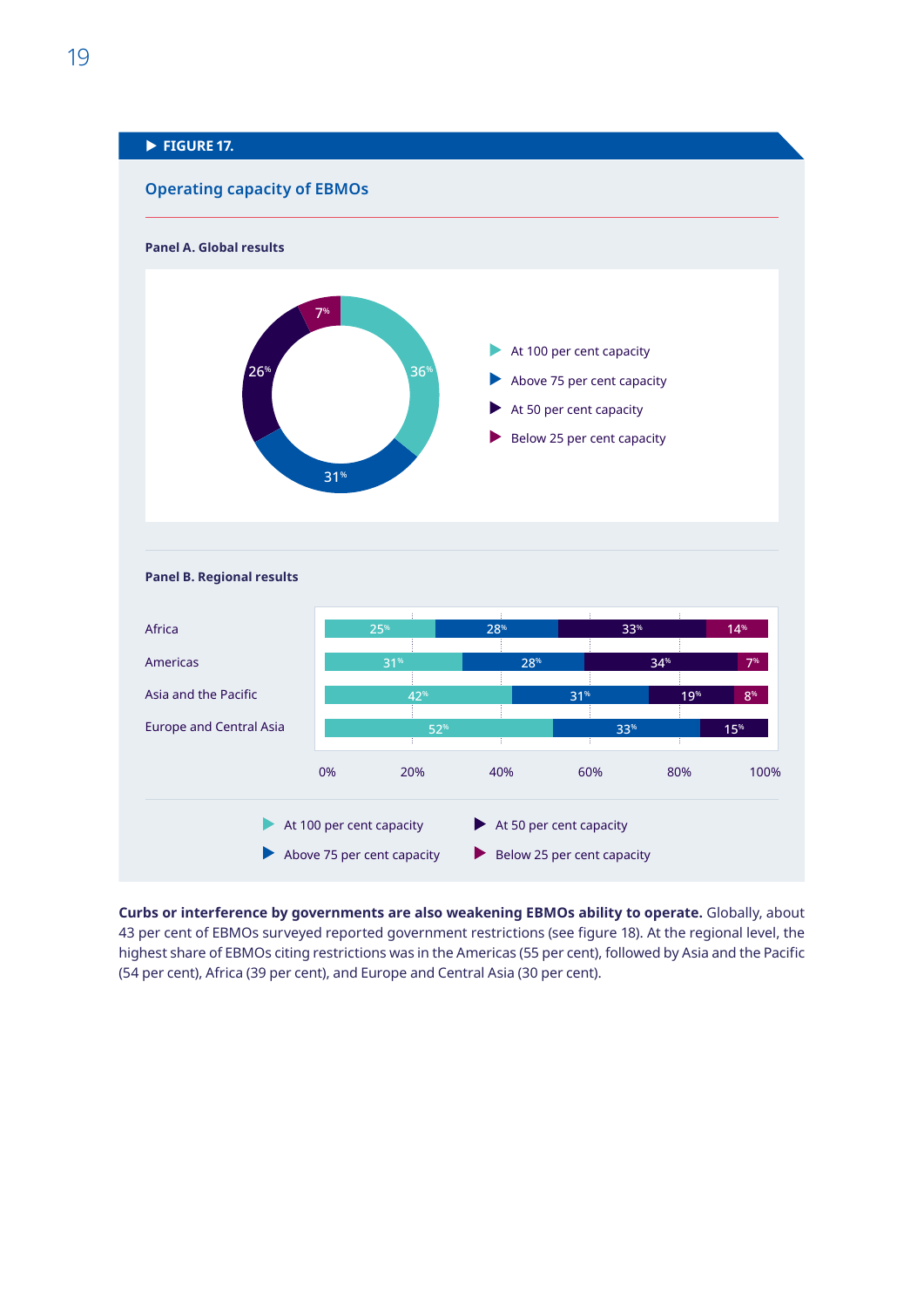**FIGURE 17.**

## Operating capacity of EBMOs

**Panel A. Global results**

| Capacity | Share |
|---|---|
| At 100 per cent capacity | 36% |
| Above 75 per cent capacity | 31% |
| At 50 per cent capacity | 26% |
| Below 25 per cent capacity | 7% |

**Panel B. Regional results**

| Region | At 100 per cent capacity | Above 75 per cent capacity | At 50 per cent capacity | Below 25 per cent capacity |
|---|---|---|---|---|
| Africa | 25% | 28% | 33% | 14% |
| Americas | 31% | 28% | 34% | 7% |
| Asia and the Pacific | 42% | 31% | 19% | 8% |
| Europe and Central Asia | 52% | 33% | 15% | |

**Curbs or interference by governments are also weakening EBMOs ability to operate.** Globally, about 43 per cent of EBMOs surveyed reported government restrictions (see figure 18). At the regional level, the highest share of EBMOs citing restrictions was in the Americas (55 per cent), followed by Asia and the Pacific (54 per cent), Africa (39 per cent), and Europe and Central Asia (30 per cent).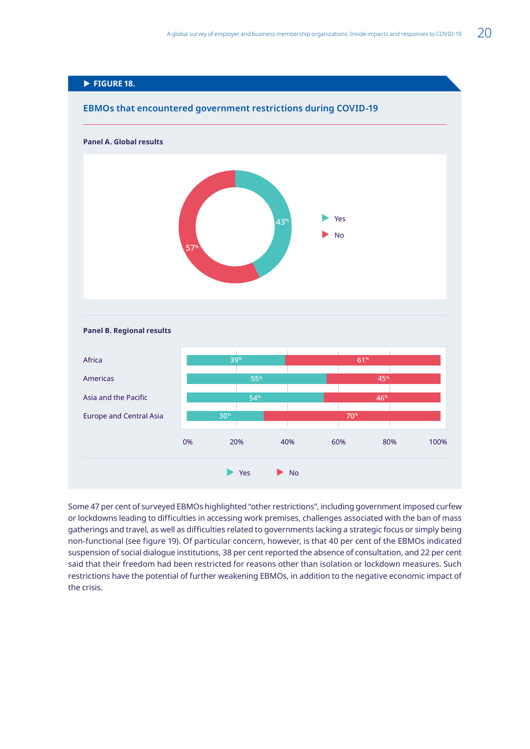**FIGURE 18.**

### EBMOs that encountered government restrictions during COVID-19

**Panel A. Global results**

| Response | Share |
|---|---|
| Yes | 43% |
| No | 57% |

**Panel B. Regional results**

| Region | Yes | No |
|---|---|---|
| Africa | 39% | 61% |
| Americas | 55% | 45% |
| Asia and the Pacific | 54% | 46% |
| Europe and Central Asia | 30% | 70% |

Some 47 per cent of surveyed EBMOs highlighted "other restrictions", including government imposed curfew or lockdowns leading to difficulties in accessing work premises, challenges associated with the ban of mass gatherings and travel, as well as difficulties related to governments lacking a strategic focus or simply being non-functional (see figure 19). Of particular concern, however, is that 40 per cent of the EBMOs indicated suspension of social dialogue institutions, 38 per cent reported the absence of consultation, and 22 per cent said that their freedom had been restricted for reasons other than isolation or lockdown measures. Such restrictions have the potential of further weakening EBMOs, in addition to the negative economic impact of the crisis.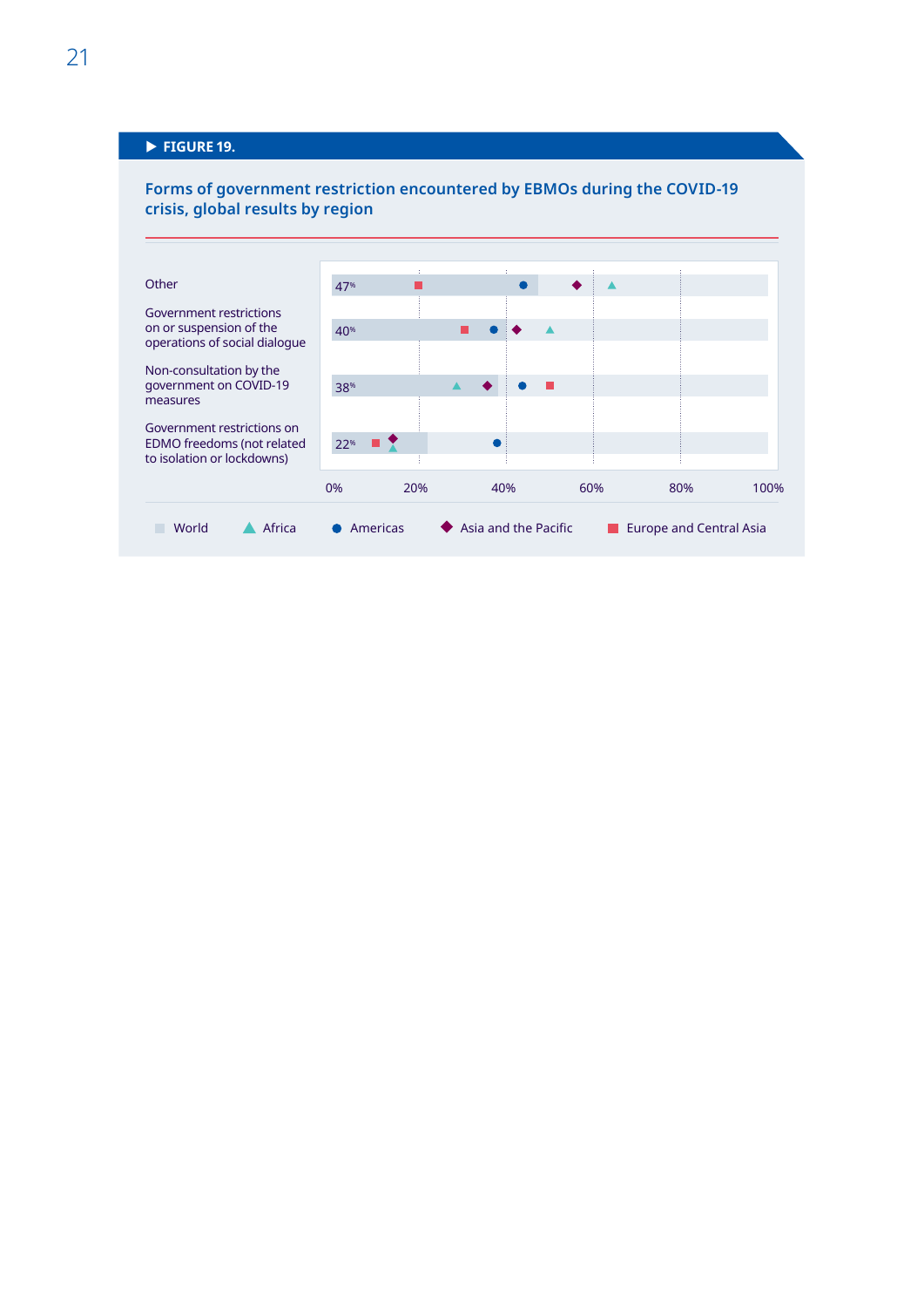**FIGURE 19.**

### Forms of government restriction encountered by EBMOs during the COVID-19 crisis, global results by region

| | World |
|---|---|
| Other | 47% |
| Government restrictions on or suspension of the operations of social dialogue | 40% |
| Non-consultation by the government on COVID-19 measures | 38% |
| Government restrictions on EDMO freedoms (not related to isolation or lockdowns) | 22% |

0% 20% 40% 60% 80% 100%

World · Africa · Americas · Asia and the Pacific · Europe and Central Asia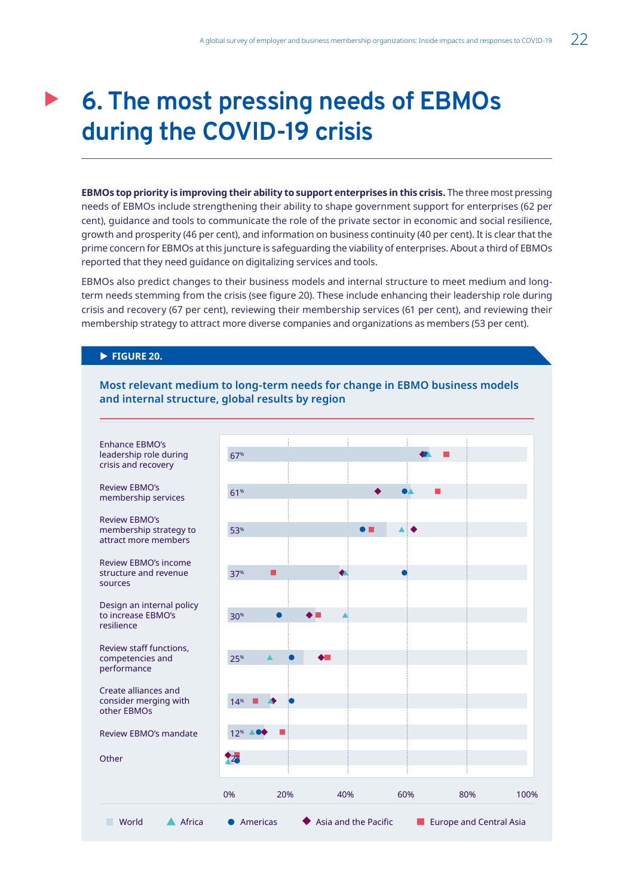# 6. The most pressing needs of EBMOs during the COVID-19 crisis

**EBMOs top priority is improving their ability to support enterprises in this crisis.** The three most pressing needs of EBMOs include strengthening their ability to shape government support for enterprises (62 per cent), guidance and tools to communicate the role of the private sector in economic and social resilience, growth and prosperity (46 per cent), and information on business continuity (40 per cent). It is clear that the prime concern for EBMOs at this juncture is safeguarding the viability of enterprises. About a third of EBMOs reported that they need guidance on digitalizing services and tools.

EBMOs also predict changes to their business models and internal structure to meet medium and long-term needs stemming from the crisis (see figure 20). These include enhancing their leadership role during crisis and recovery (67 per cent), reviewing their membership services (61 per cent), and reviewing their membership strategy to attract more diverse companies and organizations as members (53 per cent).

**▶ FIGURE 20.**

**Most relevant medium to long-term needs for change in EBMO business models and internal structure, global results by region**

| Need | World |
|---|---|
| Enhance EBMO's leadership role during crisis and recovery | 67% |
| Review EBMO's membership services | 61% |
| Review EBMO's membership strategy to attract more members | 53% |
| Review EBMO's income structure and revenue sources | 37% |
| Design an internal policy to increase EBMO's resilience | 30% |
| Review staff functions, competencies and performance | 25% |
| Create alliances and consider merging with other EBMOs | 14% |
| Review EBMO's mandate | 12% |
| Other | 2% |

Legend: World, Africa, Americas, Asia and the Pacific, Europe and Central Asia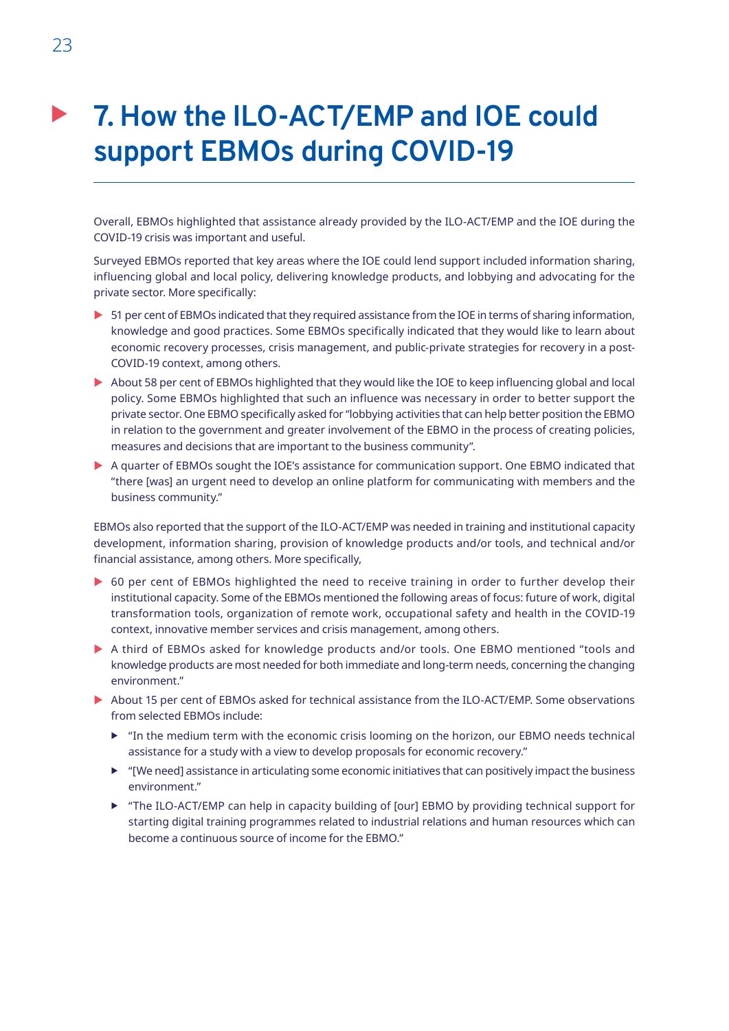# 7. How the ILO-ACT/EMP and IOE could support EBMOs during COVID-19

Overall, EBMOs highlighted that assistance already provided by the ILO-ACT/EMP and the IOE during the COVID-19 crisis was important and useful.

Surveyed EBMOs reported that key areas where the IOE could lend support included information sharing, influencing global and local policy, delivering knowledge products, and lobbying and advocating for the private sector. More specifically:

- 51 per cent of EBMOs indicated that they required assistance from the IOE in terms of sharing information, knowledge and good practices. Some EBMOs specifically indicated that they would like to learn about economic recovery processes, crisis management, and public-private strategies for recovery in a post-COVID-19 context, among others.
- About 58 per cent of EBMOs highlighted that they would like the IOE to keep influencing global and local policy. Some EBMOs highlighted that such an influence was necessary in order to better support the private sector. One EBMO specifically asked for "lobbying activities that can help better position the EBMO in relation to the government and greater involvement of the EBMO in the process of creating policies, measures and decisions that are important to the business community".
- A quarter of EBMOs sought the IOE's assistance for communication support. One EBMO indicated that "there [was] an urgent need to develop an online platform for communicating with members and the business community."

EBMOs also reported that the support of the ILO-ACT/EMP was needed in training and institutional capacity development, information sharing, provision of knowledge products and/or tools, and technical and/or financial assistance, among others. More specifically,

- 60 per cent of EBMOs highlighted the need to receive training in order to further develop their institutional capacity. Some of the EBMOs mentioned the following areas of focus: future of work, digital transformation tools, organization of remote work, occupational safety and health in the COVID-19 context, innovative member services and crisis management, among others.
- A third of EBMOs asked for knowledge products and/or tools. One EBMO mentioned "tools and knowledge products are most needed for both immediate and long-term needs, concerning the changing environment."
- About 15 per cent of EBMOs asked for technical assistance from the ILO-ACT/EMP. Some observations from selected EBMOs include:
  - "In the medium term with the economic crisis looming on the horizon, our EBMO needs technical assistance for a study with a view to develop proposals for economic recovery."
  - "[We need] assistance in articulating some economic initiatives that can positively impact the business environment."
  - "The ILO-ACT/EMP can help in capacity building of [our] EBMO by providing technical support for starting digital training programmes related to industrial relations and human resources which can become a continuous source of income for the EBMO."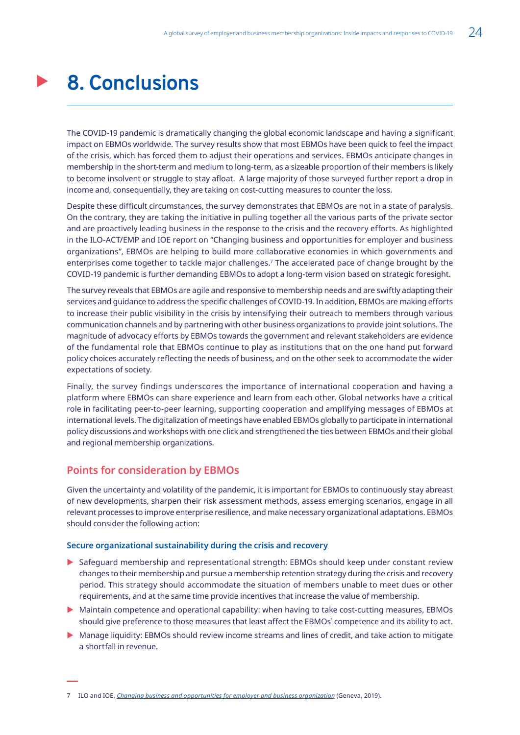# 8. Conclusions

The COVID-19 pandemic is dramatically changing the global economic landscape and having a significant impact on EBMOs worldwide. The survey results show that most EBMOs have been quick to feel the impact of the crisis, which has forced them to adjust their operations and services. EBMOs anticipate changes in membership in the short-term and medium to long-term, as a sizeable proportion of their members is likely to become insolvent or struggle to stay afloat. A large majority of those surveyed further report a drop in income and, consequentially, they are taking on cost-cutting measures to counter the loss.

Despite these difficult circumstances, the survey demonstrates that EBMOs are not in a state of paralysis. On the contrary, they are taking the initiative in pulling together all the various parts of the private sector and are proactively leading business in the response to the crisis and the recovery efforts. As highlighted in the ILO-ACT/EMP and IOE report on "Changing business and opportunities for employer and business organizations", EBMOs are helping to build more collaborative economies in which governments and enterprises come together to tackle major challenges.[7] The accelerated pace of change brought by the COVID-19 pandemic is further demanding EBMOs to adopt a long-term vision based on strategic foresight.

The survey reveals that EBMOs are agile and responsive to membership needs and are swiftly adapting their services and guidance to address the specific challenges of COVID-19. In addition, EBMOs are making efforts to increase their public visibility in the crisis by intensifying their outreach to members through various communication channels and by partnering with other business organizations to provide joint solutions. The magnitude of advocacy efforts by EBMOs towards the government and relevant stakeholders are evidence of the fundamental role that EBMOs continue to play as institutions that on the one hand put forward policy choices accurately reflecting the needs of business, and on the other seek to accommodate the wider expectations of society.

Finally, the survey findings underscores the importance of international cooperation and having a platform where EBMOs can share experience and learn from each other. Global networks have a critical role in facilitating peer-to-peer learning, supporting cooperation and amplifying messages of EBMOs at international levels. The digitalization of meetings have enabled EBMOs globally to participate in international policy discussions and workshops with one click and strengthened the ties between EBMOs and their global and regional membership organizations.

## Points for consideration by EBMOs

Given the uncertainty and volatility of the pandemic, it is important for EBMOs to continuously stay abreast of new developments, sharpen their risk assessment methods, assess emerging scenarios, engage in all relevant processes to improve enterprise resilience, and make necessary organizational adaptations. EBMOs should consider the following action:

### Secure organizational sustainability during the crisis and recovery

- Safeguard membership and representational strength: EBMOs should keep under constant review changes to their membership and pursue a membership retention strategy during the crisis and recovery period. This strategy should accommodate the situation of members unable to meet dues or other requirements, and at the same time provide incentives that increase the value of membership.
- Maintain competence and operational capability: when having to take cost-cutting measures, EBMOs should give preference to those measures that least affect the EBMOs` competence and its ability to act.
- Manage liquidity: EBMOs should review income streams and lines of credit, and take action to mitigate a shortfall in revenue.

7 ILO and IOE, *Changing business and opportunities for employer and business organization* (Geneva, 2019).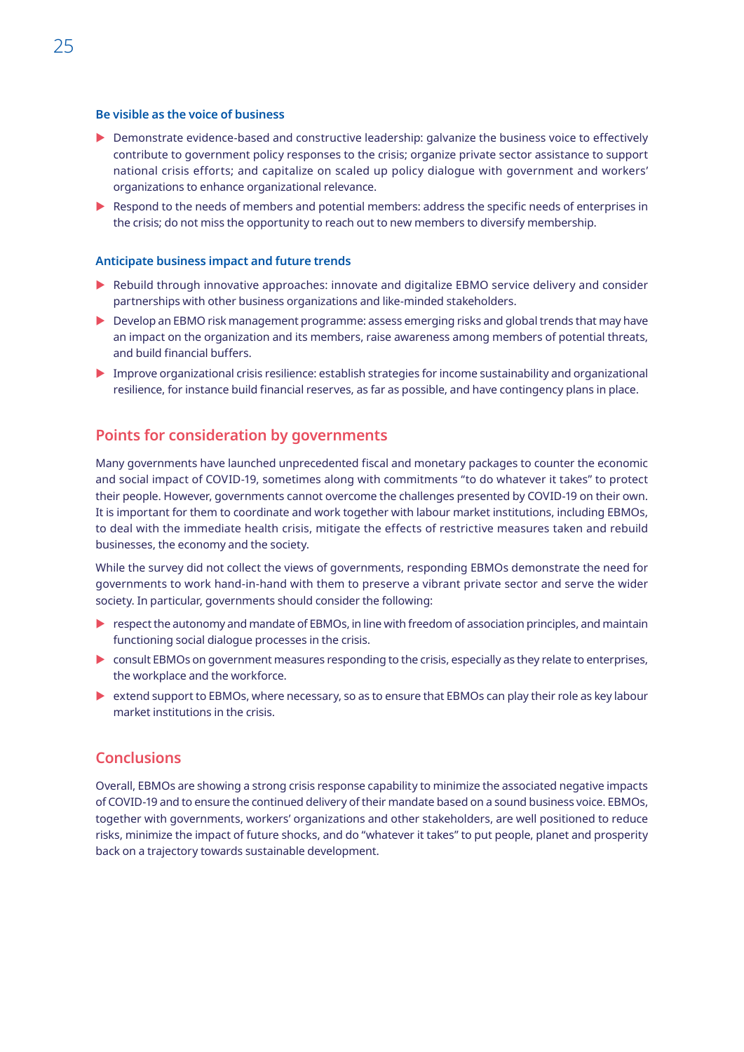### Be visible as the voice of business

- Demonstrate evidence-based and constructive leadership: galvanize the business voice to effectively contribute to government policy responses to the crisis; organize private sector assistance to support national crisis efforts; and capitalize on scaled up policy dialogue with government and workers' organizations to enhance organizational relevance.
- Respond to the needs of members and potential members: address the specific needs of enterprises in the crisis; do not miss the opportunity to reach out to new members to diversify membership.

### Anticipate business impact and future trends

- Rebuild through innovative approaches: innovate and digitalize EBMO service delivery and consider partnerships with other business organizations and like-minded stakeholders.
- Develop an EBMO risk management programme: assess emerging risks and global trends that may have an impact on the organization and its members, raise awareness among members of potential threats, and build financial buffers.
- Improve organizational crisis resilience: establish strategies for income sustainability and organizational resilience, for instance build financial reserves, as far as possible, and have contingency plans in place.

## Points for consideration by governments

Many governments have launched unprecedented fiscal and monetary packages to counter the economic and social impact of COVID-19, sometimes along with commitments "to do whatever it takes" to protect their people. However, governments cannot overcome the challenges presented by COVID-19 on their own. It is important for them to coordinate and work together with labour market institutions, including EBMOs, to deal with the immediate health crisis, mitigate the effects of restrictive measures taken and rebuild businesses, the economy and the society.

While the survey did not collect the views of governments, responding EBMOs demonstrate the need for governments to work hand-in-hand with them to preserve a vibrant private sector and serve the wider society. In particular, governments should consider the following:

- respect the autonomy and mandate of EBMOs, in line with freedom of association principles, and maintain functioning social dialogue processes in the crisis.
- consult EBMOs on government measures responding to the crisis, especially as they relate to enterprises, the workplace and the workforce.
- extend support to EBMOs, where necessary, so as to ensure that EBMOs can play their role as key labour market institutions in the crisis.

## Conclusions

Overall, EBMOs are showing a strong crisis response capability to minimize the associated negative impacts of COVID-19 and to ensure the continued delivery of their mandate based on a sound business voice. EBMOs, together with governments, workers' organizations and other stakeholders, are well positioned to reduce risks, minimize the impact of future shocks, and do "whatever it takes" to put people, planet and prosperity back on a trajectory towards sustainable development.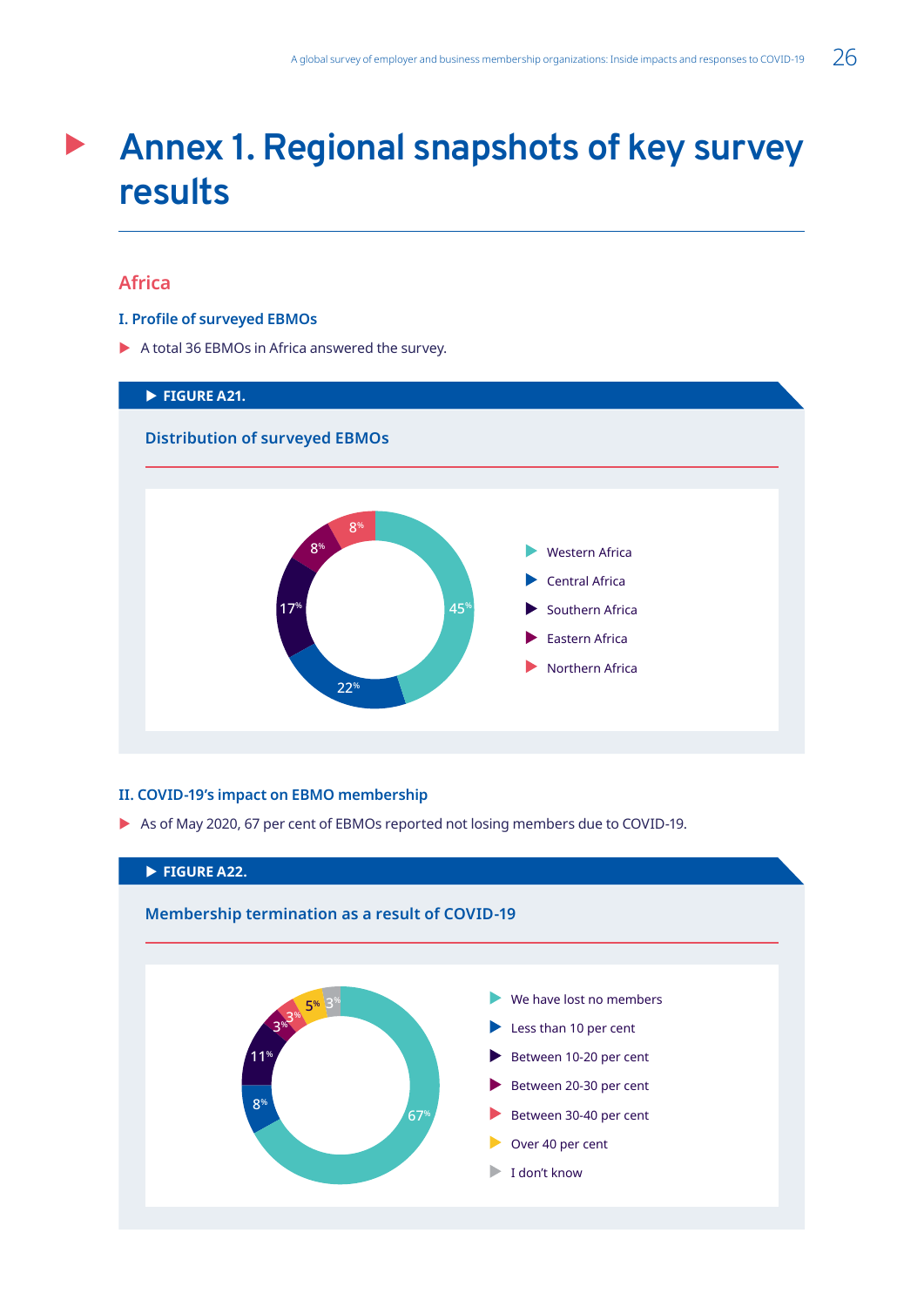# Annex 1. Regional snapshots of key survey results

## Africa

### I. Profile of surveyed EBMOs

- A total 36 EBMOs in Africa answered the survey.

**FIGURE A21.**

**Distribution of surveyed EBMOs**

| Region | Share |
|---|---|
| Western Africa | 45% |
| Central Africa | 22% |
| Southern Africa | 17% |
| Eastern Africa | 8% |
| Northern Africa | 8% |

### II. COVID-19's impact on EBMO membership

- As of May 2020, 67 per cent of EBMOs reported not losing members due to COVID-19.

**FIGURE A22.**

**Membership termination as a result of COVID-19**

| Response | Share |
|---|---|
| We have lost no members | 67% |
| Less than 10 per cent | 8% |
| Between 10-20 per cent | 11% |
| Between 20-30 per cent | 3% |
| Between 30-40 per cent | 3% |
| Over 40 per cent | 5% |
| I don't know | 3% |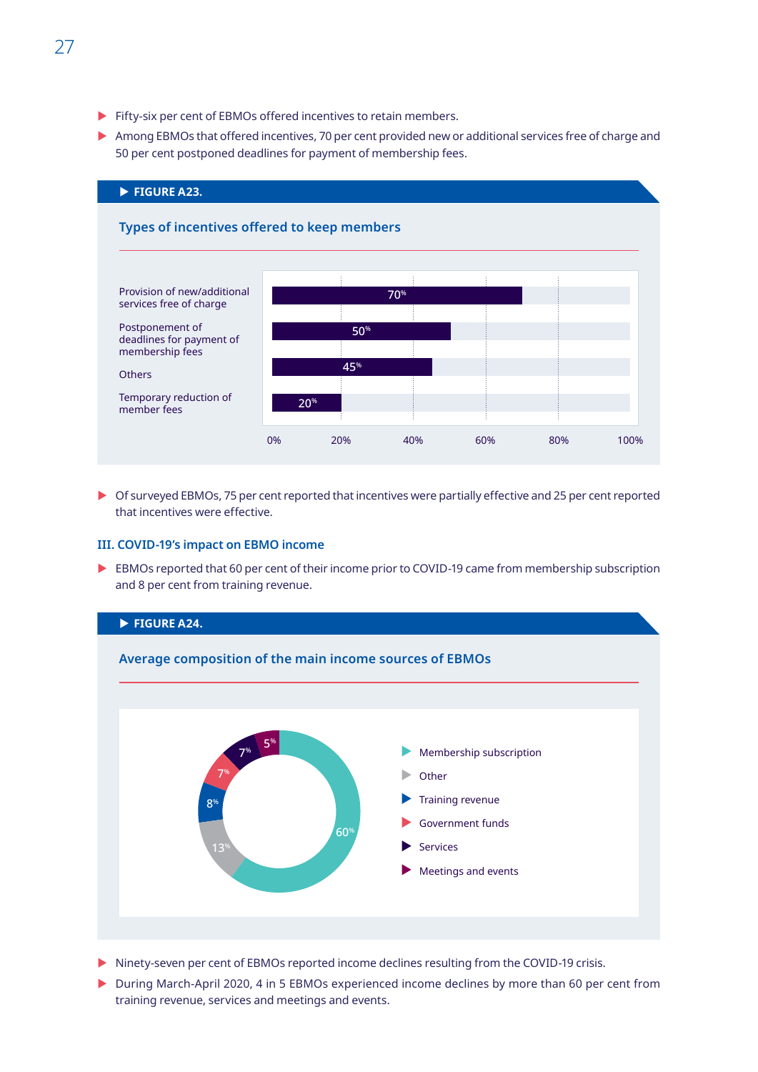- Fifty-six per cent of EBMOs offered incentives to retain members.
- Among EBMOs that offered incentives, 70 per cent provided new or additional services free of charge and 50 per cent postponed deadlines for payment of membership fees.

**FIGURE A23.**

**Types of incentives offered to keep members**

| Type of incentive | Share |
|---|---|
| Provision of new/additional services free of charge | 70% |
| Postponement of deadlines for payment of membership fees | 50% |
| Others | 45% |
| Temporary reduction of member fees | 20% |

- Of surveyed EBMOs, 75 per cent reported that incentives were partially effective and 25 per cent reported that incentives were effective.

### III. COVID-19's impact on EBMO income

- EBMOs reported that 60 per cent of their income prior to COVID-19 came from membership subscription and 8 per cent from training revenue.

**FIGURE A24.**

**Average composition of the main income sources of EBMOs**

| Income source | Share |
|---|---|
| Membership subscription | 60% |
| Other | 13% |
| Training revenue | 8% |
| Government funds | 7% |
| Services | 7% |
| Meetings and events | 5% |

- Ninety-seven per cent of EBMOs reported income declines resulting from the COVID-19 crisis.
- During March-April 2020, 4 in 5 EBMOs experienced income declines by more than 60 per cent from training revenue, services and meetings and events.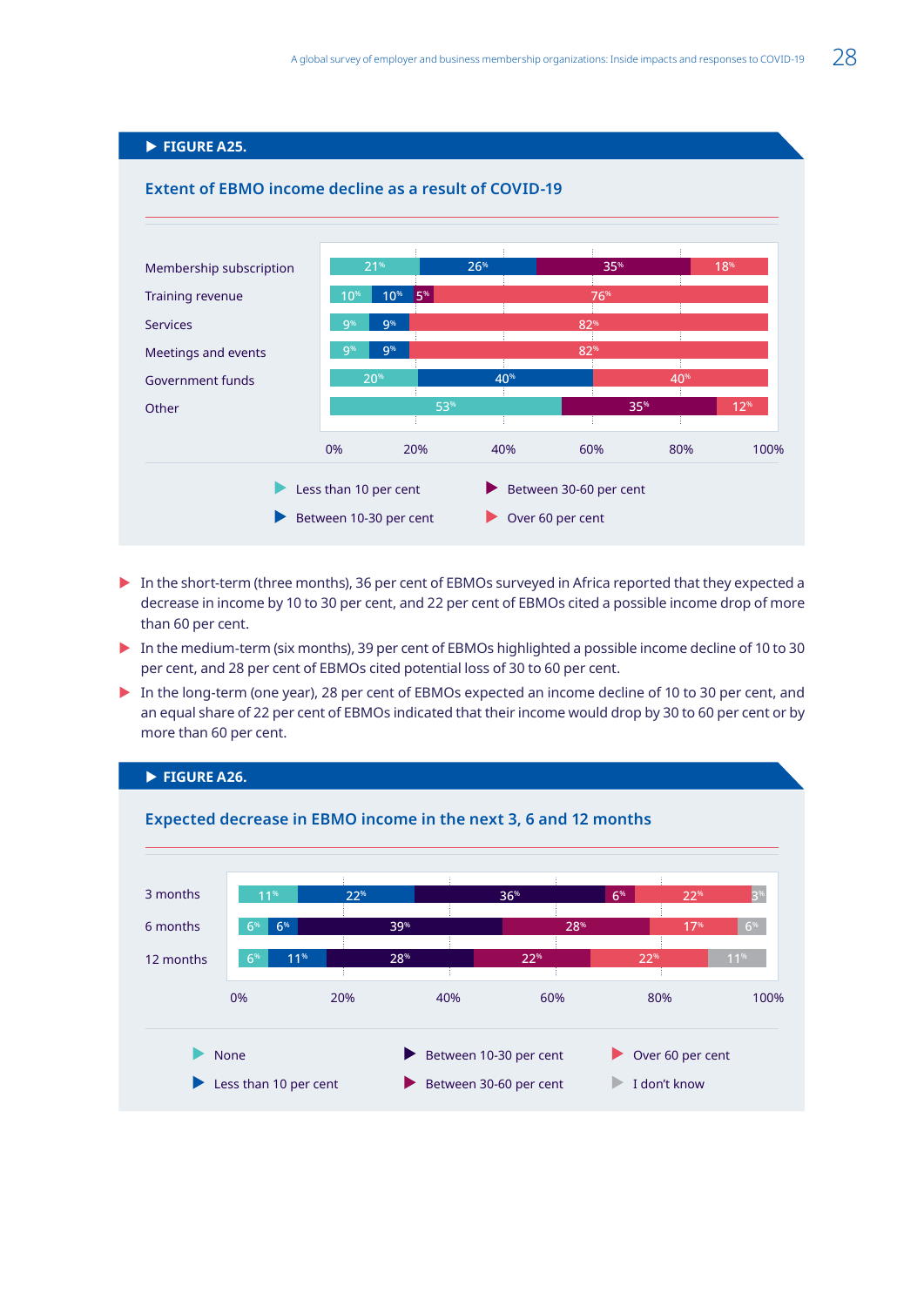**FIGURE A25.**

## Extent of EBMO income decline as a result of COVID-19

| | Less than 10 per cent | Between 10-30 per cent | Between 30-60 per cent | Over 60 per cent |
|---|---|---|---|---|
| Membership subscription | 21% | 26% | 35% | 18% |
| Training revenue | 10% | 10% | 5% | 76% |
| Services | 9% | 9% | | 82% |
| Meetings and events | 9% | 9% | | 82% |
| Government funds | 20% | 40% | | 40% |
| Other | 53% | | 35% | 12% |

- In the short-term (three months), 36 per cent of EBMOs surveyed in Africa reported that they expected a decrease in income by 10 to 30 per cent, and 22 per cent of EBMOs cited a possible income drop of more than 60 per cent.
- In the medium-term (six months), 39 per cent of EBMOs highlighted a possible income decline of 10 to 30 per cent, and 28 per cent of EBMOs cited potential loss of 30 to 60 per cent.
- In the long-term (one year), 28 per cent of EBMOs expected an income decline of 10 to 30 per cent, and an equal share of 22 per cent of EBMOs indicated that their income would drop by 30 to 60 per cent or by more than 60 per cent.

**FIGURE A26.**

## Expected decrease in EBMO income in the next 3, 6 and 12 months

| | None | Less than 10 per cent | Between 10-30 per cent | Between 30-60 per cent | Over 60 per cent | I don't know |
|---|---|---|---|---|---|---|
| 3 months | 11% | 22% | 36% | 6% | 22% | 3% |
| 6 months | 6% | 6% | 39% | 28% | 17% | 6% |
| 12 months | 6% | 11% | 28% | 22% | 22% | 11% |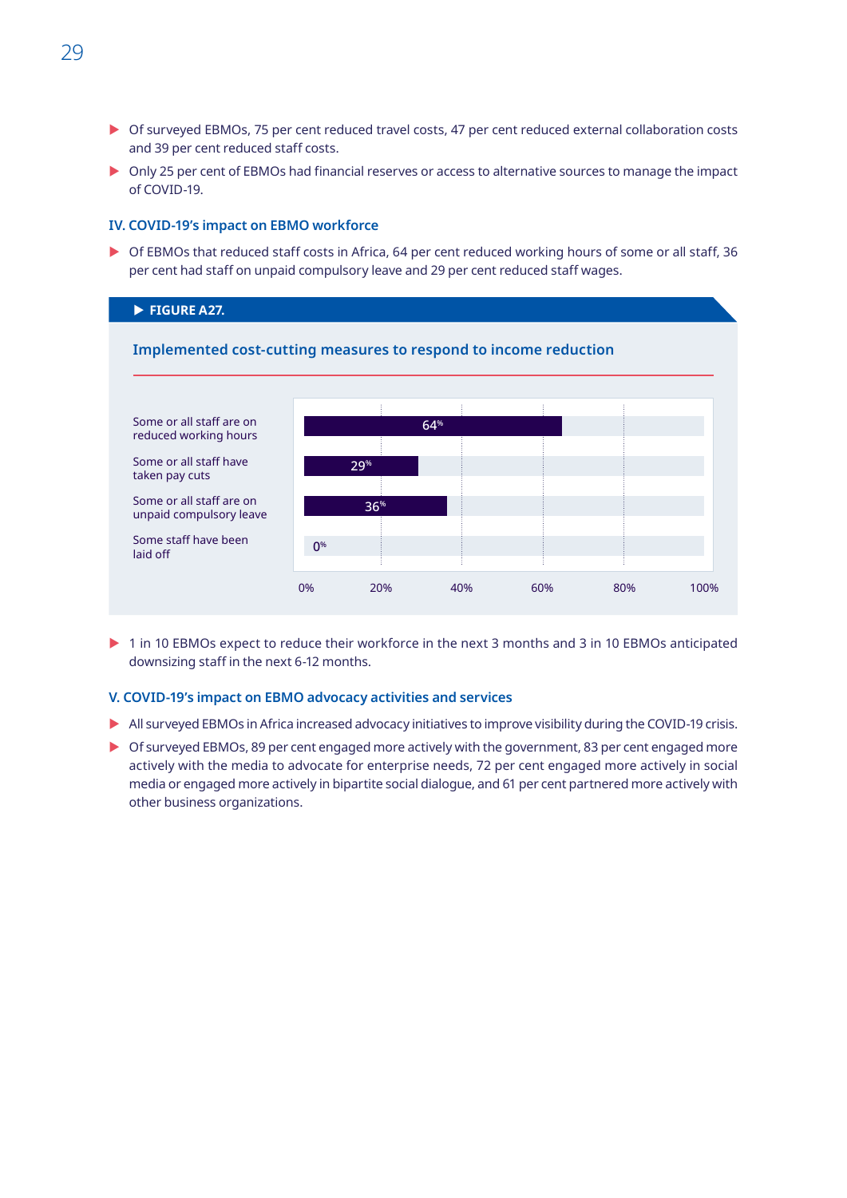- Of surveyed EBMOs, 75 per cent reduced travel costs, 47 per cent reduced external collaboration costs and 39 per cent reduced staff costs.
- Only 25 per cent of EBMOs had financial reserves or access to alternative sources to manage the impact of COVID-19.

### IV. COVID-19's impact on EBMO workforce

- Of EBMOs that reduced staff costs in Africa, 64 per cent reduced working hours of some or all staff, 36 per cent had staff on unpaid compulsory leave and 29 per cent reduced staff wages.

**FIGURE A27.**

**Implemented cost-cutting measures to respond to income reduction**

| Measure | Percentage |
|---|---|
| Some or all staff are on reduced working hours | 64% |
| Some or all staff have taken pay cuts | 29% |
| Some or all staff are on unpaid compulsory leave | 36% |
| Some staff have been laid off | 0% |

- 1 in 10 EBMOs expect to reduce their workforce in the next 3 months and 3 in 10 EBMOs anticipated downsizing staff in the next 6-12 months.

### V. COVID-19's impact on EBMO advocacy activities and services

- All surveyed EBMOs in Africa increased advocacy initiatives to improve visibility during the COVID-19 crisis.
- Of surveyed EBMOs, 89 per cent engaged more actively with the government, 83 per cent engaged more actively with the media to advocate for enterprise needs, 72 per cent engaged more actively in social media or engaged more actively in bipartite social dialogue, and 61 per cent partnered more actively with other business organizations.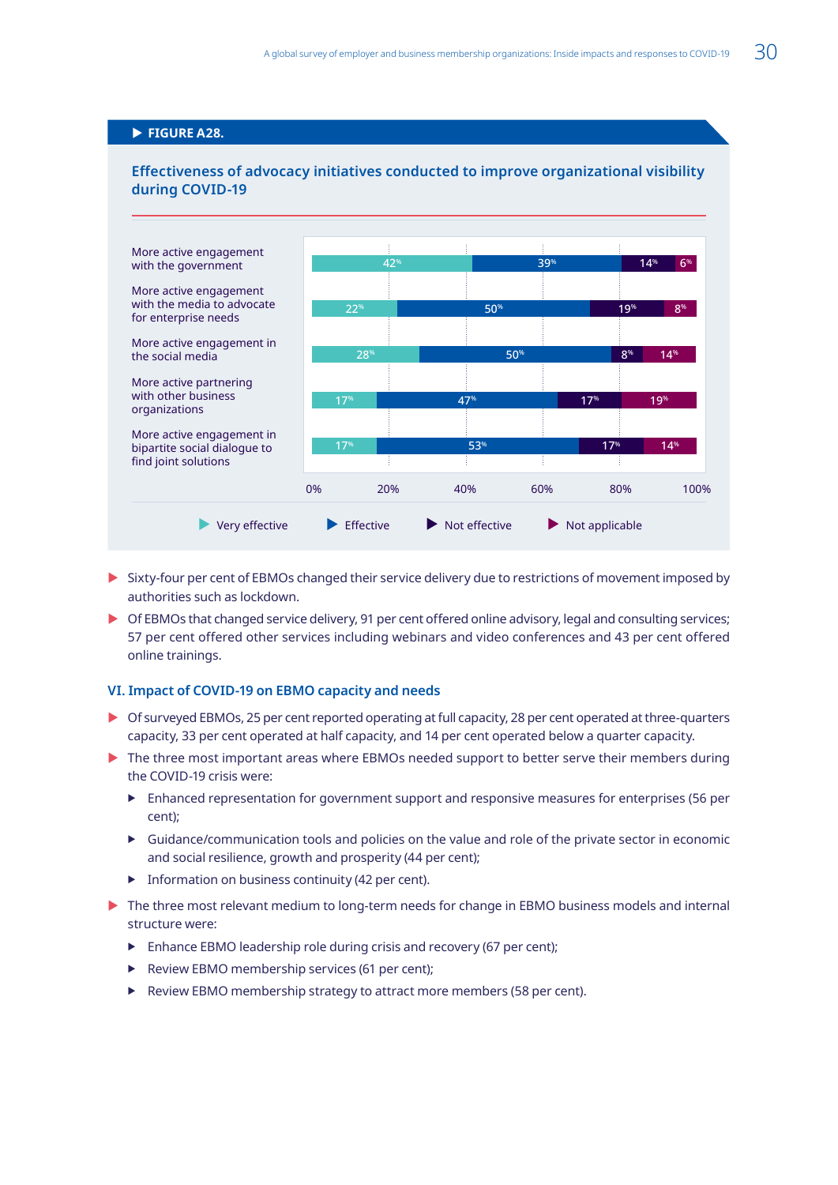**FIGURE A28.**

**Effectiveness of advocacy initiatives conducted to improve organizational visibility during COVID-19**

| | Very effective | Effective | Not effective | Not applicable |
|---|---|---|---|---|
| More active engagement with the government | 42% | 39% | 14% | 6% |
| More active engagement with the media to advocate for enterprise needs | 22% | 50% | 19% | 8% |
| More active engagement in the social media | 28% | 50% | 8% | 14% |
| More active partnering with other business organizations | 17% | 47% | 17% | 19% |
| More active engagement in bipartite social dialogue to find joint solutions | 17% | 53% | 17% | 14% |

- Sixty-four per cent of EBMOs changed their service delivery due to restrictions of movement imposed by authorities such as lockdown.
- Of EBMOs that changed service delivery, 91 per cent offered online advisory, legal and consulting services; 57 per cent offered other services including webinars and video conferences and 43 per cent offered online trainings.

## VI. Impact of COVID-19 on EBMO capacity and needs

- Of surveyed EBMOs, 25 per cent reported operating at full capacity, 28 per cent operated at three-quarters capacity, 33 per cent operated at half capacity, and 14 per cent operated below a quarter capacity.
- The three most important areas where EBMOs needed support to better serve their members during the COVID-19 crisis were:
  - Enhanced representation for government support and responsive measures for enterprises (56 per cent);
  - Guidance/communication tools and policies on the value and role of the private sector in economic and social resilience, growth and prosperity (44 per cent);
  - Information on business continuity (42 per cent).
- The three most relevant medium to long-term needs for change in EBMO business models and internal structure were:
  - Enhance EBMO leadership role during crisis and recovery (67 per cent);
  - Review EBMO membership services (61 per cent);
  - Review EBMO membership strategy to attract more members (58 per cent).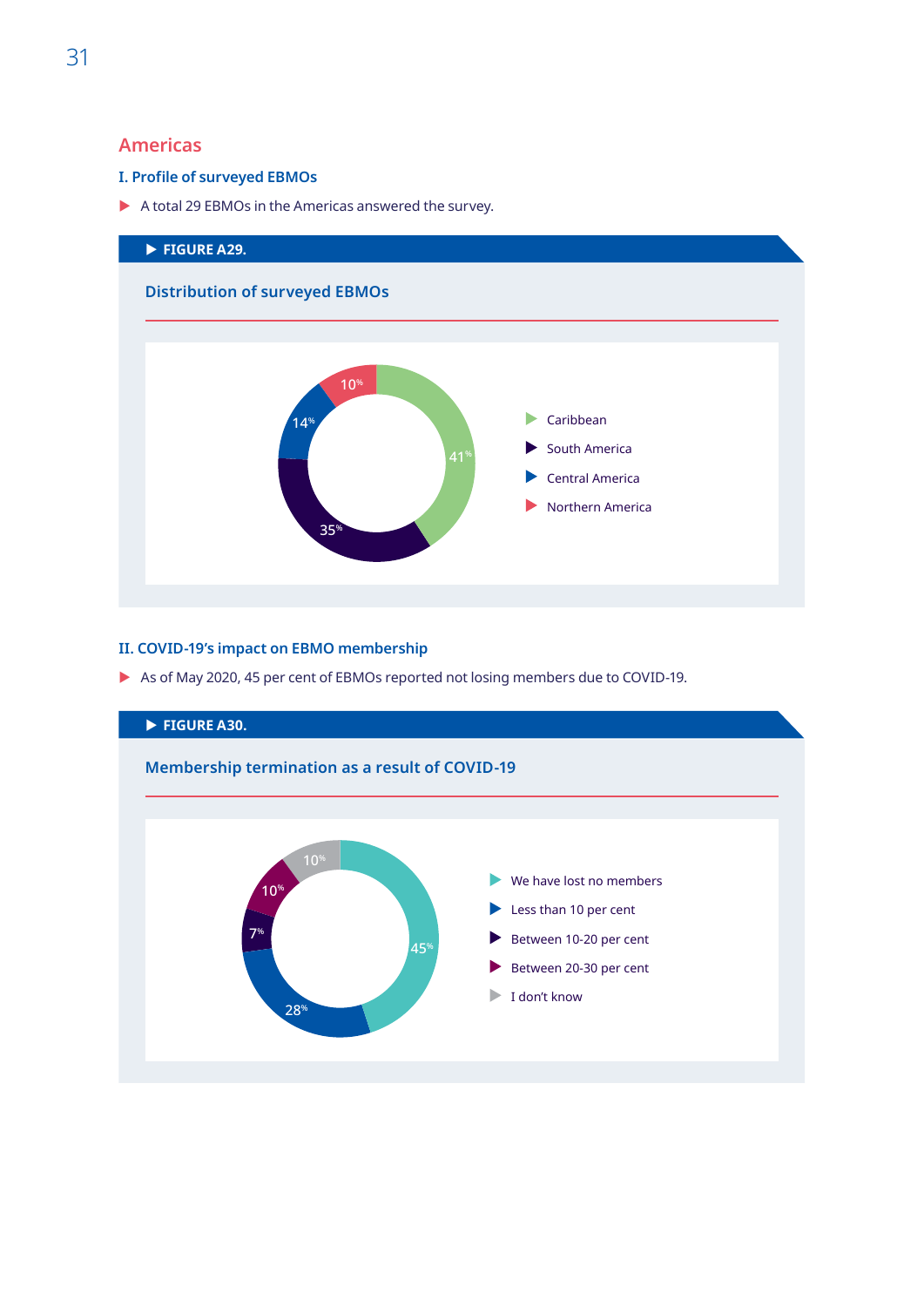## Americas

### I. Profile of surveyed EBMOs

- A total 29 EBMOs in the Americas answered the survey.

**FIGURE A29.**

**Distribution of surveyed EBMOs**

| Region | Share |
|---|---|
| Caribbean | 41% |
| South America | 35% |
| Central America | 14% |
| Northern America | 10% |

### II. COVID-19's impact on EBMO membership

- As of May 2020, 45 per cent of EBMOs reported not losing members due to COVID-19.

**FIGURE A30.**

**Membership termination as a result of COVID-19**

| Response | Share |
|---|---|
| We have lost no members | 45% |
| Less than 10 per cent | 28% |
| Between 10-20 per cent | 7% |
| Between 20-30 per cent | 10% |
| I don't know | 10% |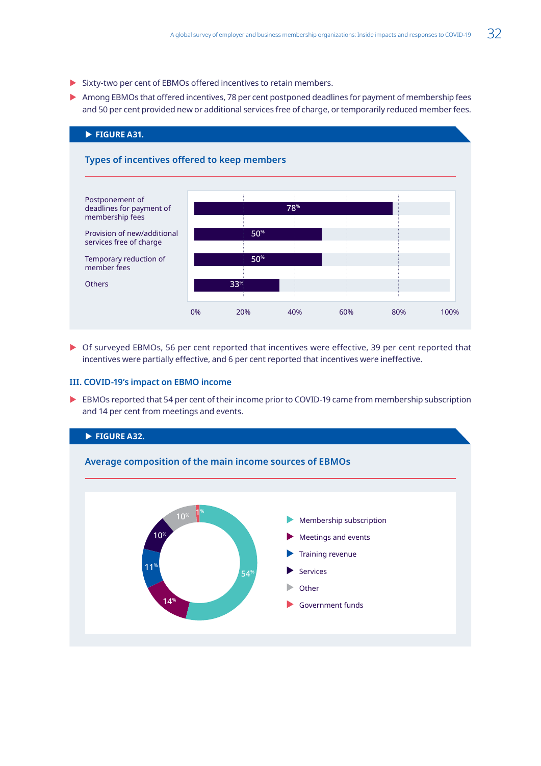- Sixty-two per cent of EBMOs offered incentives to retain members.
- Among EBMOs that offered incentives, 78 per cent postponed deadlines for payment of membership fees and 50 per cent provided new or additional services free of charge, or temporarily reduced member fees.

**FIGURE A31.**

**Types of incentives offered to keep members**

| Incentive | Percentage |
|---|---|
| Postponement of deadlines for payment of membership fees | 78% |
| Provision of new/additional services free of charge | 50% |
| Temporary reduction of member fees | 50% |
| Others | 33% |

- Of surveyed EBMOs, 56 per cent reported that incentives were effective, 39 per cent reported that incentives were partially effective, and 6 per cent reported that incentives were ineffective.

### III. COVID-19's impact on EBMO income

- EBMOs reported that 54 per cent of their income prior to COVID-19 came from membership subscription and 14 per cent from meetings and events.

**FIGURE A32.**

**Average composition of the main income sources of EBMOs**

| Income source | Percentage |
|---|---|
| Membership subscription | 54% |
| Meetings and events | 14% |
| Training revenue | 11% |
| Services | 10% |
| Other | 10% |
| Government funds | 1% |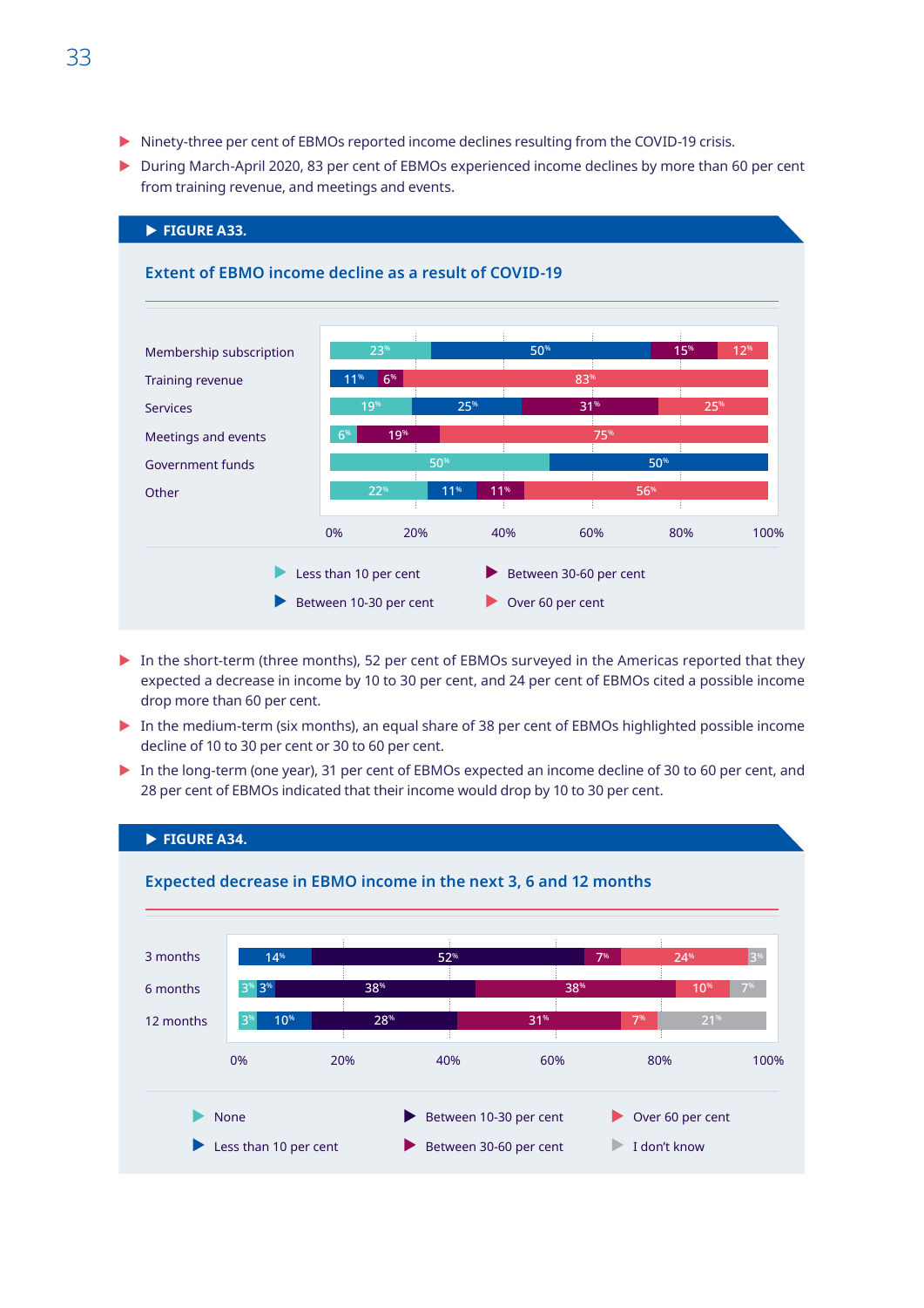- Ninety-three per cent of EBMOs reported income declines resulting from the COVID-19 crisis.
- During March-April 2020, 83 per cent of EBMOs experienced income declines by more than 60 per cent from training revenue, and meetings and events.

**FIGURE A33.**

**Extent of EBMO income decline as a result of COVID-19**

| | Less than 10 per cent | Between 10-30 per cent | Between 30-60 per cent | Over 60 per cent |
|---|---|---|---|---|
| Membership subscription | 23% | 50% | 15% | 12% |
| Training revenue | | 11% | 6% | 83% |
| Services | 19% | 25% | 31% | 25% |
| Meetings and events | | 6% | 19% | 75% |
| Government funds | 50% | 50% | | |
| Other | 22% | 11% | 11% | 56% |

- In the short-term (three months), 52 per cent of EBMOs surveyed in the Americas reported that they expected a decrease in income by 10 to 30 per cent, and 24 per cent of EBMOs cited a possible income drop more than 60 per cent.
- In the medium-term (six months), an equal share of 38 per cent of EBMOs highlighted possible income decline of 10 to 30 per cent or 30 to 60 per cent.
- In the long-term (one year), 31 per cent of EBMOs expected an income decline of 30 to 60 per cent, and 28 per cent of EBMOs indicated that their income would drop by 10 to 30 per cent.

**FIGURE A34.**

**Expected decrease in EBMO income in the next 3, 6 and 12 months**

| | None | Less than 10 per cent | Between 10-30 per cent | Between 30-60 per cent | Over 60 per cent | I don't know |
|---|---|---|---|---|---|---|
| 3 months | | 14% | 52% | 7% | 24% | 3% |
| 6 months | 3% | 3% | 38% | 38% | 10% | 7% |
| 12 months | 3% | 10% | 28% | 31% | 7% | 21% |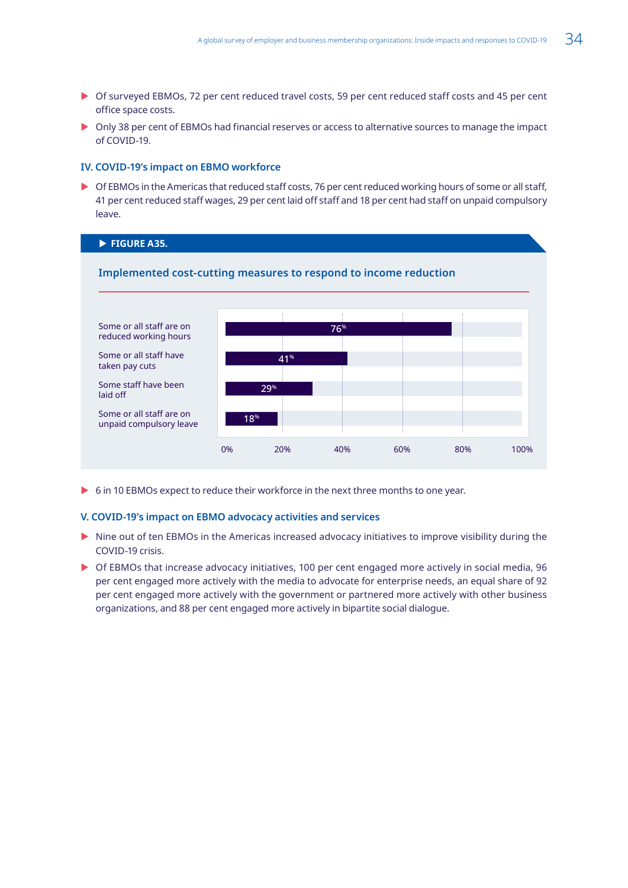- Of surveyed EBMOs, 72 per cent reduced travel costs, 59 per cent reduced staff costs and 45 per cent office space costs.
- Only 38 per cent of EBMOs had financial reserves or access to alternative sources to manage the impact of COVID-19.

### IV. COVID-19's impact on EBMO workforce

- Of EBMOs in the Americas that reduced staff costs, 76 per cent reduced working hours of some or all staff, 41 per cent reduced staff wages, 29 per cent laid off staff and 18 per cent had staff on unpaid compulsory leave.

**FIGURE A35.**

**Implemented cost-cutting measures to respond to income reduction**

| Measure | Share |
|---|---|
| Some or all staff are on reduced working hours | 76% |
| Some or all staff have taken pay cuts | 41% |
| Some staff have been laid off | 29% |
| Some or all staff are on unpaid compulsory leave | 18% |

- 6 in 10 EBMOs expect to reduce their workforce in the next three months to one year.

### V. COVID-19's impact on EBMO advocacy activities and services

- Nine out of ten EBMOs in the Americas increased advocacy initiatives to improve visibility during the COVID-19 crisis.
- Of EBMOs that increase advocacy initiatives, 100 per cent engaged more actively in social media, 96 per cent engaged more actively with the media to advocate for enterprise needs, an equal share of 92 per cent engaged more actively with the government or partnered more actively with other business organizations, and 88 per cent engaged more actively in bipartite social dialogue.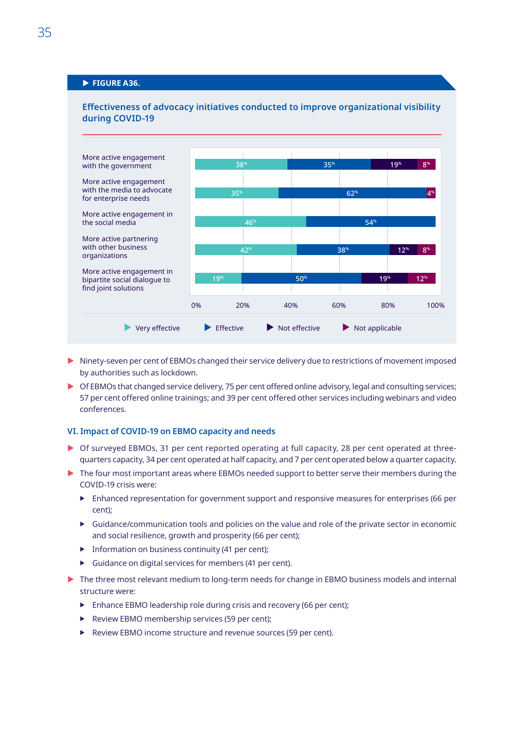**FIGURE A36.**

**Effectiveness of advocacy initiatives conducted to improve organizational visibility during COVID-19**

| | Very effective | Effective | Not effective | Not applicable |
|---|---|---|---|---|
| More active engagement with the government | 38% | 35% | 19% | 8% |
| More active engagement with the media to advocate for enterprise needs | 35% | 62% | | 4% |
| More active engagement in the social media | 46% | 54% | | |
| More active partnering with other business organizations | 42% | 38% | 12% | 8% |
| More active engagement in bipartite social dialogue to find joint solutions | 19% | 50% | 19% | 12% |

- Ninety-seven per cent of EBMOs changed their service delivery due to restrictions of movement imposed by authorities such as lockdown.
- Of EBMOs that changed service delivery, 75 per cent offered online advisory, legal and consulting services; 57 per cent offered online trainings; and 39 per cent offered other services including webinars and video conferences.

## VI. Impact of COVID-19 on EBMO capacity and needs

- Of surveyed EBMOs, 31 per cent reported operating at full capacity, 28 per cent operated at three-quarters capacity, 34 per cent operated at half capacity, and 7 per cent operated below a quarter capacity.
- The four most important areas where EBMOs needed support to better serve their members during the COVID-19 crisis were:
  - Enhanced representation for government support and responsive measures for enterprises (66 per cent);
  - Guidance/communication tools and policies on the value and role of the private sector in economic and social resilience, growth and prosperity (66 per cent);
  - Information on business continuity (41 per cent);
  - Guidance on digital services for members (41 per cent).
- The three most relevant medium to long-term needs for change in EBMO business models and internal structure were:
  - Enhance EBMO leadership role during crisis and recovery (66 per cent);
  - Review EBMO membership services (59 per cent);
  - Review EBMO income structure and revenue sources (59 per cent).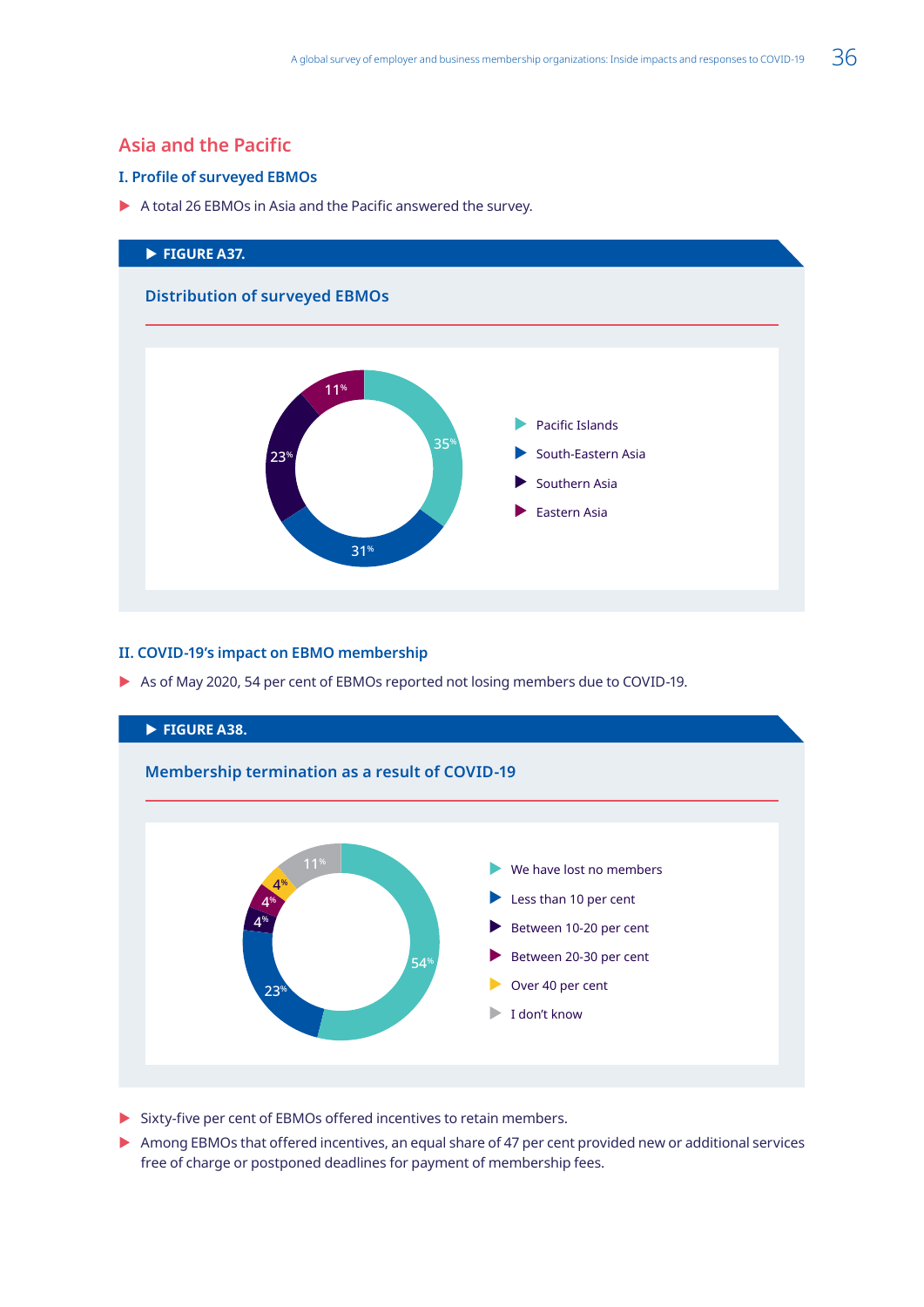## Asia and the Pacific

### I. Profile of surveyed EBMOs

- A total 26 EBMOs in Asia and the Pacific answered the survey.

**FIGURE A37.**

**Distribution of surveyed EBMOs**

| Region | Share |
|---|---|
| Pacific Islands | 35% |
| South-Eastern Asia | 31% |
| Southern Asia | 23% |
| Eastern Asia | 11% |

### II. COVID-19's impact on EBMO membership

- As of May 2020, 54 per cent of EBMOs reported not losing members due to COVID-19.

**FIGURE A38.**

**Membership termination as a result of COVID-19**

| Response | Share |
|---|---|
| We have lost no members | 54% |
| Less than 10 per cent | 23% |
| Between 10-20 per cent | 4% |
| Between 20-30 per cent | 4% |
| Over 40 per cent | 4% |
| I don't know | 11% |

- Sixty-five per cent of EBMOs offered incentives to retain members.
- Among EBMOs that offered incentives, an equal share of 47 per cent provided new or additional services free of charge or postponed deadlines for payment of membership fees.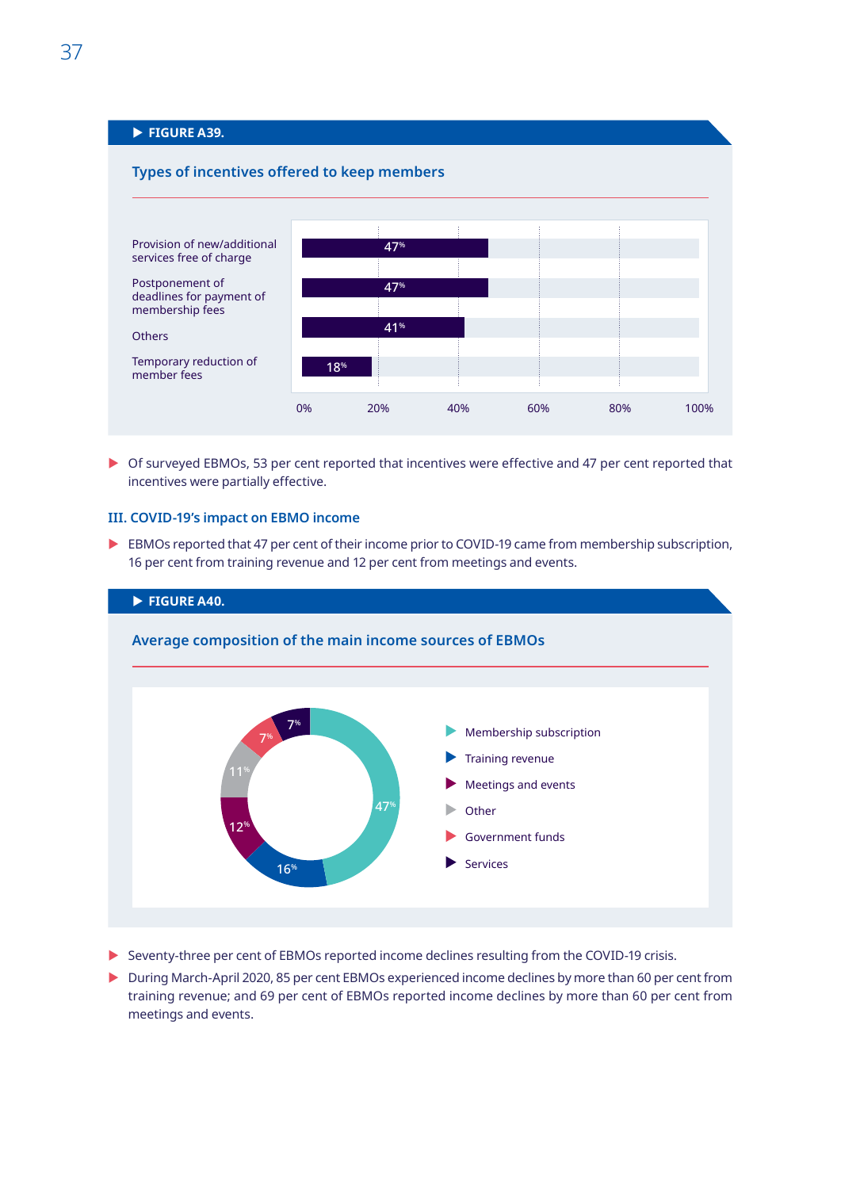**FIGURE A39.**

**Types of incentives offered to keep members**

| Incentive | Share |
|---|---|
| Provision of new/additional services free of charge | 47% |
| Postponement of deadlines for payment of membership fees | 47% |
| Others | 41% |
| Temporary reduction of member fees | 18% |

- Of surveyed EBMOs, 53 per cent reported that incentives were effective and 47 per cent reported that incentives were partially effective.

### III. COVID-19's impact on EBMO income

- EBMOs reported that 47 per cent of their income prior to COVID-19 came from membership subscription, 16 per cent from training revenue and 12 per cent from meetings and events.

**FIGURE A40.**

**Average composition of the main income sources of EBMOs**

| Income source | Share |
|---|---|
| Membership subscription | 47% |
| Training revenue | 16% |
| Meetings and events | 12% |
| Other | 11% |
| Government funds | 7% |
| Services | 7% |

- Seventy-three per cent of EBMOs reported income declines resulting from the COVID-19 crisis.
- During March-April 2020, 85 per cent EBMOs experienced income declines by more than 60 per cent from training revenue; and 69 per cent of EBMOs reported income declines by more than 60 per cent from meetings and events.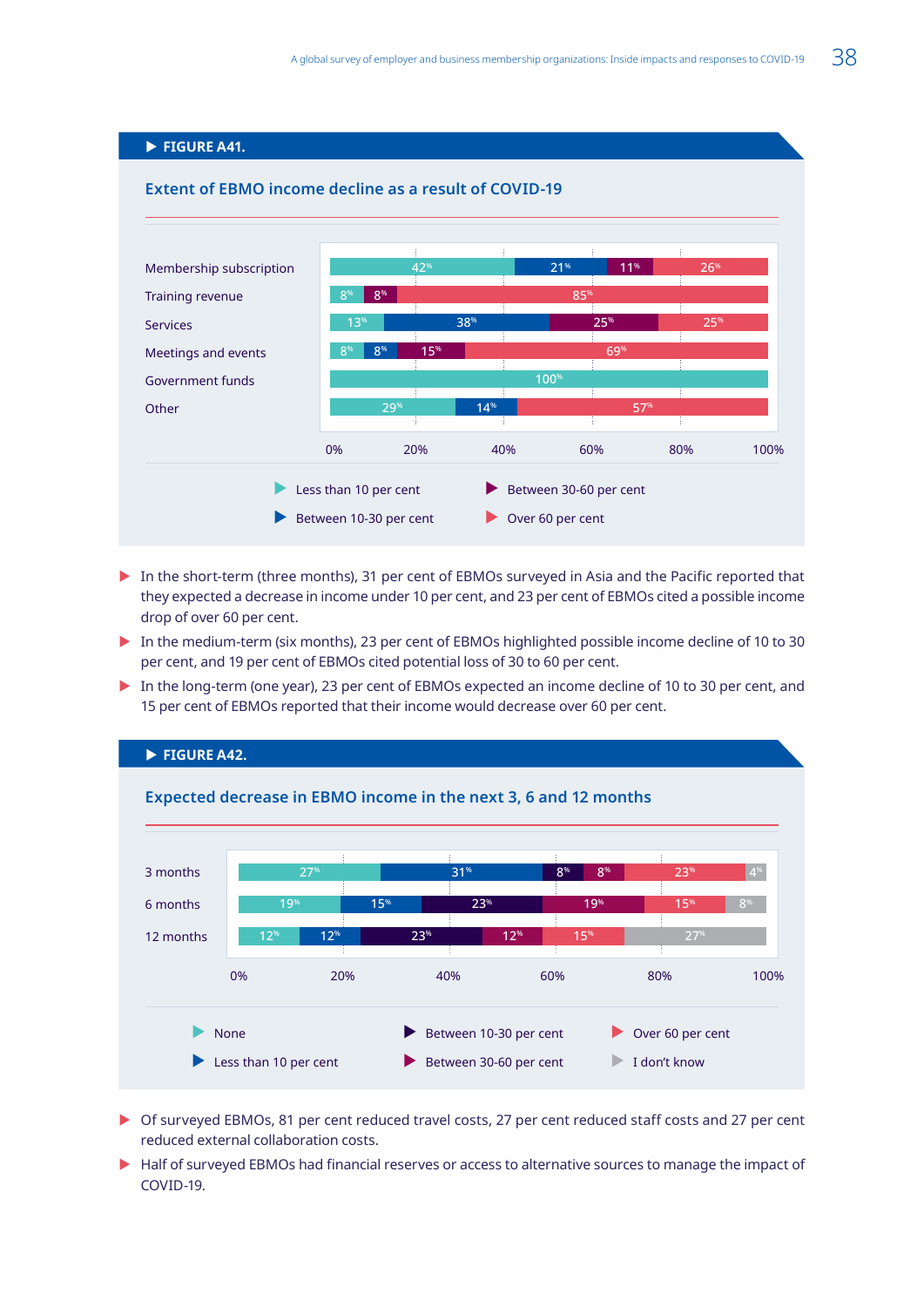**FIGURE A41.**

### Extent of EBMO income decline as a result of COVID-19

| | Less than 10 per cent | Between 10-30 per cent | Between 30-60 per cent | Over 60 per cent |
|---|---|---|---|---|
| Membership subscription | 42% | 21% | 11% | 26% |
| Training revenue | 8% | | 8% | 85% |
| Services | 13% | 38% | 25% | 25% |
| Meetings and events | 8% | 8% | 15% | 69% |
| Government funds | 100% | | | |
| Other | 29% | 14% | | 57% |

- In the short-term (three months), 31 per cent of EBMOs surveyed in Asia and the Pacific reported that they expected a decrease in income under 10 per cent, and 23 per cent of EBMOs cited a possible income drop of over 60 per cent.
- In the medium-term (six months), 23 per cent of EBMOs highlighted possible income decline of 10 to 30 per cent, and 19 per cent of EBMOs cited potential loss of 30 to 60 per cent.
- In the long-term (one year), 23 per cent of EBMOs expected an income decline of 10 to 30 per cent, and 15 per cent of EBMOs reported that their income would decrease over 60 per cent.

**FIGURE A42.**

### Expected decrease in EBMO income in the next 3, 6 and 12 months

| | None | Less than 10 per cent | Between 10-30 per cent | Between 30-60 per cent | Over 60 per cent | I don't know |
|---|---|---|---|---|---|---|
| 3 months | 27% | 31% | 8% | 8% | 23% | 4% |
| 6 months | 19% | 15% | 23% | 19% | 15% | 8% |
| 12 months | 12% | 12% | 23% | 12% | 15% | 27% |

- Of surveyed EBMOs, 81 per cent reduced travel costs, 27 per cent reduced staff costs and 27 per cent reduced external collaboration costs.
- Half of surveyed EBMOs had financial reserves or access to alternative sources to manage the impact of COVID-19.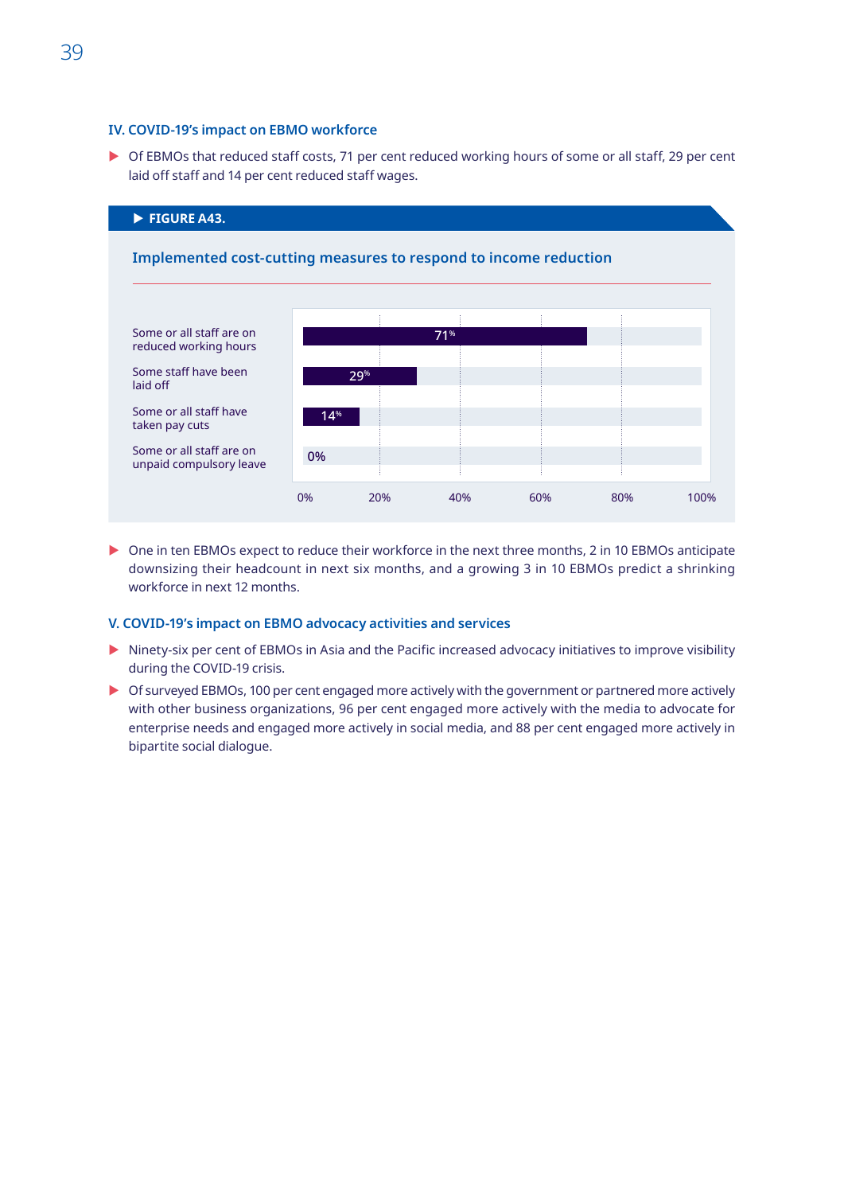### IV. COVID-19's impact on EBMO workforce

- Of EBMOs that reduced staff costs, 71 per cent reduced working hours of some or all staff, 29 per cent laid off staff and 14 per cent reduced staff wages.

**FIGURE A43.**

**Implemented cost-cutting measures to respond to income reduction**

| Measure | Share |
|---|---|
| Some or all staff are on reduced working hours | 71% |
| Some staff have been laid off | 29% |
| Some or all staff have taken pay cuts | 14% |
| Some or all staff are on unpaid compulsory leave | 0% |

- One in ten EBMOs expect to reduce their workforce in the next three months, 2 in 10 EBMOs anticipate downsizing their headcount in next six months, and a growing 3 in 10 EBMOs predict a shrinking workforce in next 12 months.

### V. COVID-19's impact on EBMO advocacy activities and services

- Ninety-six per cent of EBMOs in Asia and the Pacific increased advocacy initiatives to improve visibility during the COVID-19 crisis.
- Of surveyed EBMOs, 100 per cent engaged more actively with the government or partnered more actively with other business organizations, 96 per cent engaged more actively with the media to advocate for enterprise needs and engaged more actively in social media, and 88 per cent engaged more actively in bipartite social dialogue.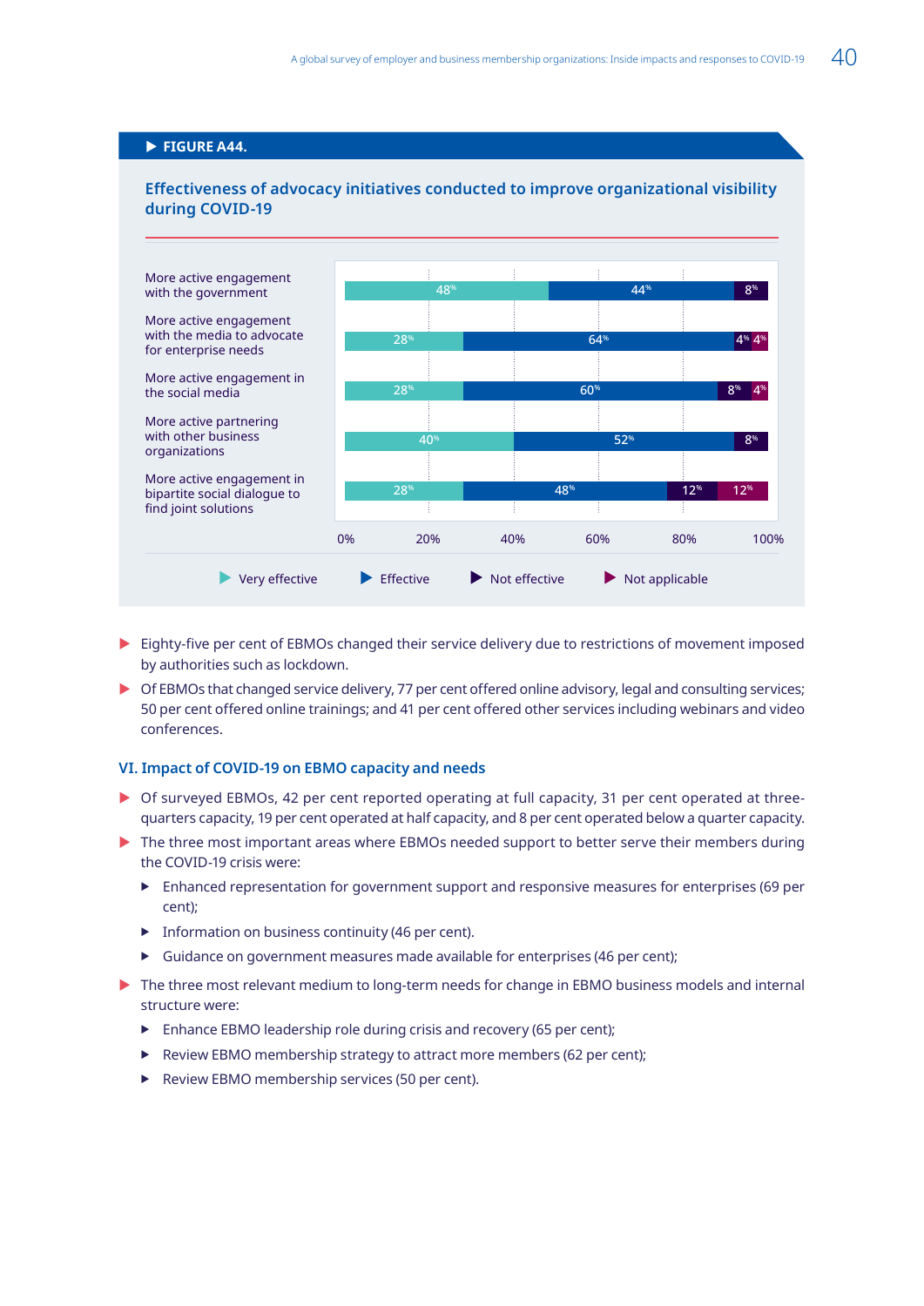**FIGURE A44.**

**Effectiveness of advocacy initiatives conducted to improve organizational visibility during COVID-19**

| | Very effective | Effective | Not effective | Not applicable |
|---|---|---|---|---|
| More active engagement with the government | 48% | 44% | 8% | |
| More active engagement with the media to advocate for enterprise needs | 28% | 64% | 4% | 4% |
| More active engagement in the social media | 28% | 60% | 8% | 4% |
| More active partnering with other business organizations | 40% | 52% | 8% | |
| More active engagement in bipartite social dialogue to find joint solutions | 28% | 48% | 12% | 12% |

- Eighty-five per cent of EBMOs changed their service delivery due to restrictions of movement imposed by authorities such as lockdown.
- Of EBMOs that changed service delivery, 77 per cent offered online advisory, legal and consulting services; 50 per cent offered online trainings; and 41 per cent offered other services including webinars and video conferences.

### VI. Impact of COVID-19 on EBMO capacity and needs

- Of surveyed EBMOs, 42 per cent reported operating at full capacity, 31 per cent operated at three-quarters capacity, 19 per cent operated at half capacity, and 8 per cent operated below a quarter capacity.
- The three most important areas where EBMOs needed support to better serve their members during the COVID-19 crisis were:
  - Enhanced representation for government support and responsive measures for enterprises (69 per cent);
  - Information on business continuity (46 per cent).
  - Guidance on government measures made available for enterprises (46 per cent);
- The three most relevant medium to long-term needs for change in EBMO business models and internal structure were:
  - Enhance EBMO leadership role during crisis and recovery (65 per cent);
  - Review EBMO membership strategy to attract more members (62 per cent);
  - Review EBMO membership services (50 per cent).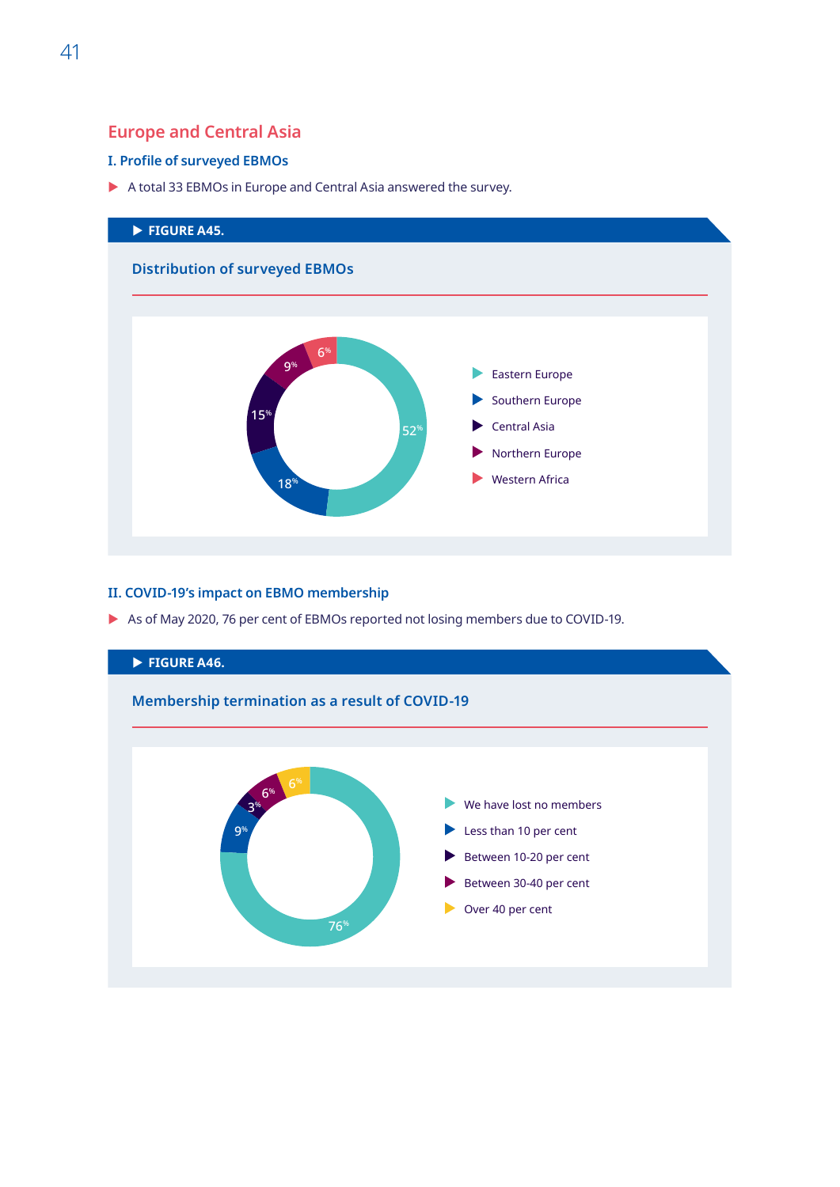## Europe and Central Asia

### I. Profile of surveyed EBMOs

- A total 33 EBMOs in Europe and Central Asia answered the survey.

**FIGURE A45.**

**Distribution of surveyed EBMOs**

| Region | Share |
|---|---|
| Eastern Europe | 52% |
| Southern Europe | 18% |
| Central Asia | 15% |
| Northern Europe | 9% |
| Western Africa | 6% |

### II. COVID-19's impact on EBMO membership

- As of May 2020, 76 per cent of EBMOs reported not losing members due to COVID-19.

**FIGURE A46.**

**Membership termination as a result of COVID-19**

| Response | Share |
|---|---|
| We have lost no members | 76% |
| Less than 10 per cent | 9% |
| Between 10-20 per cent | 3% |
| Between 30-40 per cent | 6% |
| Over 40 per cent | 6% |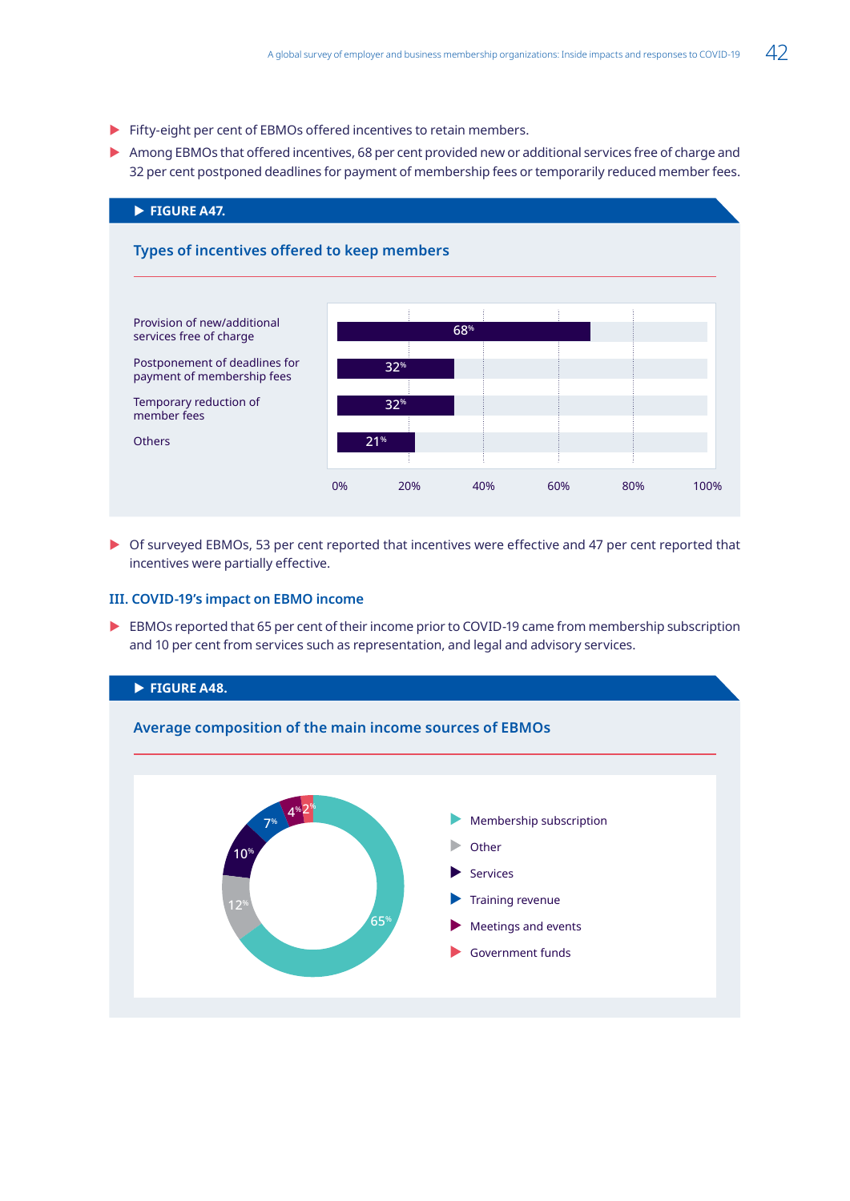- Fifty-eight per cent of EBMOs offered incentives to retain members.
- Among EBMOs that offered incentives, 68 per cent provided new or additional services free of charge and 32 per cent postponed deadlines for payment of membership fees or temporarily reduced member fees.

**FIGURE A47.**

**Types of incentives offered to keep members**

| Incentive | Percentage |
|---|---|
| Provision of new/additional services free of charge | 68% |
| Postponement of deadlines for payment of membership fees | 32% |
| Temporary reduction of member fees | 32% |
| Others | 21% |

- Of surveyed EBMOs, 53 per cent reported that incentives were effective and 47 per cent reported that incentives were partially effective.

### III. COVID-19's impact on EBMO income

- EBMOs reported that 65 per cent of their income prior to COVID-19 came from membership subscription and 10 per cent from services such as representation, and legal and advisory services.

**FIGURE A48.**

**Average composition of the main income sources of EBMOs**

| Income source | Percentage |
|---|---|
| Membership subscription | 65% |
| Other | 12% |
| Services | 10% |
| Training revenue | 7% |
| Meetings and events | 4% |
| Government funds | 2% |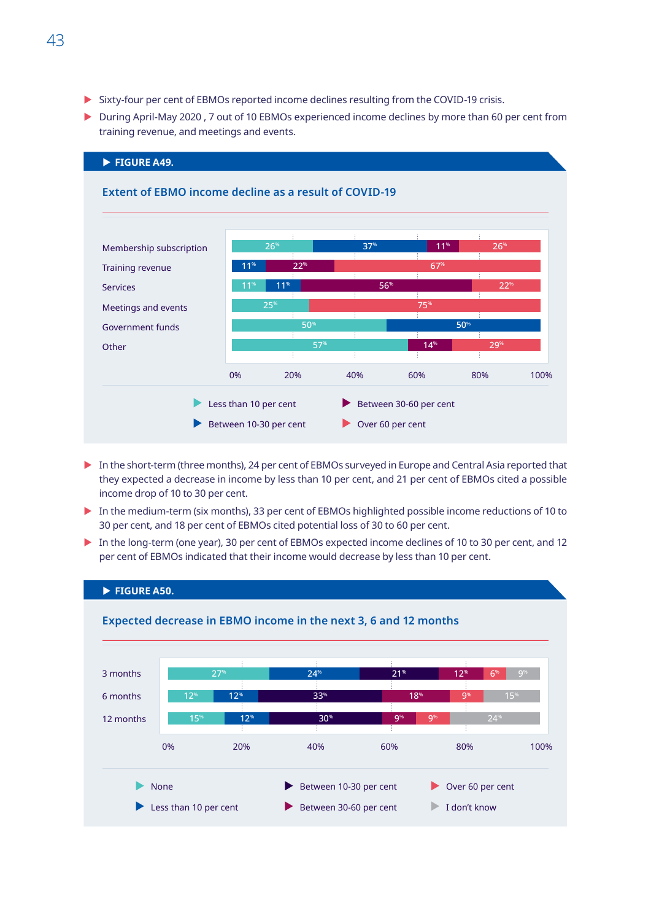- Sixty-four per cent of EBMOs reported income declines resulting from the COVID-19 crisis.
- During April-May 2020 , 7 out of 10 EBMOs experienced income declines by more than 60 per cent from training revenue, and meetings and events.

**FIGURE A49.**

**Extent of EBMO income decline as a result of COVID-19**

| | Less than 10 per cent | Between 10-30 per cent | Between 30-60 per cent | Over 60 per cent |
|---|---|---|---|---|
| Membership subscription | 26% | 37% | 11% | 26% |
| Training revenue | | 11% | 22% | 67% |
| Services | 11% | 11% | 56% | 22% |
| Meetings and events | 25% | | | 75% |
| Government funds | 50% | 50% | | |
| Other | 57% | | 14% | 29% |

- In the short-term (three months), 24 per cent of EBMOs surveyed in Europe and Central Asia reported that they expected a decrease in income by less than 10 per cent, and 21 per cent of EBMOs cited a possible income drop of 10 to 30 per cent.
- In the medium-term (six months), 33 per cent of EBMOs highlighted possible income reductions of 10 to 30 per cent, and 18 per cent of EBMOs cited potential loss of 30 to 60 per cent.
- In the long-term (one year), 30 per cent of EBMOs expected income declines of 10 to 30 per cent, and 12 per cent of EBMOs indicated that their income would decrease by less than 10 per cent.

**FIGURE A50.**

**Expected decrease in EBMO income in the next 3, 6 and 12 months**

| | None | Less than 10 per cent | Between 10-30 per cent | Between 30-60 per cent | Over 60 per cent | I don't know |
|---|---|---|---|---|---|---|
| 3 months | 27% | 24% | 21% | 12% | 6% | 9% |
| 6 months | 12% | 12% | 33% | 18% | 9% | 15% |
| 12 months | 15% | 12% | 30% | 9% | 9% | 24% |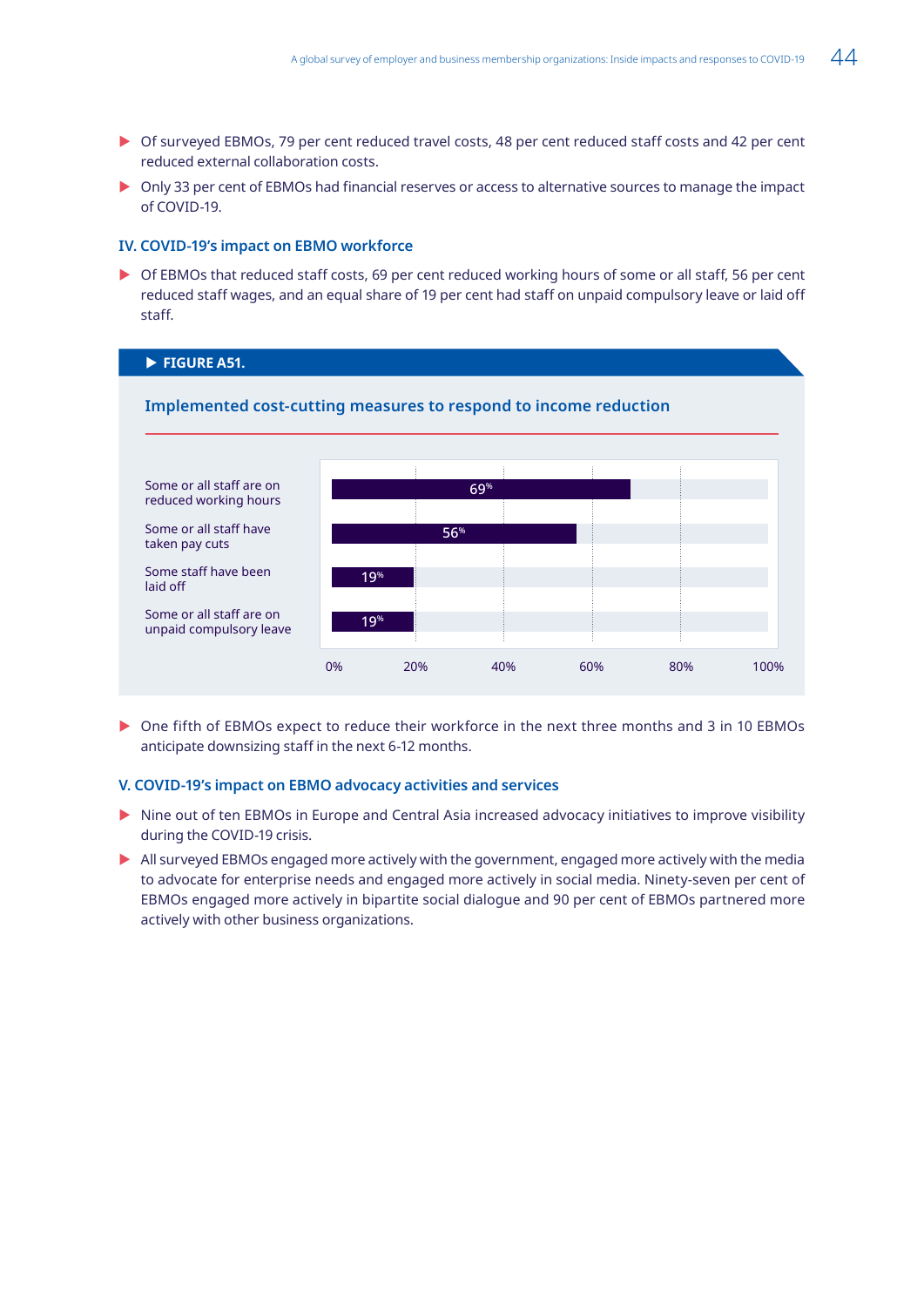- Of surveyed EBMOs, 79 per cent reduced travel costs, 48 per cent reduced staff costs and 42 per cent reduced external collaboration costs.
- Only 33 per cent of EBMOs had financial reserves or access to alternative sources to manage the impact of COVID-19.

### IV. COVID-19's impact on EBMO workforce

- Of EBMOs that reduced staff costs, 69 per cent reduced working hours of some or all staff, 56 per cent reduced staff wages, and an equal share of 19 per cent had staff on unpaid compulsory leave or laid off staff.

**FIGURE A51.**

**Implemented cost-cutting measures to respond to income reduction**

| Measure | Share |
|---|---|
| Some or all staff are on reduced working hours | 69% |
| Some or all staff have taken pay cuts | 56% |
| Some staff have been laid off | 19% |
| Some or all staff are on unpaid compulsory leave | 19% |

- One fifth of EBMOs expect to reduce their workforce in the next three months and 3 in 10 EBMOs anticipate downsizing staff in the next 6-12 months.

### V. COVID-19's impact on EBMO advocacy activities and services

- Nine out of ten EBMOs in Europe and Central Asia increased advocacy initiatives to improve visibility during the COVID-19 crisis.
- All surveyed EBMOs engaged more actively with the government, engaged more actively with the media to advocate for enterprise needs and engaged more actively in social media. Ninety-seven per cent of EBMOs engaged more actively in bipartite social dialogue and 90 per cent of EBMOs partnered more actively with other business organizations.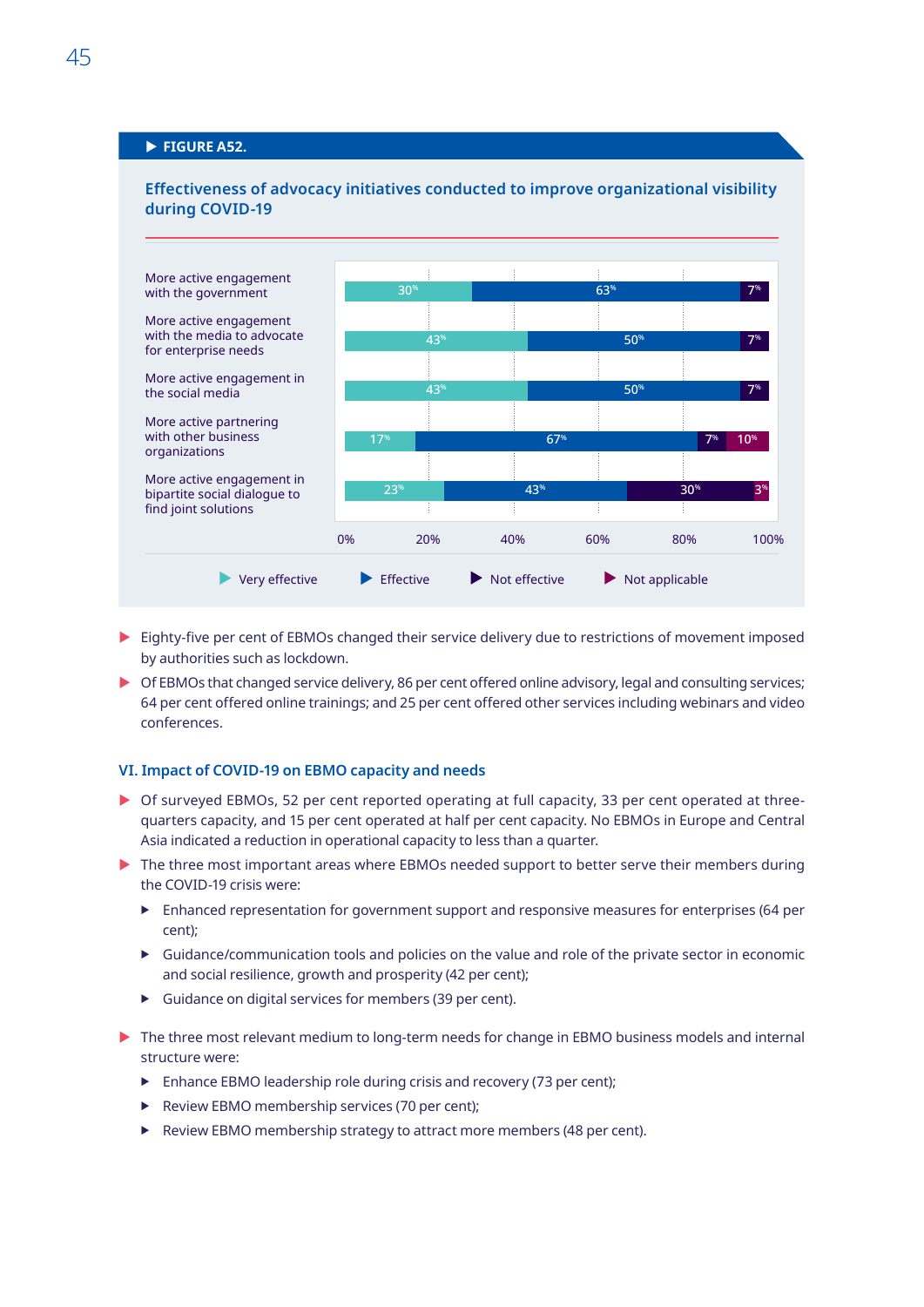**FIGURE A52.**

**Effectiveness of advocacy initiatives conducted to improve organizational visibility during COVID-19**

| | Very effective | Effective | Not effective | Not applicable |
|---|---|---|---|---|
| More active engagement with the government | 30% | 63% | 7% | |
| More active engagement with the media to advocate for enterprise needs | 43% | 50% | 7% | |
| More active engagement in the social media | 43% | 50% | 7% | |
| More active partnering with other business organizations | 17% | 67% | 7% | 10% |
| More active engagement in bipartite social dialogue to find joint solutions | 23% | 43% | 30% | 3% |

- Eighty-five per cent of EBMOs changed their service delivery due to restrictions of movement imposed by authorities such as lockdown.
- Of EBMOs that changed service delivery, 86 per cent offered online advisory, legal and consulting services; 64 per cent offered online trainings; and 25 per cent offered other services including webinars and video conferences.

## VI. Impact of COVID-19 on EBMO capacity and needs

- Of surveyed EBMOs, 52 per cent reported operating at full capacity, 33 per cent operated at three-quarters capacity, and 15 per cent operated at half per cent capacity. No EBMOs in Europe and Central Asia indicated a reduction in operational capacity to less than a quarter.
- The three most important areas where EBMOs needed support to better serve their members during the COVID-19 crisis were:
  - Enhanced representation for government support and responsive measures for enterprises (64 per cent);
  - Guidance/communication tools and policies on the value and role of the private sector in economic and social resilience, growth and prosperity (42 per cent);
  - Guidance on digital services for members (39 per cent).
- The three most relevant medium to long-term needs for change in EBMO business models and internal structure were:
  - Enhance EBMO leadership role during crisis and recovery (73 per cent);
  - Review EBMO membership services (70 per cent);
  - Review EBMO membership strategy to attract more members (48 per cent).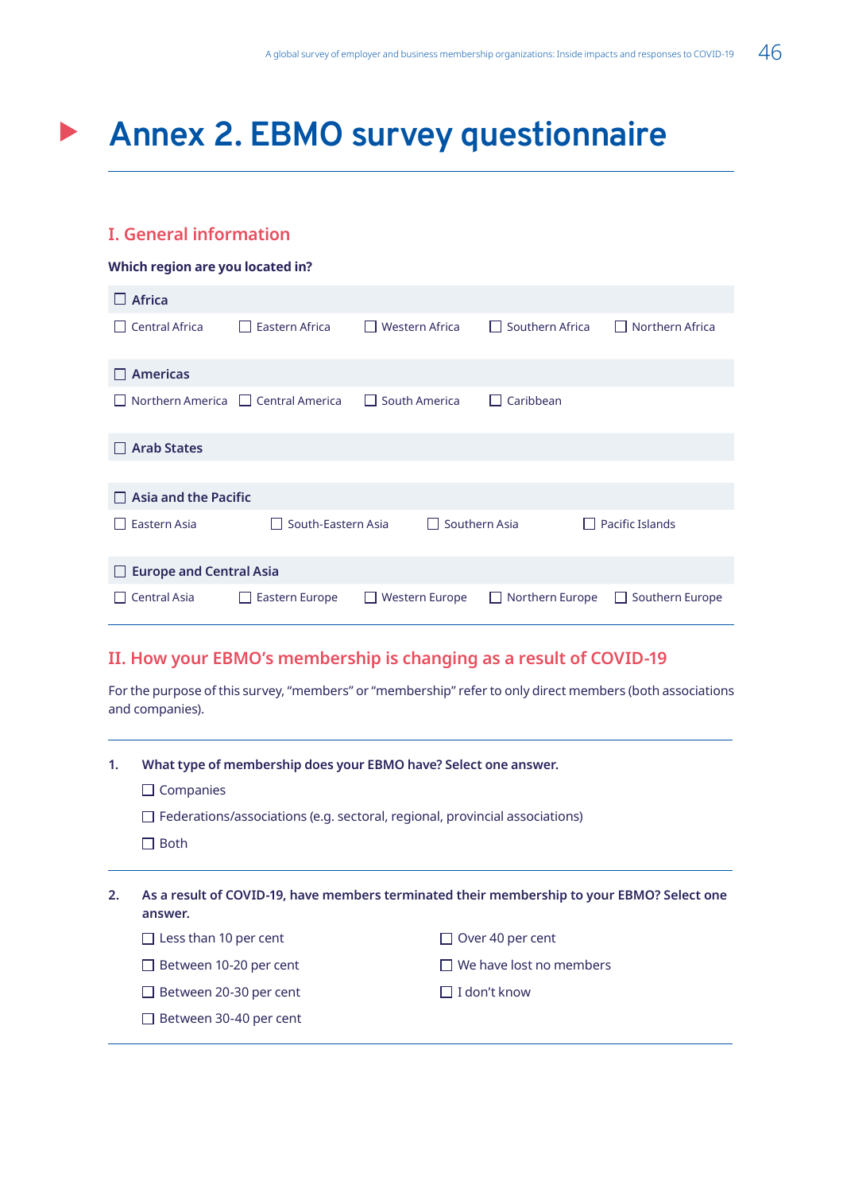# Annex 2. EBMO survey questionnaire

## I. General information

**Which region are you located in?**

- ☐ **Africa**
  - ☐ Central Africa
  - ☐ Eastern Africa
  - ☐ Western Africa
  - ☐ Southern Africa
  - ☐ Northern Africa
- ☐ **Americas**
  - ☐ Northern America
  - ☐ Central America
  - ☐ South America
  - ☐ Caribbean
- ☐ **Arab States**
- ☐ **Asia and the Pacific**
  - ☐ Eastern Asia
  - ☐ South-Eastern Asia
  - ☐ Southern Asia
  - ☐ Pacific Islands
- ☐ **Europe and Central Asia**
  - ☐ Central Asia
  - ☐ Eastern Europe
  - ☐ Western Europe
  - ☐ Northern Europe
  - ☐ Southern Europe

## II. How your EBMO's membership is changing as a result of COVID-19

For the purpose of this survey, "members" or "membership" refer to only direct members (both associations and companies).

**1. What type of membership does your EBMO have? Select one answer.**

- ☐ Companies
- ☐ Federations/associations (e.g. sectoral, regional, provincial associations)
- ☐ Both

**2. As a result of COVID-19, have members terminated their membership to your EBMO? Select one answer.**

- ☐ Less than 10 per cent
- ☐ Between 10-20 per cent
- ☐ Between 20-30 per cent
- ☐ Between 30-40 per cent
- ☐ Over 40 per cent
- ☐ We have lost no members
- ☐ I don't know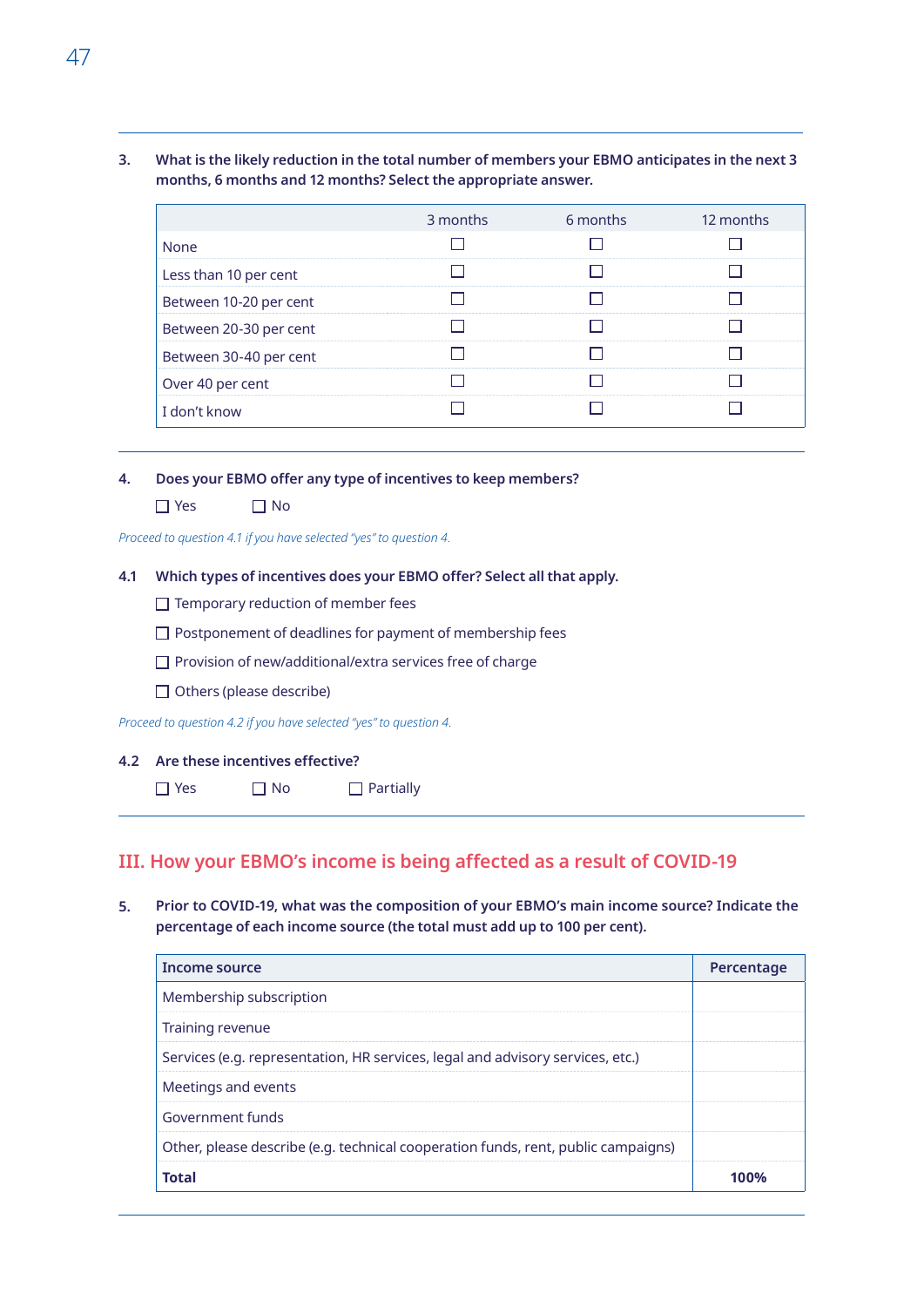**3. What is the likely reduction in the total number of members your EBMO anticipates in the next 3 months, 6 months and 12 months? Select the appropriate answer.**

| | 3 months | 6 months | 12 months |
|---|---|---|---|
| None | ☐ | ☐ | ☐ |
| Less than 10 per cent | ☐ | ☐ | ☐ |
| Between 10-20 per cent | ☐ | ☐ | ☐ |
| Between 20-30 per cent | ☐ | ☐ | ☐ |
| Between 30-40 per cent | ☐ | ☐ | ☐ |
| Over 40 per cent | ☐ | ☐ | ☐ |
| I don't know | ☐ | ☐ | ☐ |

**4. Does your EBMO offer any type of incentives to keep members?**

☐ Yes ☐ No

*Proceed to question 4.1 if you have selected "yes" to question 4.*

**4.1 Which types of incentives does your EBMO offer? Select all that apply.**

☐ Temporary reduction of member fees

☐ Postponement of deadlines for payment of membership fees

☐ Provision of new/additional/extra services free of charge

☐ Others (please describe)

*Proceed to question 4.2 if you have selected "yes" to question 4.*

**4.2 Are these incentives effective?**

☐ Yes ☐ No ☐ Partially

## III. How your EBMO's income is being affected as a result of COVID-19

**5. Prior to COVID-19, what was the composition of your EBMO's main income source? Indicate the percentage of each income source (the total must add up to 100 per cent).**

| Income source | Percentage |
|---|---|
| Membership subscription | |
| Training revenue | |
| Services (e.g. representation, HR services, legal and advisory services, etc.) | |
| Meetings and events | |
| Government funds | |
| Other, please describe (e.g. technical cooperation funds, rent, public campaigns) | |
| **Total** | **100%** |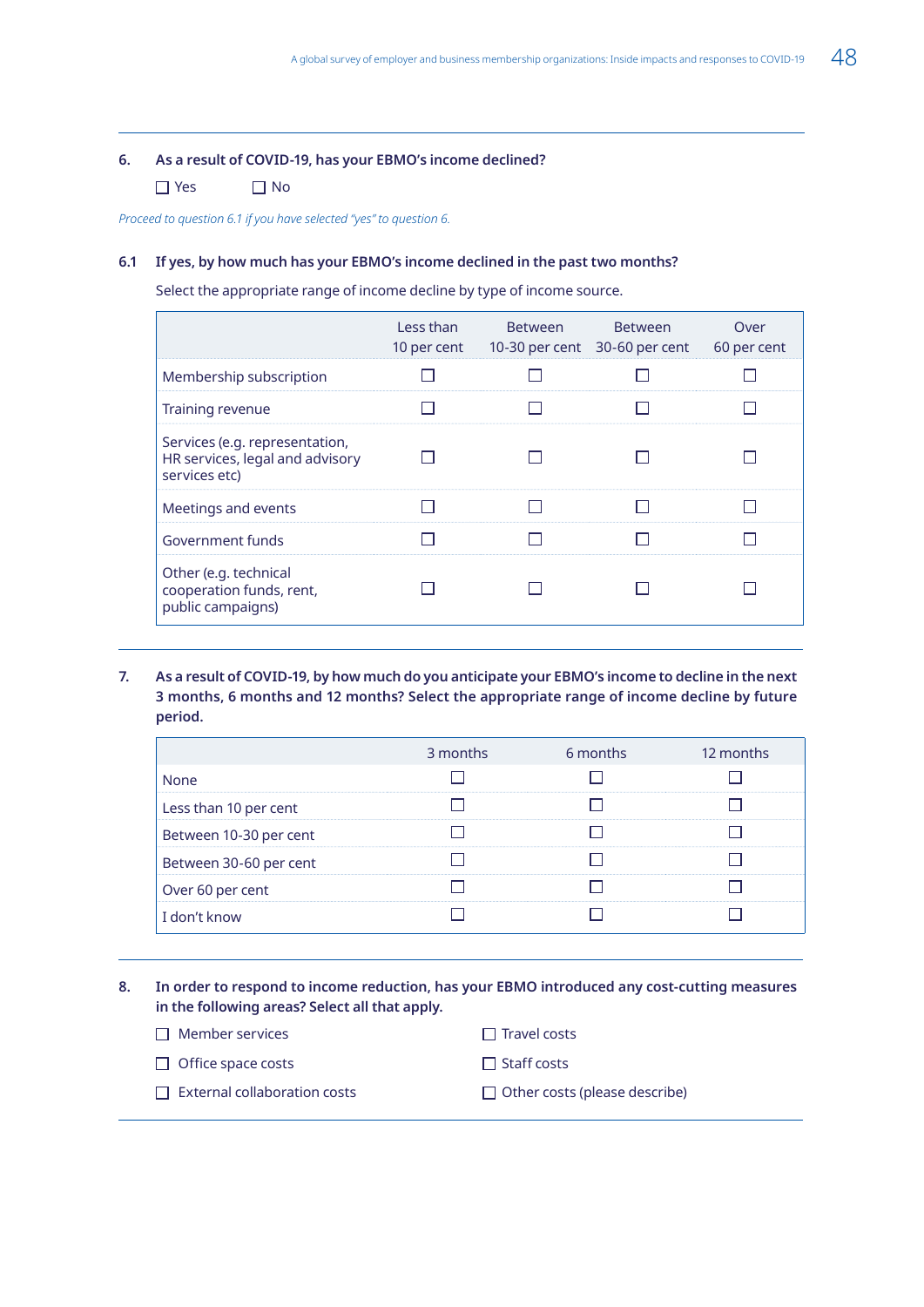**6. As a result of COVID-19, has your EBMO's income declined?**

☐ Yes ☐ No

*Proceed to question 6.1 if you have selected "yes" to question 6.*

**6.1 If yes, by how much has your EBMO's income declined in the past two months?**

Select the appropriate range of income decline by type of income source.

| | Less than 10 per cent | Between 10-30 per cent | Between 30-60 per cent | Over 60 per cent |
|---|---|---|---|---|
| Membership subscription | ☐ | ☐ | ☐ | ☐ |
| Training revenue | ☐ | ☐ | ☐ | ☐ |
| Services (e.g. representation, HR services, legal and advisory services etc) | ☐ | ☐ | ☐ | ☐ |
| Meetings and events | ☐ | ☐ | ☐ | ☐ |
| Government funds | ☐ | ☐ | ☐ | ☐ |
| Other (e.g. technical cooperation funds, rent, public campaigns) | ☐ | ☐ | ☐ | ☐ |

**7. As a result of COVID-19, by how much do you anticipate your EBMO's income to decline in the next 3 months, 6 months and 12 months? Select the appropriate range of income decline by future period.**

| | 3 months | 6 months | 12 months |
|---|---|---|---|
| None | ☐ | ☐ | ☐ |
| Less than 10 per cent | ☐ | ☐ | ☐ |
| Between 10-30 per cent | ☐ | ☐ | ☐ |
| Between 30-60 per cent | ☐ | ☐ | ☐ |
| Over 60 per cent | ☐ | ☐ | ☐ |
| I don't know | ☐ | ☐ | ☐ |

**8. In order to respond to income reduction, has your EBMO introduced any cost-cutting measures in the following areas? Select all that apply.**

☐ Member services

☐ Office space costs

☐ External collaboration costs

☐ Travel costs

☐ Staff costs

☐ Other costs (please describe)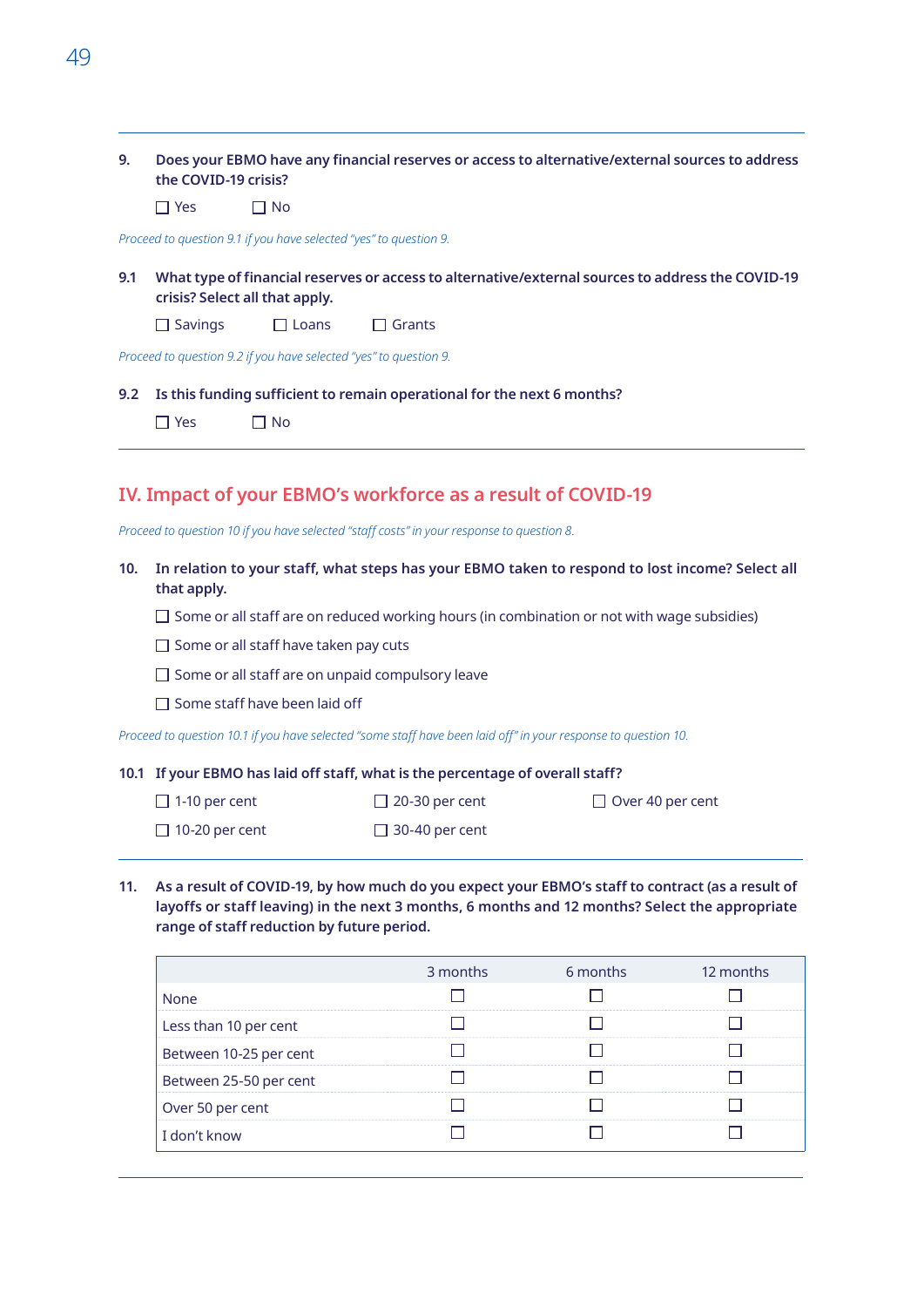**9. Does your EBMO have any financial reserves or access to alternative/external sources to address the COVID-19 crisis?**

☐ Yes ☐ No

*Proceed to question 9.1 if you have selected "yes" to question 9.*

**9.1 What type of financial reserves or access to alternative/external sources to address the COVID-19 crisis? Select all that apply.**

☐ Savings ☐ Loans ☐ Grants

*Proceed to question 9.2 if you have selected "yes" to question 9.*

**9.2 Is this funding sufficient to remain operational for the next 6 months?**

☐ Yes ☐ No

## IV. Impact of your EBMO's workforce as a result of COVID-19

*Proceed to question 10 if you have selected "staff costs" in your response to question 8.*

**10. In relation to your staff, what steps has your EBMO taken to respond to lost income? Select all that apply.**

☐ Some or all staff are on reduced working hours (in combination or not with wage subsidies)

☐ Some or all staff have taken pay cuts

☐ Some or all staff are on unpaid compulsory leave

☐ Some staff have been laid off

*Proceed to question 10.1 if you have selected "some staff have been laid off" in your response to question 10.*

**10.1 If your EBMO has laid off staff, what is the percentage of overall staff?**

☐ 1-10 per cent ☐ 20-30 per cent ☐ Over 40 per cent

☐ 10-20 per cent ☐ 30-40 per cent

**11. As a result of COVID-19, by how much do you expect your EBMO's staff to contract (as a result of layoffs or staff leaving) in the next 3 months, 6 months and 12 months? Select the appropriate range of staff reduction by future period.**

| | 3 months | 6 months | 12 months |
|---|---|---|---|
| None | ☐ | ☐ | ☐ |
| Less than 10 per cent | ☐ | ☐ | ☐ |
| Between 10-25 per cent | ☐ | ☐ | ☐ |
| Between 25-50 per cent | ☐ | ☐ | ☐ |
| Over 50 per cent | ☐ | ☐ | ☐ |
| I don't know | ☐ | ☐ | ☐ |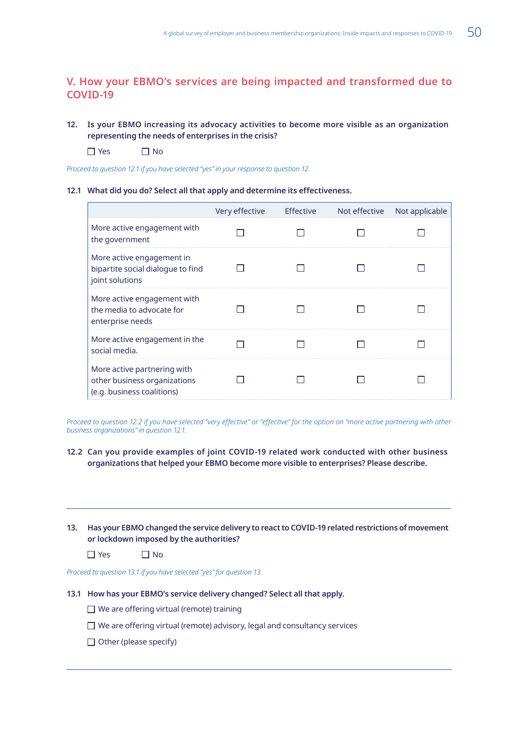## V. How your EBMO's services are being impacted and transformed due to COVID-19

**12. Is your EBMO increasing its advocacy activities to become more visible as an organization representing the needs of enterprises in the crisis?**

☐ Yes ☐ No

*Proceed to question 12.1 if you have selected "yes" in your response to question 12.*

**12.1 What did you do? Select all that apply and determine its effectiveness.**

| | Very effective | Effective | Not effective | Not applicable |
|---|---|---|---|---|
| More active engagement with the government | ☐ | ☐ | ☐ | ☐ |
| More active engagement in bipartite social dialogue to find joint solutions | ☐ | ☐ | ☐ | ☐ |
| More active engagement with the media to advocate for enterprise needs | ☐ | ☐ | ☐ | ☐ |
| More active engagement in the social media. | ☐ | ☐ | ☐ | ☐ |
| More active partnering with other business organizations (e.g. business coalitions) | ☐ | ☐ | ☐ | ☐ |

*Proceed to question 12.2 if you have selected "very effective" or "effective" for the option on "more active partnering with other business organizations" in question 12.1.*

**12.2 Can you provide examples of joint COVID-19 related work conducted with other business organizations that helped your EBMO become more visible to enterprises? Please describe.**

---

**13. Has your EBMO changed the service delivery to react to COVID-19 related restrictions of movement or lockdown imposed by the authorities?**

☐ Yes ☐ No

*Proceed to question 13.1 if you have selected "yes" for question 13.*

**13.1 How has your EBMO's service delivery changed? Select all that apply.**

☐ We are offering virtual (remote) training

☐ We are offering virtual (remote) advisory, legal and consultancy services

☐ Other (please specify)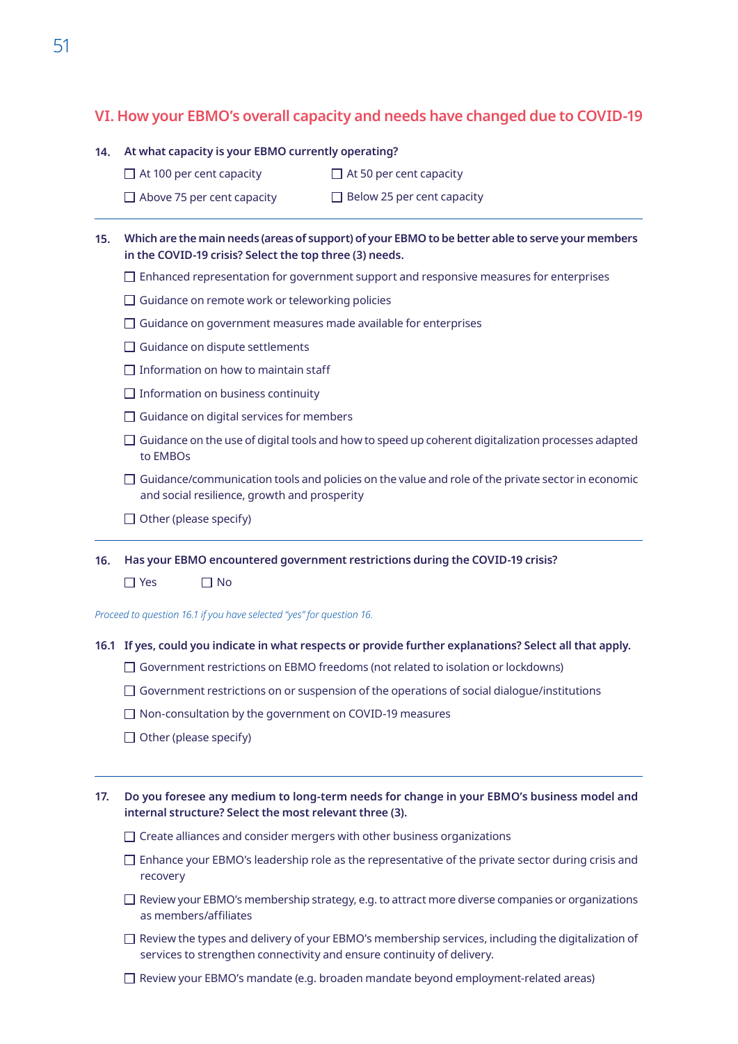## VI. How your EBMO's overall capacity and needs have changed due to COVID-19

**14. At what capacity is your EBMO currently operating?**

- ☐ At 100 per cent capacity
- ☐ At 50 per cent capacity
- ☐ Above 75 per cent capacity
- ☐ Below 25 per cent capacity

**15. Which are the main needs (areas of support) of your EBMO to be better able to serve your members in the COVID-19 crisis? Select the top three (3) needs.**

- ☐ Enhanced representation for government support and responsive measures for enterprises
- ☐ Guidance on remote work or teleworking policies
- ☐ Guidance on government measures made available for enterprises
- ☐ Guidance on dispute settlements
- ☐ Information on how to maintain staff
- ☐ Information on business continuity
- ☐ Guidance on digital services for members
- ☐ Guidance on the use of digital tools and how to speed up coherent digitalization processes adapted to EMBOs
- ☐ Guidance/communication tools and policies on the value and role of the private sector in economic and social resilience, growth and prosperity
- ☐ Other (please specify)

**16. Has your EBMO encountered government restrictions during the COVID-19 crisis?**

- ☐ Yes
- ☐ No

*Proceed to question 16.1 if you have selected "yes" for question 16.*

**16.1 If yes, could you indicate in what respects or provide further explanations? Select all that apply.**

- ☐ Government restrictions on EBMO freedoms (not related to isolation or lockdowns)
- ☐ Government restrictions on or suspension of the operations of social dialogue/institutions
- ☐ Non-consultation by the government on COVID-19 measures
- ☐ Other (please specify)

**17. Do you foresee any medium to long-term needs for change in your EBMO's business model and internal structure? Select the most relevant three (3).**

- ☐ Create alliances and consider mergers with other business organizations
- ☐ Enhance your EBMO's leadership role as the representative of the private sector during crisis and recovery
- ☐ Review your EBMO's membership strategy, e.g. to attract more diverse companies or organizations as members/affiliates
- ☐ Review the types and delivery of your EBMO's membership services, including the digitalization of services to strengthen connectivity and ensure continuity of delivery.
- ☐ Review your EBMO's mandate (e.g. broaden mandate beyond employment-related areas)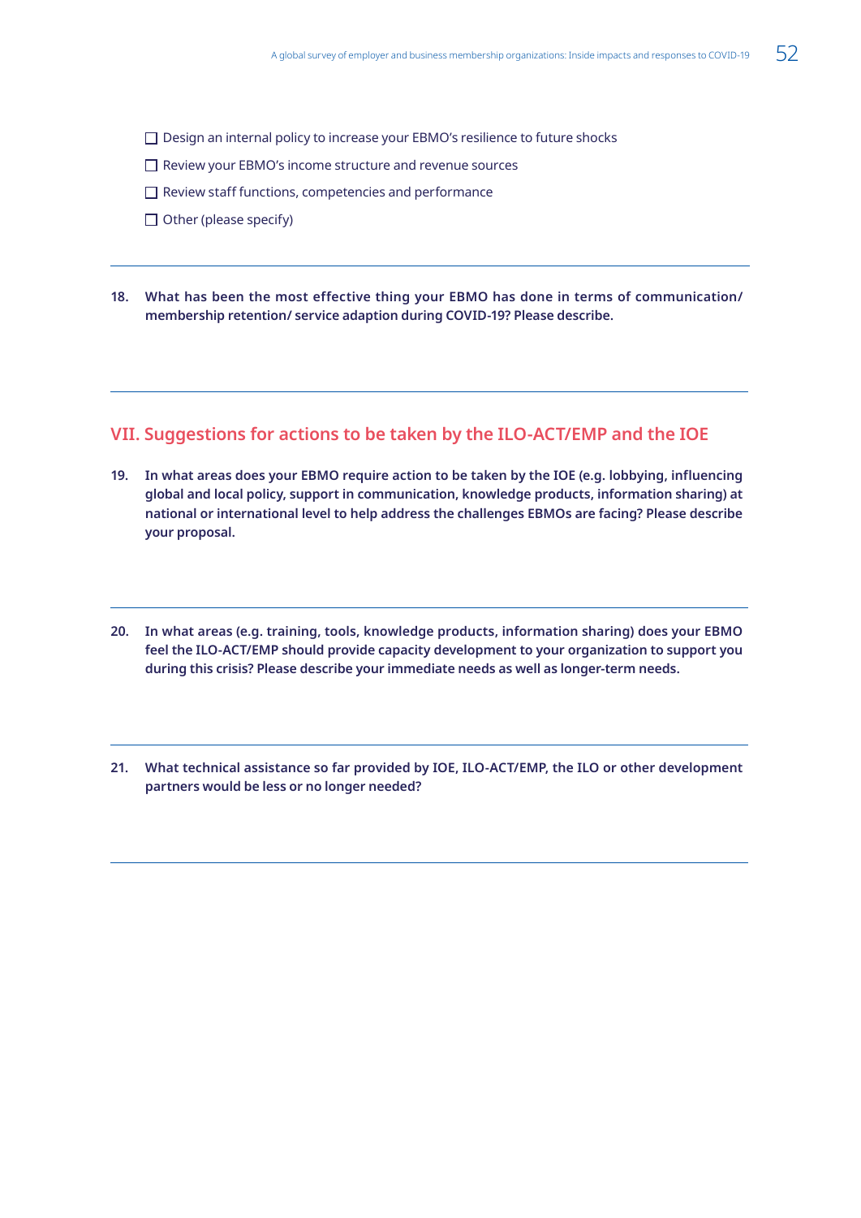- ☐ Design an internal policy to increase your EBMO's resilience to future shocks
- ☐ Review your EBMO's income structure and revenue sources
- ☐ Review staff functions, competencies and performance
- ☐ Other (please specify)

---

**18. What has been the most effective thing your EBMO has done in terms of communication/ membership retention/ service adaption during COVID-19? Please describe.**

---

## VII. Suggestions for actions to be taken by the ILO-ACT/EMP and the IOE

**19. In what areas does your EBMO require action to be taken by the IOE (e.g. lobbying, influencing global and local policy, support in communication, knowledge products, information sharing) at national or international level to help address the challenges EBMOs are facing? Please describe your proposal.**

---

**20. In what areas (e.g. training, tools, knowledge products, information sharing) does your EBMO feel the ILO-ACT/EMP should provide capacity development to your organization to support you during this crisis? Please describe your immediate needs as well as longer-term needs.**

---

**21. What technical assistance so far provided by IOE, ILO-ACT/EMP, the ILO or other development partners would be less or no longer needed?**

---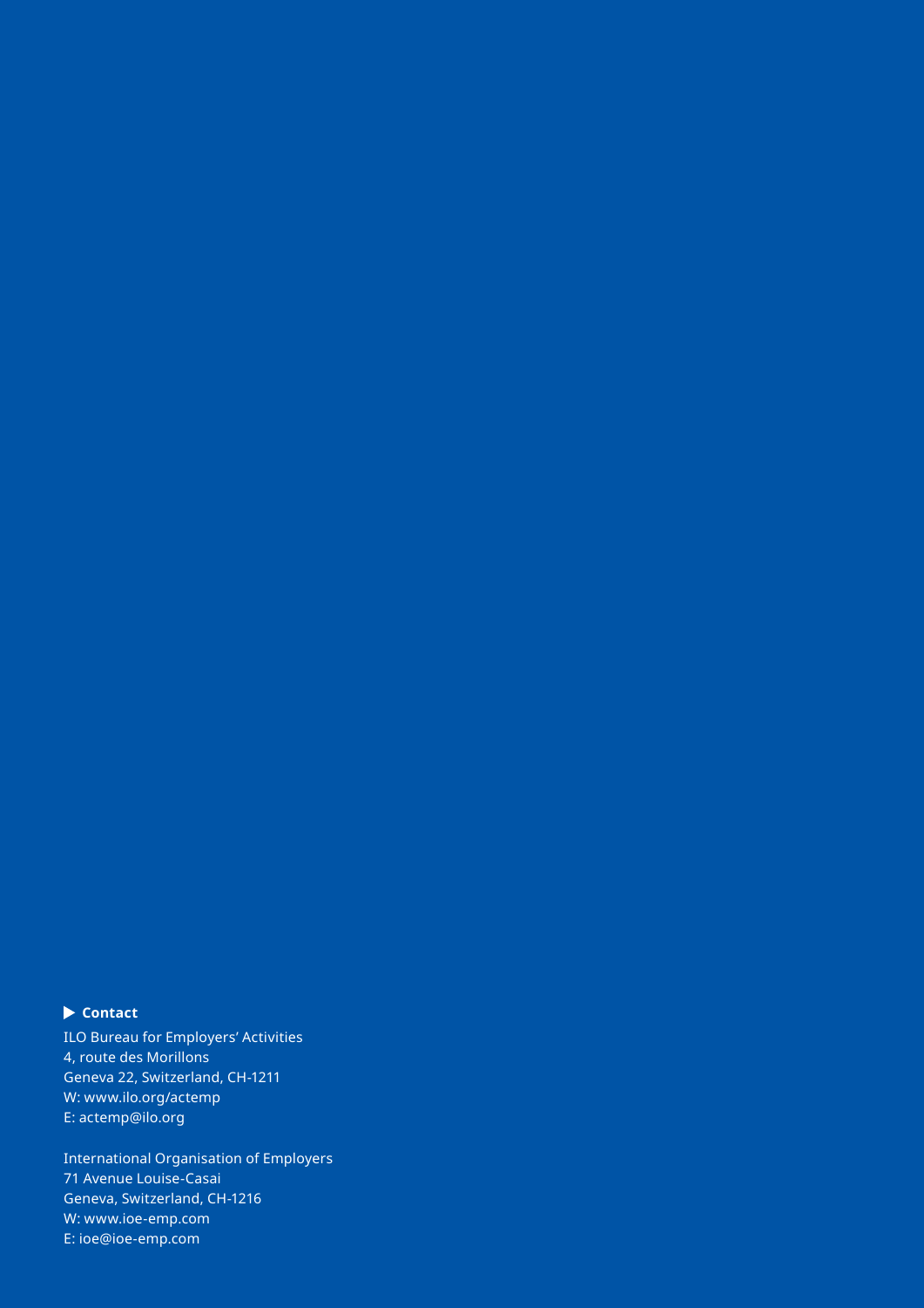**Contact**

ILO Bureau for Employers' Activities
4, route des Morillons
Geneva 22, Switzerland, CH-1211
W: www.ilo.org/actemp
E: actemp@ilo.org

International Organisation of Employers
71 Avenue Louise-Casai
Geneva, Switzerland, CH-1216
W: www.ioe-emp.com
E: ioe@ioe-emp.com